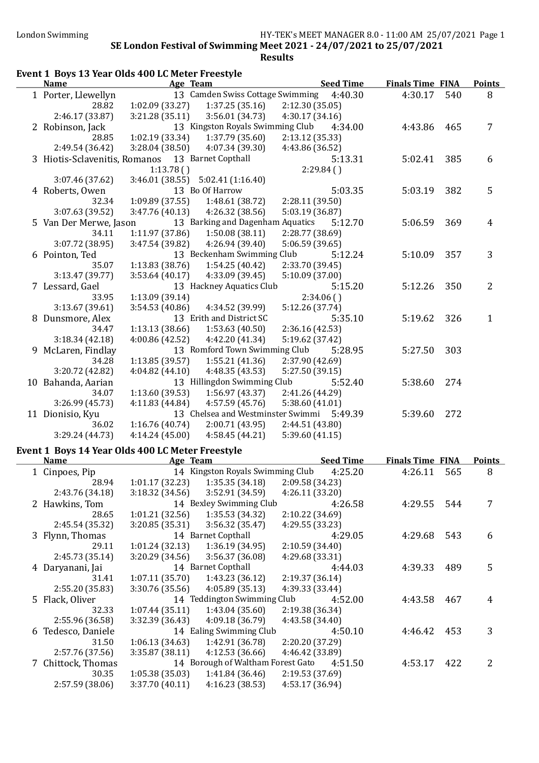## SE London Festival of Swimming Meet 2021 - 24/07/2021 to 25/07/2021

### Results

### Event 1 Boys 13 Year Olds 400 LC Meter Freestyle

| | Name | Age | Team | Seed Time | Finals Time | FINA | Points |
|---|---|---|---|---|---|---|---|
| 1 | Porter, Llewellyn | 13 | Camden Swiss Cottage Swimming | 4:40.30 | 4:30.17 | 540 | 8 |
| | 28.82 | 1:02.09 (33.27) | 1:37.25 (35.16) | 2:12.30 (35.05) | | | |
| | 2:46.17 (33.87) | 3:21.28 (35.11) | 3:56.01 (34.73) | 4:30.17 (34.16) | | | |
| 2 | Robinson, Jack | 13 | Kingston Royals Swimming Club | 4:34.00 | 4:43.86 | 465 | 7 |
| | 28.85 | 1:02.19 (33.34) | 1:37.79 (35.60) | 2:13.12 (35.33) | | | |
| | 2:49.54 (36.42) | 3:28.04 (38.50) | 4:07.34 (39.30) | 4:43.86 (36.52) | | | |
| 3 | Hiotis-Sclavenitis, Romanos | 13 | Barnet Copthall | 5:13.31 | 5:02.41 | 385 | 6 |
| | | 1:13.78 ( ) | | 2:29.84 ( ) | | | |
| | 3:07.46 (37.62) | 3:46.01 (38.55) | 5:02.41 (1:16.40) | | | | |
| 4 | Roberts, Owen | 13 | Bo Of Harrow | 5:03.35 | 5:03.19 | 382 | 5 |
| | 32.34 | 1:09.89 (37.55) | 1:48.61 (38.72) | 2:28.11 (39.50) | | | |
| | 3:07.63 (39.52) | 3:47.76 (40.13) | 4:26.32 (38.56) | 5:03.19 (36.87) | | | |
| 5 | Van Der Merwe, Jason | 13 | Barking and Dagenham Aquatics | 5:12.70 | 5:06.59 | 369 | 4 |
| | 34.11 | 1:11.97 (37.86) | 1:50.08 (38.11) | 2:28.77 (38.69) | | | |
| | 3:07.72 (38.95) | 3:47.54 (39.82) | 4:26.94 (39.40) | 5:06.59 (39.65) | | | |
| 6 | Pointon, Ted | 13 | Beckenham Swimming Club | 5:12.24 | 5:10.09 | 357 | 3 |
| | 35.07 | 1:13.83 (38.76) | 1:54.25 (40.42) | 2:33.70 (39.45) | | | |
| | 3:13.47 (39.77) | 3:53.64 (40.17) | 4:33.09 (39.45) | 5:10.09 (37.00) | | | |
| 7 | Lessard, Gael | 13 | Hackney Aquatics Club | 5:15.20 | 5:12.26 | 350 | 2 |
| | 33.95 | 1:13.09 (39.14) | | 2:34.06 ( ) | | | |
| | 3:13.67 (39.61) | 3:54.53 (40.86) | 4:34.52 (39.99) | 5:12.26 (37.74) | | | |
| 8 | Dunsmore, Alex | 13 | Erith and District SC | 5:35.10 | 5:19.62 | 326 | 1 |
| | 34.47 | 1:13.13 (38.66) | 1:53.63 (40.50) | 2:36.16 (42.53) | | | |
| | 3:18.34 (42.18) | 4:00.86 (42.52) | 4:42.20 (41.34) | 5:19.62 (37.42) | | | |
| 9 | McLaren, Findlay | 13 | Romford Town Swimming Club | 5:28.95 | 5:27.50 | 303 | |
| | 34.28 | 1:13.85 (39.57) | 1:55.21 (41.36) | 2:37.90 (42.69) | | | |
| | 3:20.72 (42.82) | 4:04.82 (44.10) | 4:48.35 (43.53) | 5:27.50 (39.15) | | | |
| 10 | Bahanda, Aarian | 13 | Hillingdon Swimming Club | 5:52.40 | 5:38.60 | 274 | |
| | 34.07 | 1:13.60 (39.53) | 1:56.97 (43.37) | 2:41.26 (44.29) | | | |
| | 3:26.99 (45.73) | 4:11.83 (44.84) | 4:57.59 (45.76) | 5:38.60 (41.01) | | | |
| 11 | Dionisio, Kyu | 13 | Chelsea and Westminster Swimmi | 5:49.39 | 5:39.60 | 272 | |
| | 36.02 | 1:16.76 (40.74) | 2:00.71 (43.95) | 2:44.51 (43.80) | | | |
| | 3:29.24 (44.73) | 4:14.24 (45.00) | 4:58.45 (44.21) | 5:39.60 (41.15) | | | |

### Event 1 Boys 14 Year Olds 400 LC Meter Freestyle

| | Name | Age | Team | Seed Time | Finals Time | FINA | Points |
|---|---|---|---|---|---|---|---|
| 1 | Cinpoes, Pip | 14 | Kingston Royals Swimming Club | 4:25.20 | 4:26.11 | 565 | 8 |
| | 28.94 | 1:01.17 (32.23) | 1:35.35 (34.18) | 2:09.58 (34.23) | | | |
| | 2:43.76 (34.18) | 3:18.32 (34.56) | 3:52.91 (34.59) | 4:26.11 (33.20) | | | |
| 2 | Hawkins, Tom | 14 | Bexley Swimming Club | 4:26.58 | 4:29.55 | 544 | 7 |
| | 28.65 | 1:01.21 (32.56) | 1:35.53 (34.32) | 2:10.22 (34.69) | | | |
| | 2:45.54 (35.32) | 3:20.85 (35.31) | 3:56.32 (35.47) | 4:29.55 (33.23) | | | |
| 3 | Flynn, Thomas | 14 | Barnet Copthall | 4:29.05 | 4:29.68 | 543 | 6 |
| | 29.11 | 1:01.24 (32.13) | 1:36.19 (34.95) | 2:10.59 (34.40) | | | |
| | 2:45.73 (35.14) | 3:20.29 (34.56) | 3:56.37 (36.08) | 4:29.68 (33.31) | | | |
| 4 | Daryanani, Jai | 14 | Barnet Copthall | 4:44.03 | 4:39.33 | 489 | 5 |
| | 31.41 | 1:07.11 (35.70) | 1:43.23 (36.12) | 2:19.37 (36.14) | | | |
| | 2:55.20 (35.83) | 3:30.76 (35.56) | 4:05.89 (35.13) | 4:39.33 (33.44) | | | |
| 5 | Flack, Oliver | 14 | Teddington Swimming Club | 4:52.00 | 4:43.58 | 467 | 4 |
| | 32.33 | 1:07.44 (35.11) | 1:43.04 (35.60) | 2:19.38 (36.34) | | | |
| | 2:55.96 (36.58) | 3:32.39 (36.43) | 4:09.18 (36.79) | 4:43.58 (34.40) | | | |
| 6 | Tedesco, Daniele | 14 | Ealing Swimming Club | 4:50.10 | 4:46.42 | 453 | 3 |
| | 31.50 | 1:06.13 (34.63) | 1:42.91 (36.78) | 2:20.20 (37.29) | | | |
| | 2:57.76 (37.56) | 3:35.87 (38.11) | 4:12.53 (36.66) | 4:46.42 (33.89) | | | |
| 7 | Chittock, Thomas | 14 | Borough of Waltham Forest Gato | 4:51.50 | 4:53.17 | 422 | 2 |
| | 30.35 | 1:05.38 (35.03) | 1:41.84 (36.46) | 2:19.53 (37.69) | | | |
| | 2:57.59 (38.06) | 3:37.70 (40.11) | 4:16.23 (38.53) | 4:53.17 (36.94) | | | |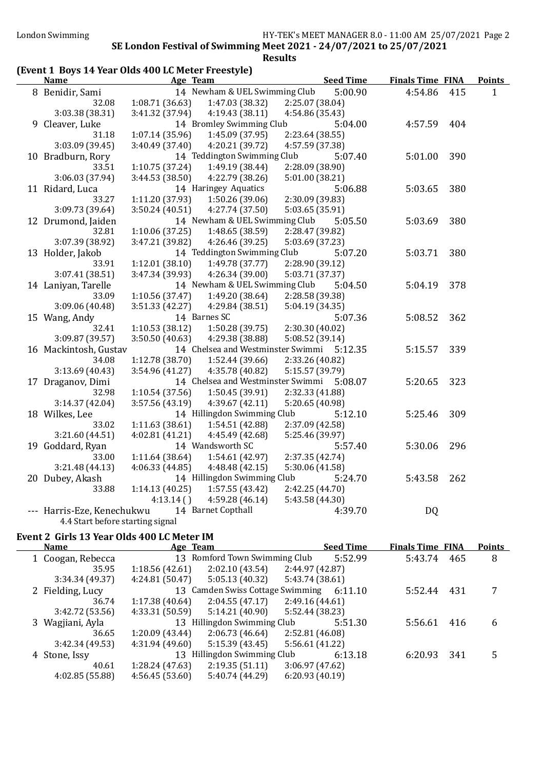SE London Festival of Swimming Meet 2021 - 24/07/2021 to 25/07/2021

**Results**

## (Event 1 Boys 14 Year Olds 400 LC Meter Freestyle)

| Name | Age | Team | Seed Time | Finals Time | FINA | Points |
|---|---|---|---|---|---|---|
| 8 Benidir, Sami | 14 | Newham & UEL Swimming Club | 5:00.90 | 4:54.86 | 415 | 1 |
| 32.08 / 1:08.71 (36.63) / 1:47.03 (38.32) / 2:25.07 (38.04) / 3:03.38 (38.31) / 3:41.32 (37.94) / 4:19.43 (38.11) / 4:54.86 (35.43) | | | | | | |
| 9 Cleaver, Luke | 14 | Bromley Swimming Club | 5:04.00 | 4:57.59 | 404 | |
| 31.18 / 1:07.14 (35.96) / 1:45.09 (37.95) / 2:23.64 (38.55) / 3:03.09 (39.45) / 3:40.49 (37.40) / 4:20.21 (39.72) / 4:57.59 (37.38) | | | | | | |
| 10 Bradburn, Rory | 14 | Teddington Swimming Club | 5:07.40 | 5:01.00 | 390 | |
| 33.51 / 1:10.75 (37.24) / 1:49.19 (38.44) / 2:28.09 (38.90) / 3:06.03 (37.94) / 3:44.53 (38.50) / 4:22.79 (38.26) / 5:01.00 (38.21) | | | | | | |
| 11 Ridard, Luca | 14 | Haringey Aquatics | 5:06.88 | 5:03.65 | 380 | |
| 33.27 / 1:11.20 (37.93) / 1:50.26 (39.06) / 2:30.09 (39.83) / 3:09.73 (39.64) / 3:50.24 (40.51) / 4:27.74 (37.50) / 5:03.65 (35.91) | | | | | | |
| 12 Drumond, Jaiden | 14 | Newham & UEL Swimming Club | 5:05.50 | 5:03.69 | 380 | |
| 32.81 / 1:10.06 (37.25) / 1:48.65 (38.59) / 2:28.47 (39.82) / 3:07.39 (38.92) / 3:47.21 (39.82) / 4:26.46 (39.25) / 5:03.69 (37.23) | | | | | | |
| 13 Holder, Jakob | 14 | Teddington Swimming Club | 5:07.20 | 5:03.71 | 380 | |
| 33.91 / 1:12.01 (38.10) / 1:49.78 (37.77) / 2:28.90 (39.12) / 3:07.41 (38.51) / 3:47.34 (39.93) / 4:26.34 (39.00) / 5:03.71 (37.37) | | | | | | |
| 14 Laniyan, Tarelle | 14 | Newham & UEL Swimming Club | 5:04.50 | 5:04.19 | 378 | |
| 33.09 / 1:10.56 (37.47) / 1:49.20 (38.64) / 2:28.58 (39.38) / 3:09.06 (40.48) / 3:51.33 (42.27) / 4:29.84 (38.51) / 5:04.19 (34.35) | | | | | | |
| 15 Wang, Andy | 14 | Barnes SC | 5:07.36 | 5:08.52 | 362 | |
| 32.41 / 1:10.53 (38.12) / 1:50.28 (39.75) / 2:30.30 (40.02) / 3:09.87 (39.57) / 3:50.50 (40.63) / 4:29.38 (38.88) / 5:08.52 (39.14) | | | | | | |
| 16 Mackintosh, Gustav | 14 | Chelsea and Westminster Swimmi | 5:12.35 | 5:15.57 | 339 | |
| 34.08 / 1:12.78 (38.70) / 1:52.44 (39.66) / 2:33.26 (40.82) / 3:13.69 (40.43) / 3:54.96 (41.27) / 4:35.78 (40.82) / 5:15.57 (39.79) | | | | | | |
| 17 Draganov, Dimi | 14 | Chelsea and Westminster Swimmi | 5:08.07 | 5:20.65 | 323 | |
| 32.98 / 1:10.54 (37.56) / 1:50.45 (39.91) / 2:32.33 (41.88) / 3:14.37 (42.04) / 3:57.56 (43.19) / 4:39.67 (42.11) / 5:20.65 (40.98) | | | | | | |
| 18 Wilkes, Lee | 14 | Hillingdon Swimming Club | 5:12.10 | 5:25.46 | 309 | |
| 33.02 / 1:11.63 (38.61) / 1:54.51 (42.88) / 2:37.09 (42.58) / 3:21.60 (44.51) / 4:02.81 (41.21) / 4:45.49 (42.68) / 5:25.46 (39.97) | | | | | | |
| 19 Goddard, Ryan | 14 | Wandsworth SC | 5:57.40 | 5:30.06 | 296 | |
| 33.00 / 1:11.64 (38.64) / 1:54.61 (42.97) / 2:37.35 (42.74) / 3:21.48 (44.13) / 4:06.33 (44.85) / 4:48.48 (42.15) / 5:30.06 (41.58) | | | | | | |
| 20 Dubey, Akash | 14 | Hillingdon Swimming Club | 5:24.70 | 5:43.58 | 262 | |
| 33.88 / 1:14.13 (40.25) / 1:57.55 (43.42) / 2:42.25 (44.70) / 4:13.14 ( ) / 4:59.28 (46.14) / 5:43.58 (44.30) | | | | | | |
| --- Harris-Eze, Kenechukwu | 14 | Barnet Copthall | 4:39.70 | DQ | | |
| 4.4 Start before starting signal | | | | | | |

## Event 2 Girls 13 Year Olds 400 LC Meter IM

| Name | Age | Team | Seed Time | Finals Time | FINA | Points |
|---|---|---|---|---|---|---|
| 1 Coogan, Rebecca | 13 | Romford Town Swimming Club | 5:52.99 | 5:43.74 | 465 | 8 |
| 35.95 / 1:18.56 (42.61) / 2:02.10 (43.54) / 2:44.97 (42.87) / 3:34.34 (49.37) / 4:24.81 (50.47) / 5:05.13 (40.32) / 5:43.74 (38.61) | | | | | | |
| 2 Fielding, Lucy | 13 | Camden Swiss Cottage Swimming | 6:11.10 | 5:52.44 | 431 | 7 |
| 36.74 / 1:17.38 (40.64) / 2:04.55 (47.17) / 2:49.16 (44.61) / 3:42.72 (53.56) / 4:33.31 (50.59) / 5:14.21 (40.90) / 5:52.44 (38.23) | | | | | | |
| 3 Wagjiani, Ayla | 13 | Hillingdon Swimming Club | 5:51.30 | 5:56.61 | 416 | 6 |
| 36.65 / 1:20.09 (43.44) / 2:06.73 (46.64) / 2:52.81 (46.08) / 3:42.34 (49.53) / 4:31.94 (49.60) / 5:15.39 (43.45) / 5:56.61 (41.22) | | | | | | |
| 4 Stone, Issy | 13 | Hillingdon Swimming Club | 6:13.18 | 6:20.93 | 341 | 5 |
| 40.61 / 1:28.24 (47.63) / 2:19.35 (51.11) / 3:06.97 (47.62) / 4:02.85 (55.88) / 4:56.45 (53.60) / 5:40.74 (44.29) / 6:20.93 (40.19) | | | | | | |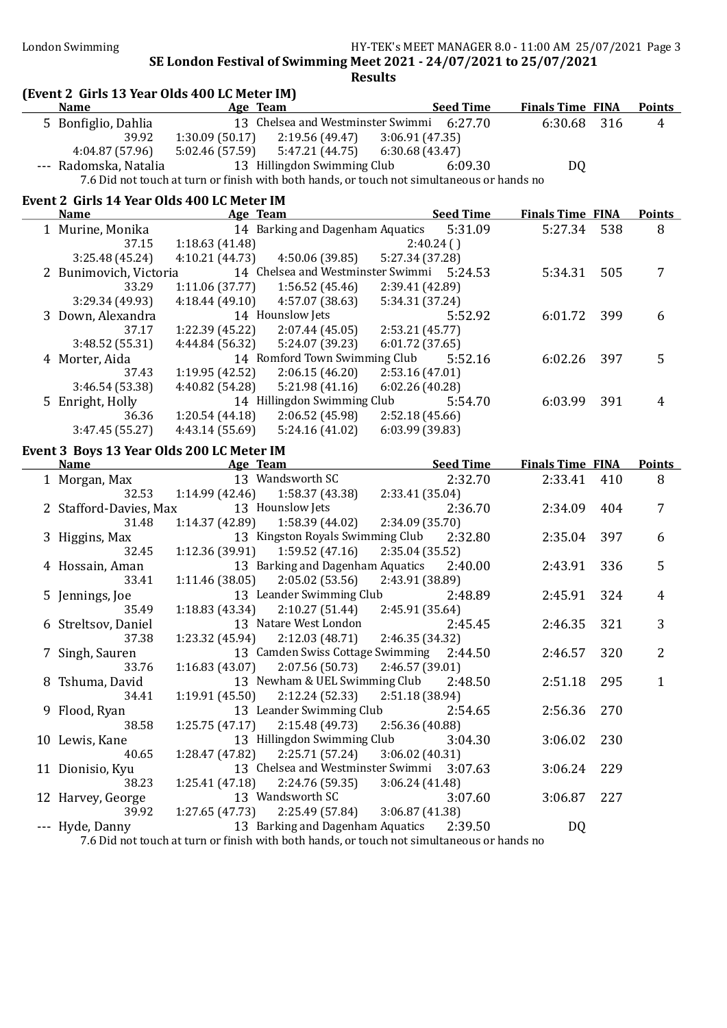SE London Festival of Swimming Meet 2021 - 24/07/2021 to 25/07/2021

**Results**

### (Event 2 Girls 13 Year Olds 400 LC Meter IM)

| | Name | Age | Team | Seed Time | Finals Time | FINA | Points |
|---|---|---|---|---|---|---|---|
| 5 | Bonfiglio, Dahlia | 13 | Chelsea and Westminster Swimmi | 6:27.70 | 6:30.68 | 316 | 4 |
| | 39.92 | 1:30.09 (50.17) | 2:19.56 (49.47) | 3:06.91 (47.35) | | | |
| | 4:04.87 (57.96) | 5:02.46 (57.59) | 5:47.21 (44.75) | 6:30.68 (43.47) | | | |
| --- | Radomska, Natalia | 13 | Hillingdon Swimming Club | 6:09.30 | DQ | | |

7.6 Did not touch at turn or finish with both hands, or touch not simultaneous or hands no

### Event 2 Girls 14 Year Olds 400 LC Meter IM

| | Name | Age | Team | Seed Time | Finals Time | FINA | Points |
|---|---|---|---|---|---|---|---|
| 1 | Murine, Monika | 14 | Barking and Dagenham Aquatics | 5:31.09 | 5:27.34 | 538 | 8 |
| | 37.15 | 1:18.63 (41.48) | | 2:40.24 ( ) | | | |
| | 3:25.48 (45.24) | 4:10.21 (44.73) | 4:50.06 (39.85) | 5:27.34 (37.28) | | | |
| 2 | Bunimovich, Victoria | 14 | Chelsea and Westminster Swimmi | 5:24.53 | 5:34.31 | 505 | 7 |
| | 33.29 | 1:11.06 (37.77) | 1:56.52 (45.46) | 2:39.41 (42.89) | | | |
| | 3:29.34 (49.93) | 4:18.44 (49.10) | 4:57.07 (38.63) | 5:34.31 (37.24) | | | |
| 3 | Down, Alexandra | 14 | Hounslow Jets | 5:52.92 | 6:01.72 | 399 | 6 |
| | 37.17 | 1:22.39 (45.22) | 2:07.44 (45.05) | 2:53.21 (45.77) | | | |
| | 3:48.52 (55.31) | 4:44.84 (56.32) | 5:24.07 (39.23) | 6:01.72 (37.65) | | | |
| 4 | Morter, Aida | 14 | Romford Town Swimming Club | 5:52.16 | 6:02.26 | 397 | 5 |
| | 37.43 | 1:19.95 (42.52) | 2:06.15 (46.20) | 2:53.16 (47.01) | | | |
| | 3:46.54 (53.38) | 4:40.82 (54.28) | 5:21.98 (41.16) | 6:02.26 (40.28) | | | |
| 5 | Enright, Holly | 14 | Hillingdon Swimming Club | 5:54.70 | 6:03.99 | 391 | 4 |
| | 36.36 | 1:20.54 (44.18) | 2:06.52 (45.98) | 2:52.18 (45.66) | | | |
| | 3:47.45 (55.27) | 4:43.14 (55.69) | 5:24.16 (41.02) | 6:03.99 (39.83) | | | |

### Event 3 Boys 13 Year Olds 200 LC Meter IM

| | Name | Age | Team | Seed Time | Finals Time | FINA | Points |
|---|---|---|---|---|---|---|---|
| 1 | Morgan, Max | 13 | Wandsworth SC | 2:32.70 | 2:33.41 | 410 | 8 |
| | 32.53 | 1:14.99 (42.46) | 1:58.37 (43.38) | 2:33.41 (35.04) | | | |
| 2 | Stafford-Davies, Max | 13 | Hounslow Jets | 2:36.70 | 2:34.09 | 404 | 7 |
| | 31.48 | 1:14.37 (42.89) | 1:58.39 (44.02) | 2:34.09 (35.70) | | | |
| 3 | Higgins, Max | 13 | Kingston Royals Swimming Club | 2:32.80 | 2:35.04 | 397 | 6 |
| | 32.45 | 1:12.36 (39.91) | 1:59.52 (47.16) | 2:35.04 (35.52) | | | |
| 4 | Hossain, Aman | 13 | Barking and Dagenham Aquatics | 2:40.00 | 2:43.91 | 336 | 5 |
| | 33.41 | 1:11.46 (38.05) | 2:05.02 (53.56) | 2:43.91 (38.89) | | | |
| 5 | Jennings, Joe | 13 | Leander Swimming Club | 2:48.89 | 2:45.91 | 324 | 4 |
| | 35.49 | 1:18.83 (43.34) | 2:10.27 (51.44) | 2:45.91 (35.64) | | | |
| 6 | Streltsov, Daniel | 13 | Natare West London | 2:45.45 | 2:46.35 | 321 | 3 |
| | 37.38 | 1:23.32 (45.94) | 2:12.03 (48.71) | 2:46.35 (34.32) | | | |
| 7 | Singh, Sauren | 13 | Camden Swiss Cottage Swimming | 2:44.50 | 2:46.57 | 320 | 2 |
| | 33.76 | 1:16.83 (43.07) | 2:07.56 (50.73) | 2:46.57 (39.01) | | | |
| 8 | Tshuma, David | 13 | Newham & UEL Swimming Club | 2:48.50 | 2:51.18 | 295 | 1 |
| | 34.41 | 1:19.91 (45.50) | 2:12.24 (52.33) | 2:51.18 (38.94) | | | |
| 9 | Flood, Ryan | 13 | Leander Swimming Club | 2:54.65 | 2:56.36 | 270 | |
| | 38.58 | 1:25.75 (47.17) | 2:15.48 (49.73) | 2:56.36 (40.88) | | | |
| 10 | Lewis, Kane | 13 | Hillingdon Swimming Club | 3:04.30 | 3:06.02 | 230 | |
| | 40.65 | 1:28.47 (47.82) | 2:25.71 (57.24) | 3:06.02 (40.31) | | | |
| 11 | Dionisio, Kyu | 13 | Chelsea and Westminster Swimmi | 3:07.63 | 3:06.24 | 229 | |
| | 38.23 | 1:25.41 (47.18) | 2:24.76 (59.35) | 3:06.24 (41.48) | | | |
| 12 | Harvey, George | 13 | Wandsworth SC | 3:07.60 | 3:06.87 | 227 | |
| | 39.92 | 1:27.65 (47.73) | 2:25.49 (57.84) | 3:06.87 (41.38) | | | |
| --- | Hyde, Danny | 13 | Barking and Dagenham Aquatics | 2:39.50 | DQ | | |

7.6 Did not touch at turn or finish with both hands, or touch not simultaneous or hands no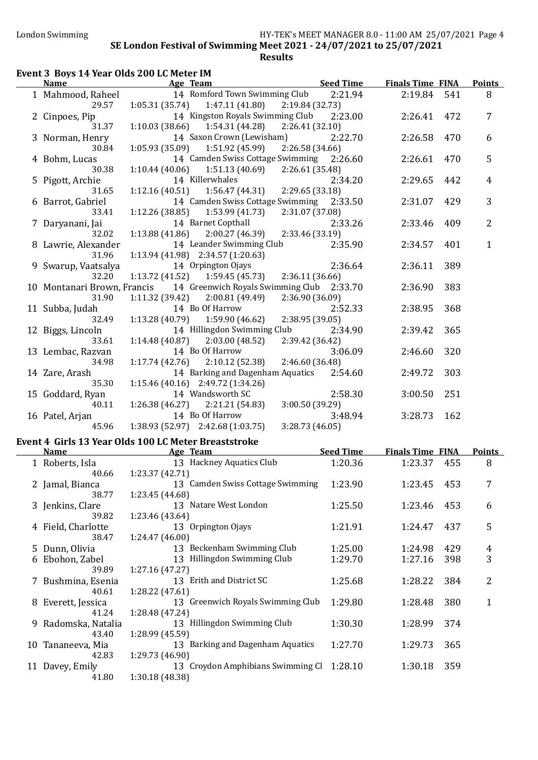London Swimming HY-TEK's MEET MANAGER 8.0 - 11:00 AM 25/07/2021

**SE London Festival of Swimming Meet 2021 - 24/07/2021 to 25/07/2021**

**Results**

### Event 3 Boys 14 Year Olds 200 LC Meter IM

| | Name | Age | Team | Seed Time | Finals Time | FINA | Points |
|---|---|---|---|---|---|---|---|
| 1 | Mahmood, Raheel | 14 | Romford Town Swimming Club | 2:21.94 | 2:19.84 | 541 | 8 |
| | 29.57 | 1:05.31 (35.74) | 1:47.11 (41.80) | 2:19.84 (32.73) | | | |
| 2 | Cinpoes, Pip | 14 | Kingston Royals Swimming Club | 2:23.00 | 2:26.41 | 472 | 7 |
| | 31.37 | 1:10.03 (38.66) | 1:54.31 (44.28) | 2:26.41 (32.10) | | | |
| 3 | Norman, Henry | 14 | Saxon Crown (Lewisham) | 2:22.70 | 2:26.58 | 470 | 6 |
| | 30.84 | 1:05.93 (35.09) | 1:51.92 (45.99) | 2:26.58 (34.66) | | | |
| 4 | Bohm, Lucas | 14 | Camden Swiss Cottage Swimming | 2:26.60 | 2:26.61 | 470 | 5 |
| | 30.38 | 1:10.44 (40.06) | 1:51.13 (40.69) | 2:26.61 (35.48) | | | |
| 5 | Pigott, Archie | 14 | Killerwhales | 2:34.20 | 2:29.65 | 442 | 4 |
| | 31.65 | 1:12.16 (40.51) | 1:56.47 (44.31) | 2:29.65 (33.18) | | | |
| 6 | Barrot, Gabriel | 14 | Camden Swiss Cottage Swimming | 2:33.50 | 2:31.07 | 429 | 3 |
| | 33.41 | 1:12.26 (38.85) | 1:53.99 (41.73) | 2:31.07 (37.08) | | | |
| 7 | Daryanani, Jai | 14 | Barnet Copthall | 2:33.26 | 2:33.46 | 409 | 2 |
| | 32.02 | 1:13.88 (41.86) | 2:00.27 (46.39) | 2:33.46 (33.19) | | | |
| 8 | Lawrie, Alexander | 14 | Leander Swimming Club | 2:35.90 | 2:34.57 | 401 | 1 |
| | 31.96 | 1:13.94 (41.98) | 2:34.57 (1:20.63) | | | | |
| 9 | Swarup, Vaatsalya | 14 | Orpington Ojays | 2:36.64 | 2:36.11 | 389 | |
| | 32.20 | 1:13.72 (41.52) | 1:59.45 (45.73) | 2:36.11 (36.66) | | | |
| 10 | Montanari Brown, Francis | 14 | Greenwich Royals Swimming Club | 2:33.70 | 2:36.90 | 383 | |
| | 31.90 | 1:11.32 (39.42) | 2:00.81 (49.49) | 2:36.90 (36.09) | | | |
| 11 | Subba, Judah | 14 | Bo Of Harrow | 2:52.33 | 2:38.95 | 368 | |
| | 32.49 | 1:13.28 (40.79) | 1:59.90 (46.62) | 2:38.95 (39.05) | | | |
| 12 | Biggs, Lincoln | 14 | Hillingdon Swimming Club | 2:34.90 | 2:39.42 | 365 | |
| | 33.61 | 1:14.48 (40.87) | 2:03.00 (48.52) | 2:39.42 (36.42) | | | |
| 13 | Lembac, Razvan | 14 | Bo Of Harrow | 3:06.09 | 2:46.60 | 320 | |
| | 34.98 | 1:17.74 (42.76) | 2:10.12 (52.38) | 2:46.60 (36.48) | | | |
| 14 | Zare, Arash | 14 | Barking and Dagenham Aquatics | 2:54.60 | 2:49.72 | 303 | |
| | 35.30 | 1:15.46 (40.16) | 2:49.72 (1:34.26) | | | | |
| 15 | Goddard, Ryan | 14 | Wandsworth SC | 2:58.30 | 3:00.50 | 251 | |
| | 40.11 | 1:26.38 (46.27) | 2:21.21 (54.83) | 3:00.50 (39.29) | | | |
| 16 | Patel, Arjan | 14 | Bo Of Harrow | 3:48.94 | 3:28.73 | 162 | |
| | 45.96 | 1:38.93 (52.97) | 2:42.68 (1:03.75) | 3:28.73 (46.05) | | | |

### Event 4 Girls 13 Year Olds 100 LC Meter Breaststroke

| | Name | Age | Team | Seed Time | Finals Time | FINA | Points |
|---|---|---|---|---|---|---|---|
| 1 | Roberts, Isla | 13 | Hackney Aquatics Club | 1:20.36 | 1:23.37 | 455 | 8 |
| | 40.66 | 1:23.37 (42.71) | | | | | |
| 2 | Jamal, Bianca | 13 | Camden Swiss Cottage Swimming | 1:23.90 | 1:23.45 | 453 | 7 |
| | 38.77 | 1:23.45 (44.68) | | | | | |
| 3 | Jenkins, Clare | 13 | Natare West London | 1:25.50 | 1:23.46 | 453 | 6 |
| | 39.82 | 1:23.46 (43.64) | | | | | |
| 4 | Field, Charlotte | 13 | Orpington Ojays | 1:21.91 | 1:24.47 | 437 | 5 |
| | 38.47 | 1:24.47 (46.00) | | | | | |
| 5 | Dunn, Olivia | 13 | Beckenham Swimming Club | 1:25.00 | 1:24.98 | 429 | 4 |
| 6 | Ebohon, Zabel | 13 | Hillingdon Swimming Club | 1:29.70 | 1:27.16 | 398 | 3 |
| | 39.89 | 1:27.16 (47.27) | | | | | |
| 7 | Bushmina, Esenia | 13 | Erith and District SC | 1:25.68 | 1:28.22 | 384 | 2 |
| | 40.61 | 1:28.22 (47.61) | | | | | |
| 8 | Everett, Jessica | 13 | Greenwich Royals Swimming Club | 1:29.80 | 1:28.48 | 380 | 1 |
| | 41.24 | 1:28.48 (47.24) | | | | | |
| 9 | Radomska, Natalia | 13 | Hillingdon Swimming Club | 1:30.30 | 1:28.99 | 374 | |
| | 43.40 | 1:28.99 (45.59) | | | | | |
| 10 | Tananeeva, Mia | 13 | Barking and Dagenham Aquatics | 1:27.70 | 1:29.73 | 365 | |
| | 42.83 | 1:29.73 (46.90) | | | | | |
| 11 | Davey, Emily | 13 | Croydon Amphibians Swimming Cl | 1:28.10 | 1:30.18 | 359 | |
| | 41.80 | 1:30.18 (48.38) | | | | | |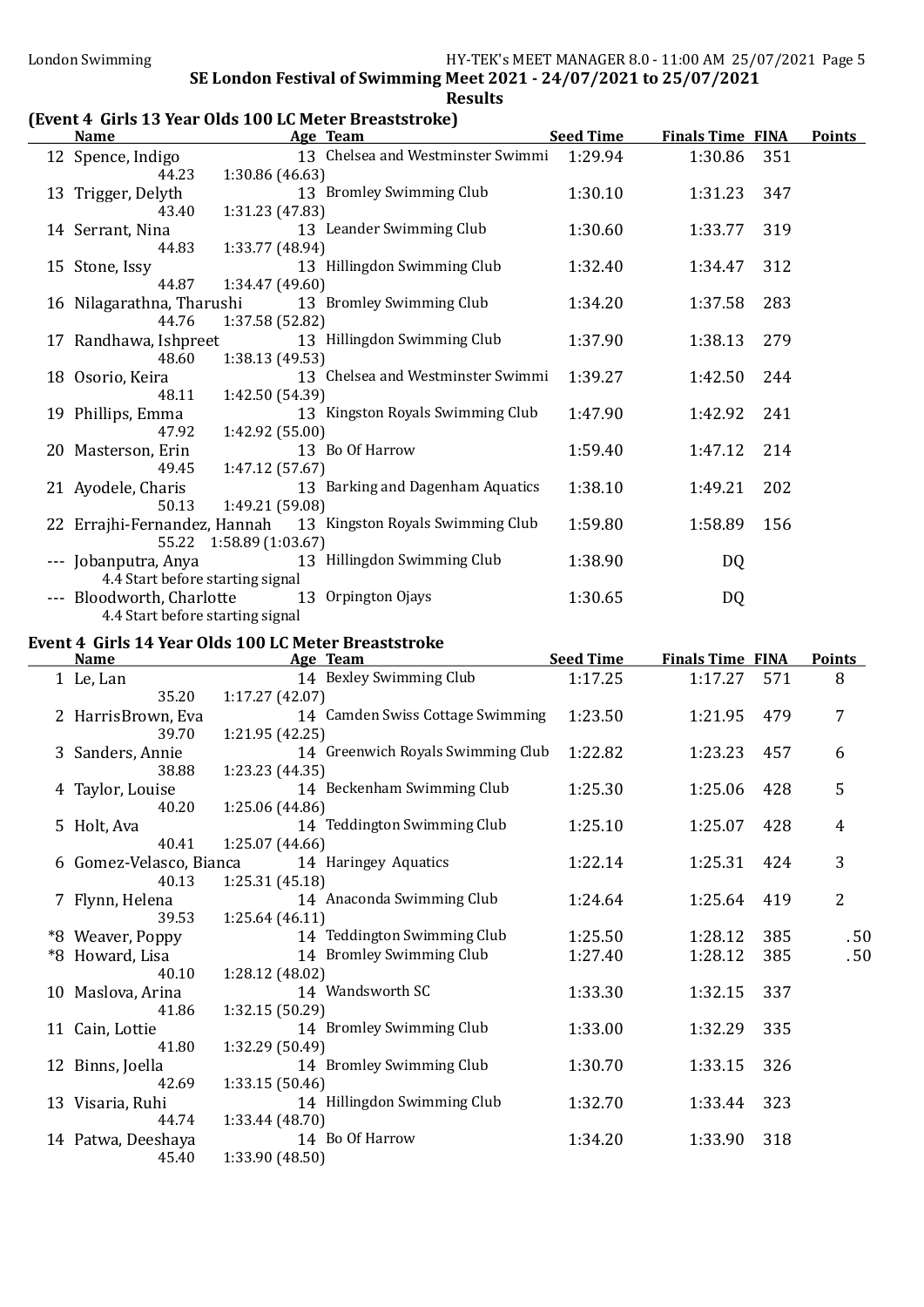SE London Festival of Swimming Meet 2021 - 24/07/2021 to 25/07/2021

Results

## (Event 4 Girls 13 Year Olds 100 LC Meter Breaststroke)

| | Name | Age | Team | Seed Time | Finals Time | FINA | Points |
|---|---|---|---|---|---|---|---|
| 12 | Spence, Indigo | 13 | Chelsea and Westminster Swimmi | 1:29.94 | 1:30.86 | 351 | |
| | 44.23 | 1:30.86 (46.63) | | | | | |
| 13 | Trigger, Delyth | 13 | Bromley Swimming Club | 1:30.10 | 1:31.23 | 347 | |
| | 43.40 | 1:31.23 (47.83) | | | | | |
| 14 | Serrant, Nina | 13 | Leander Swimming Club | 1:30.60 | 1:33.77 | 319 | |
| | 44.83 | 1:33.77 (48.94) | | | | | |
| 15 | Stone, Issy | 13 | Hillingdon Swimming Club | 1:32.40 | 1:34.47 | 312 | |
| | 44.87 | 1:34.47 (49.60) | | | | | |
| 16 | Nilagarathna, Tharushi | 13 | Bromley Swimming Club | 1:34.20 | 1:37.58 | 283 | |
| | 44.76 | 1:37.58 (52.82) | | | | | |
| 17 | Randhawa, Ishpreet | 13 | Hillingdon Swimming Club | 1:37.90 | 1:38.13 | 279 | |
| | 48.60 | 1:38.13 (49.53) | | | | | |
| 18 | Osorio, Keira | 13 | Chelsea and Westminster Swimmi | 1:39.27 | 1:42.50 | 244 | |
| | 48.11 | 1:42.50 (54.39) | | | | | |
| 19 | Phillips, Emma | 13 | Kingston Royals Swimming Club | 1:47.90 | 1:42.92 | 241 | |
| | 47.92 | 1:42.92 (55.00) | | | | | |
| 20 | Masterson, Erin | 13 | Bo Of Harrow | 1:59.40 | 1:47.12 | 214 | |
| | 49.45 | 1:47.12 (57.67) | | | | | |
| 21 | Ayodele, Charis | 13 | Barking and Dagenham Aquatics | 1:38.10 | 1:49.21 | 202 | |
| | 50.13 | 1:49.21 (59.08) | | | | | |
| 22 | Errajhi-Fernandez, Hannah | 13 | Kingston Royals Swimming Club | 1:59.80 | 1:58.89 | 156 | |
| | 55.22 | 1:58.89 (1:03.67) | | | | | |
| --- | Jobanputra, Anya | 13 | Hillingdon Swimming Club | 1:38.90 | DQ | | |
| | 4.4 Start before starting signal | | | | | | |
| --- | Bloodworth, Charlotte | 13 | Orpington Ojays | 1:30.65 | DQ | | |
| | 4.4 Start before starting signal | | | | | | |

## Event 4 Girls 14 Year Olds 100 LC Meter Breaststroke

| | Name | Age | Team | Seed Time | Finals Time | FINA | Points |
|---|---|---|---|---|---|---|---|
| 1 | Le, Lan | 14 | Bexley Swimming Club | 1:17.25 | 1:17.27 | 571 | 8 |
| | 35.20 | 1:17.27 (42.07) | | | | | |
| 2 | HarrisBrown, Eva | 14 | Camden Swiss Cottage Swimming | 1:23.50 | 1:21.95 | 479 | 7 |
| | 39.70 | 1:21.95 (42.25) | | | | | |
| 3 | Sanders, Annie | 14 | Greenwich Royals Swimming Club | 1:22.82 | 1:23.23 | 457 | 6 |
| | 38.88 | 1:23.23 (44.35) | | | | | |
| 4 | Taylor, Louise | 14 | Beckenham Swimming Club | 1:25.30 | 1:25.06 | 428 | 5 |
| | 40.20 | 1:25.06 (44.86) | | | | | |
| 5 | Holt, Ava | 14 | Teddington Swimming Club | 1:25.10 | 1:25.07 | 428 | 4 |
| | 40.41 | 1:25.07 (44.66) | | | | | |
| 6 | Gomez-Velasco, Bianca | 14 | Haringey Aquatics | 1:22.14 | 1:25.31 | 424 | 3 |
| | 40.13 | 1:25.31 (45.18) | | | | | |
| 7 | Flynn, Helena | 14 | Anaconda Swimming Club | 1:24.64 | 1:25.64 | 419 | 2 |
| | 39.53 | 1:25.64 (46.11) | | | | | |
| *8 | Weaver, Poppy | 14 | Teddington Swimming Club | 1:25.50 | 1:28.12 | 385 | .50 |
| *8 | Howard, Lisa | 14 | Bromley Swimming Club | 1:27.40 | 1:28.12 | 385 | .50 |
| | 40.10 | 1:28.12 (48.02) | | | | | |
| 10 | Maslova, Arina | 14 | Wandsworth SC | 1:33.30 | 1:32.15 | 337 | |
| | 41.86 | 1:32.15 (50.29) | | | | | |
| 11 | Cain, Lottie | 14 | Bromley Swimming Club | 1:33.00 | 1:32.29 | 335 | |
| | 41.80 | 1:32.29 (50.49) | | | | | |
| 12 | Binns, Joella | 14 | Bromley Swimming Club | 1:30.70 | 1:33.15 | 326 | |
| | 42.69 | 1:33.15 (50.46) | | | | | |
| 13 | Visaria, Ruhi | 14 | Hillingdon Swimming Club | 1:32.70 | 1:33.44 | 323 | |
| | 44.74 | 1:33.44 (48.70) | | | | | |
| 14 | Patwa, Deeshaya | 14 | Bo Of Harrow | 1:34.20 | 1:33.90 | 318 | |
| | 45.40 | 1:33.90 (48.50) | | | | | |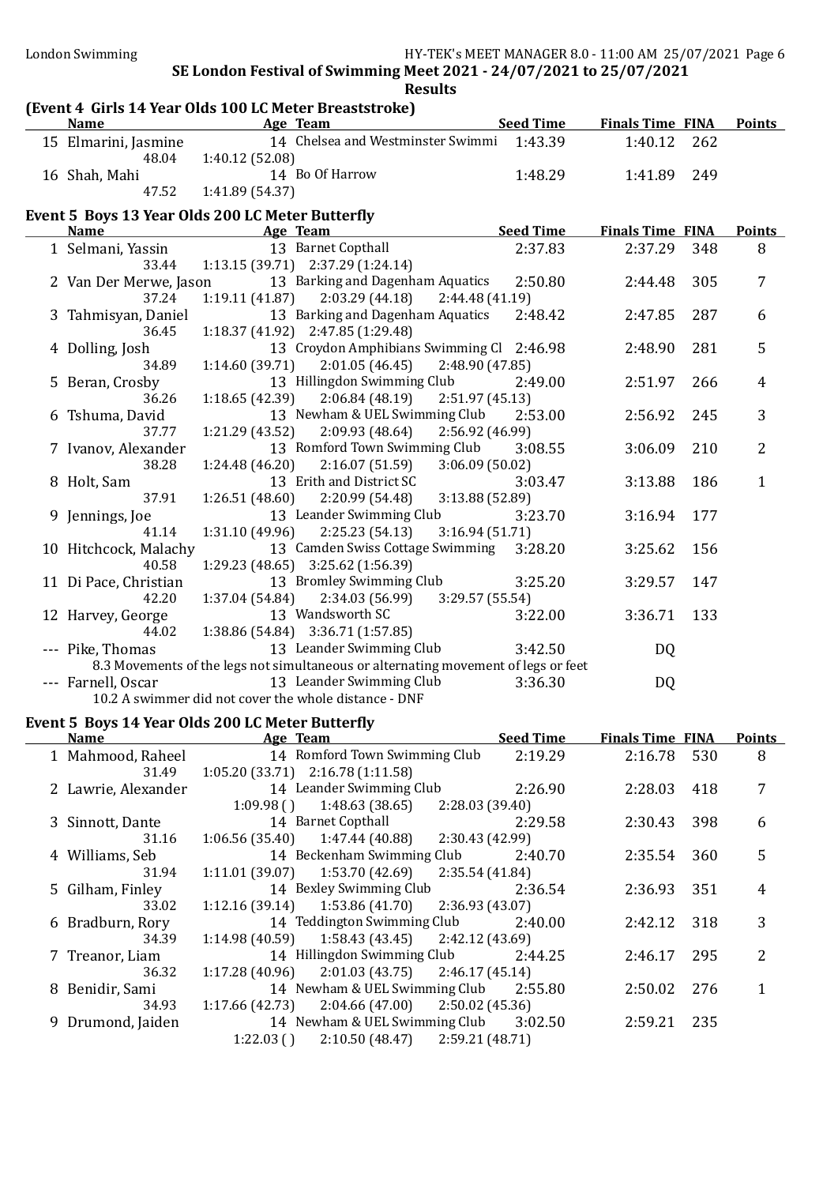SE London Festival of Swimming Meet 2021 - 24/07/2021 to 25/07/2021

Results

## (Event 4 Girls 14 Year Olds 100 LC Meter Breaststroke)

| | Name | Age | Team | Seed Time | Finals Time | FINA | Points |
|---|---|---|---|---|---|---|---|
| 15 | Elmarini, Jasmine | 14 | Chelsea and Westminster Swimmi | 1:43.39 | 1:40.12 | 262 | |
| | 48.04 | 1:40.12 (52.08) | | | | | |
| 16 | Shah, Mahi | 14 | Bo Of Harrow | 1:48.29 | 1:41.89 | 249 | |
| | 47.52 | 1:41.89 (54.37) | | | | | |

## Event 5 Boys 13 Year Olds 200 LC Meter Butterfly

| | Name | Age | Team | Seed Time | Finals Time | FINA | Points |
|---|---|---|---|---|---|---|---|
| 1 | Selmani, Yassin | 13 | Barnet Copthall | 2:37.83 | 2:37.29 | 348 | 8 |
| | 33.44 | 1:13.15 (39.71) | 2:37.29 (1:24.14) | | | | |
| 2 | Van Der Merwe, Jason | 13 | Barking and Dagenham Aquatics | 2:50.80 | 2:44.48 | 305 | 7 |
| | 37.24 | 1:19.11 (41.87) | 2:03.29 (44.18) | 2:44.48 (41.19) | | | |
| 3 | Tahmisyan, Daniel | 13 | Barking and Dagenham Aquatics | 2:48.42 | 2:47.85 | 287 | 6 |
| | 36.45 | 1:18.37 (41.92) | 2:47.85 (1:29.48) | | | | |
| 4 | Dolling, Josh | 13 | Croydon Amphibians Swimming Cl | 2:46.98 | 2:48.90 | 281 | 5 |
| | 34.89 | 1:14.60 (39.71) | 2:01.05 (46.45) | 2:48.90 (47.85) | | | |
| 5 | Beran, Crosby | 13 | Hillingdon Swimming Club | 2:49.00 | 2:51.97 | 266 | 4 |
| | 36.26 | 1:18.65 (42.39) | 2:06.84 (48.19) | 2:51.97 (45.13) | | | |
| 6 | Tshuma, David | 13 | Newham & UEL Swimming Club | 2:53.00 | 2:56.92 | 245 | 3 |
| | 37.77 | 1:21.29 (43.52) | 2:09.93 (48.64) | 2:56.92 (46.99) | | | |
| 7 | Ivanov, Alexander | 13 | Romford Town Swimming Club | 3:08.55 | 3:06.09 | 210 | 2 |
| | 38.28 | 1:24.48 (46.20) | 2:16.07 (51.59) | 3:06.09 (50.02) | | | |
| 8 | Holt, Sam | 13 | Erith and District SC | 3:03.47 | 3:13.88 | 186 | 1 |
| | 37.91 | 1:26.51 (48.60) | 2:20.99 (54.48) | 3:13.88 (52.89) | | | |
| 9 | Jennings, Joe | 13 | Leander Swimming Club | 3:23.70 | 3:16.94 | 177 | |
| | 41.14 | 1:31.10 (49.96) | 2:25.23 (54.13) | 3:16.94 (51.71) | | | |
| 10 | Hitchcock, Malachy | 13 | Camden Swiss Cottage Swimming | 3:28.20 | 3:25.62 | 156 | |
| | 40.58 | 1:29.23 (48.65) | 3:25.62 (1:56.39) | | | | |
| 11 | Di Pace, Christian | 13 | Bromley Swimming Club | 3:25.20 | 3:29.57 | 147 | |
| | 42.20 | 1:37.04 (54.84) | 2:34.03 (56.99) | 3:29.57 (55.54) | | | |
| 12 | Harvey, George | 13 | Wandsworth SC | 3:22.00 | 3:36.71 | 133 | |
| | 44.02 | 1:38.86 (54.84) | 3:36.71 (1:57.85) | | | | |
| --- | Pike, Thomas | 13 | Leander Swimming Club | 3:42.50 | DQ | | |
| | 8.3 Movements of the legs not simultaneous or alternating movement of legs or feet | | | | | | |
| --- | Farnell, Oscar | 13 | Leander Swimming Club | 3:36.30 | DQ | | |
| | 10.2 A swimmer did not cover the whole distance - DNF | | | | | | |

## Event 5 Boys 14 Year Olds 200 LC Meter Butterfly

| | Name | Age | Team | Seed Time | Finals Time | FINA | Points |
|---|---|---|---|---|---|---|---|
| 1 | Mahmood, Raheel | 14 | Romford Town Swimming Club | 2:19.29 | 2:16.78 | 530 | 8 |
| | 31.49 | 1:05.20 (33.71) | 2:16.78 (1:11.58) | | | | |
| 2 | Lawrie, Alexander | 14 | Leander Swimming Club | 2:26.90 | 2:28.03 | 418 | 7 |
| | | 1:09.98 ( ) | 1:48.63 (38.65) | 2:28.03 (39.40) | | | |
| 3 | Sinnott, Dante | 14 | Barnet Copthall | 2:29.58 | 2:30.43 | 398 | 6 |
| | 31.16 | 1:06.56 (35.40) | 1:47.44 (40.88) | 2:30.43 (42.99) | | | |
| 4 | Williams, Seb | 14 | Beckenham Swimming Club | 2:40.70 | 2:35.54 | 360 | 5 |
| | 31.94 | 1:11.01 (39.07) | 1:53.70 (42.69) | 2:35.54 (41.84) | | | |
| 5 | Gilham, Finley | 14 | Bexley Swimming Club | 2:36.54 | 2:36.93 | 351 | 4 |
| | 33.02 | 1:12.16 (39.14) | 1:53.86 (41.70) | 2:36.93 (43.07) | | | |
| 6 | Bradburn, Rory | 14 | Teddington Swimming Club | 2:40.00 | 2:42.12 | 318 | 3 |
| | 34.39 | 1:14.98 (40.59) | 1:58.43 (43.45) | 2:42.12 (43.69) | | | |
| 7 | Treanor, Liam | 14 | Hillingdon Swimming Club | 2:44.25 | 2:46.17 | 295 | 2 |
| | 36.32 | 1:17.28 (40.96) | 2:01.03 (43.75) | 2:46.17 (45.14) | | | |
| 8 | Benidir, Sami | 14 | Newham & UEL Swimming Club | 2:55.80 | 2:50.02 | 276 | 1 |
| | 34.93 | 1:17.66 (42.73) | 2:04.66 (47.00) | 2:50.02 (45.36) | | | |
| 9 | Drumond, Jaiden | 14 | Newham & UEL Swimming Club | 3:02.50 | 2:59.21 | 235 | |
| | | 1:22.03 ( ) | 2:10.50 (48.47) | 2:59.21 (48.71) | | | |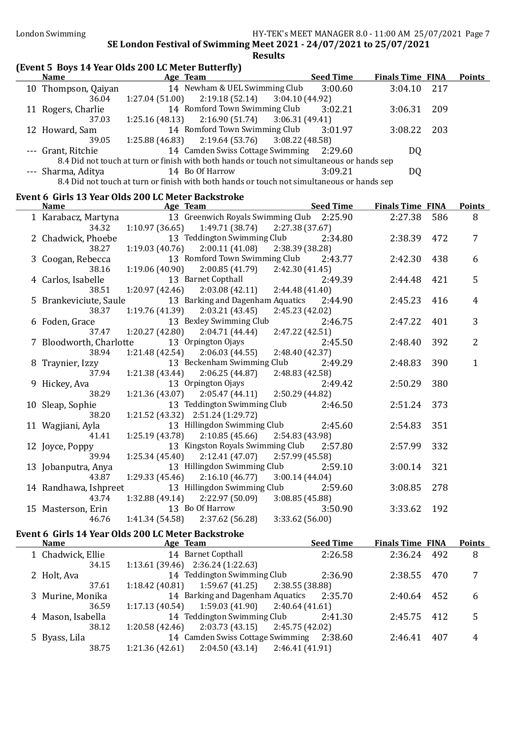SE London Festival of Swimming Meet 2021 - 24/07/2021 to 25/07/2021

**Results**

### (Event 5 Boys 14 Year Olds 200 LC Meter Butterfly)

| | Name | Age | Team | Seed Time | Finals Time | FINA | Points |
|---|---|---|---|---|---|---|---|
| 10 | Thompson, Qaiyan | 14 | Newham & UEL Swimming Club | 3:00.60 | 3:04.10 | 217 | |
| | 36.04 | 1:27.04 (51.00) | 2:19.18 (52.14) | 3:04.10 (44.92) | | | |
| 11 | Rogers, Charlie | 14 | Romford Town Swimming Club | 3:02.21 | 3:06.31 | 209 | |
| | 37.03 | 1:25.16 (48.13) | 2:16.90 (51.74) | 3:06.31 (49.41) | | | |
| 12 | Howard, Sam | 14 | Romford Town Swimming Club | 3:01.97 | 3:08.22 | 203 | |
| | 39.05 | 1:25.88 (46.83) | 2:19.64 (53.76) | 3:08.22 (48.58) | | | |
| --- | Grant, Ritchie | 14 | Camden Swiss Cottage Swimming | 2:29.60 | DQ | | |
| | 8.4 Did not touch at turn or finish with both hands or touch not simultaneous or hands sep | | | | | | |
| --- | Sharma, Aditya | 14 | Bo Of Harrow | 3:09.21 | DQ | | |
| | 8.4 Did not touch at turn or finish with both hands or touch not simultaneous or hands sep | | | | | | |

### Event 6 Girls 13 Year Olds 200 LC Meter Backstroke

| | Name | Age | Team | Seed Time | Finals Time | FINA | Points |
|---|---|---|---|---|---|---|---|
| 1 | Karabacz, Martyna | 13 | Greenwich Royals Swimming Club | 2:25.90 | 2:27.38 | 586 | 8 |
| | 34.32 | 1:10.97 (36.65) | 1:49.71 (38.74) | 2:27.38 (37.67) | | | |
| 2 | Chadwick, Phoebe | 13 | Teddington Swimming Club | 2:34.80 | 2:38.39 | 472 | 7 |
| | 38.27 | 1:19.03 (40.76) | 2:00.11 (41.08) | 2:38.39 (38.28) | | | |
| 3 | Coogan, Rebecca | 13 | Romford Town Swimming Club | 2:43.77 | 2:42.30 | 438 | 6 |
| | 38.16 | 1:19.06 (40.90) | 2:00.85 (41.79) | 2:42.30 (41.45) | | | |
| 4 | Carlos, Isabelle | 13 | Barnet Copthall | 2:49.39 | 2:44.48 | 421 | 5 |
| | 38.51 | 1:20.97 (42.46) | 2:03.08 (42.11) | 2:44.48 (41.40) | | | |
| 5 | Brankeviciute, Saule | 13 | Barking and Dagenham Aquatics | 2:44.90 | 2:45.23 | 416 | 4 |
| | 38.37 | 1:19.76 (41.39) | 2:03.21 (43.45) | 2:45.23 (42.02) | | | |
| 6 | Foden, Grace | 13 | Bexley Swimming Club | 2:46.75 | 2:47.22 | 401 | 3 |
| | 37.47 | 1:20.27 (42.80) | 2:04.71 (44.44) | 2:47.22 (42.51) | | | |
| 7 | Bloodworth, Charlotte | 13 | Orpington Ojays | 2:45.50 | 2:48.40 | 392 | 2 |
| | 38.94 | 1:21.48 (42.54) | 2:06.03 (44.55) | 2:48.40 (42.37) | | | |
| 8 | Traynier, Izzy | 13 | Beckenham Swimming Club | 2:49.29 | 2:48.83 | 390 | 1 |
| | 37.94 | 1:21.38 (43.44) | 2:06.25 (44.87) | 2:48.83 (42.58) | | | |
| 9 | Hickey, Ava | 13 | Orpington Ojays | 2:49.42 | 2:50.29 | 380 | |
| | 38.29 | 1:21.36 (43.07) | 2:05.47 (44.11) | 2:50.29 (44.82) | | | |
| 10 | Sleap, Sophie | 13 | Teddington Swimming Club | 2:46.50 | 2:51.24 | 373 | |
| | 38.20 | 1:21.52 (43.32) | 2:51.24 (1:29.72) | | | | |
| 11 | Wagjiani, Ayla | 13 | Hillingdon Swimming Club | 2:45.60 | 2:54.83 | 351 | |
| | 41.41 | 1:25.19 (43.78) | 2:10.85 (45.66) | 2:54.83 (43.98) | | | |
| 12 | Joyce, Poppy | 13 | Kingston Royals Swimming Club | 2:57.80 | 2:57.99 | 332 | |
| | 39.94 | 1:25.34 (45.40) | 2:12.41 (47.07) | 2:57.99 (45.58) | | | |
| 13 | Jobanputra, Anya | 13 | Hillingdon Swimming Club | 2:59.10 | 3:00.14 | 321 | |
| | 43.87 | 1:29.33 (45.46) | 2:16.10 (46.77) | 3:00.14 (44.04) | | | |
| 14 | Randhawa, Ishpreet | 13 | Hillingdon Swimming Club | 2:59.60 | 3:08.85 | 278 | |
| | 43.74 | 1:32.88 (49.14) | 2:22.97 (50.09) | 3:08.85 (45.88) | | | |
| 15 | Masterson, Erin | 13 | Bo Of Harrow | 3:50.90 | 3:33.62 | 192 | |
| | 46.76 | 1:41.34 (54.58) | 2:37.62 (56.28) | 3:33.62 (56.00) | | | |

### Event 6 Girls 14 Year Olds 200 LC Meter Backstroke

| | Name | Age | Team | Seed Time | Finals Time | FINA | Points |
|---|---|---|---|---|---|---|---|
| 1 | Chadwick, Ellie | 14 | Barnet Copthall | 2:26.58 | 2:36.24 | 492 | 8 |
| | 34.15 | 1:13.61 (39.46) | 2:36.24 (1:22.63) | | | | |
| 2 | Holt, Ava | 14 | Teddington Swimming Club | 2:36.90 | 2:38.55 | 470 | 7 |
| | 37.61 | 1:18.42 (40.81) | 1:59.67 (41.25) | 2:38.55 (38.88) | | | |
| 3 | Murine, Monika | 14 | Barking and Dagenham Aquatics | 2:35.70 | 2:40.64 | 452 | 6 |
| | 36.59 | 1:17.13 (40.54) | 1:59.03 (41.90) | 2:40.64 (41.61) | | | |
| 4 | Mason, Isabella | 14 | Teddington Swimming Club | 2:41.30 | 2:45.75 | 412 | 5 |
| | 38.12 | 1:20.58 (42.46) | 2:03.73 (43.15) | 2:45.75 (42.02) | | | |
| 5 | Byass, Lila | 14 | Camden Swiss Cottage Swimming | 2:38.60 | 2:46.41 | 407 | 4 |
| | 38.75 | 1:21.36 (42.61) | 2:04.50 (43.14) | 2:46.41 (41.91) | | | |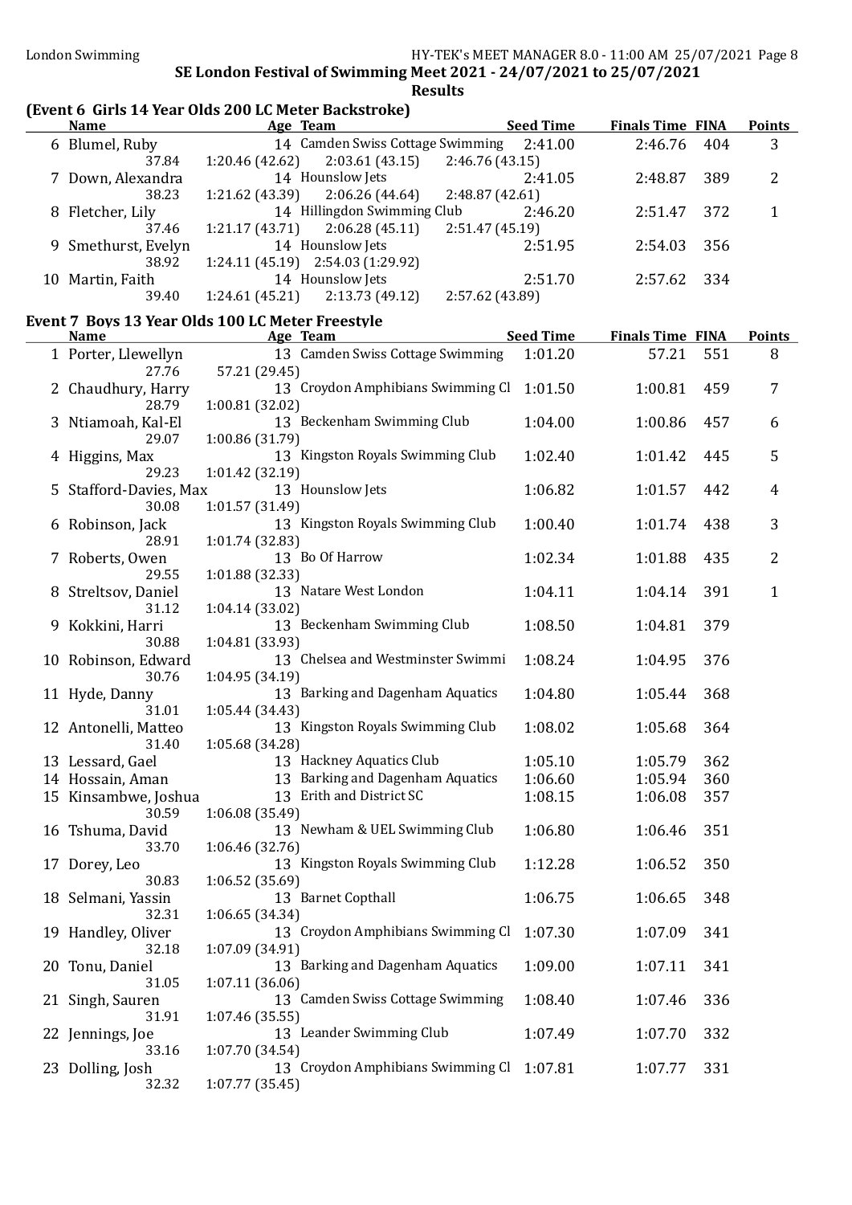SE London Festival of Swimming Meet 2021 - 24/07/2021 to 25/07/2021

Results

## (Event 6 Girls 14 Year Olds 200 LC Meter Backstroke)

| | Name | Age | Team | Seed Time | Finals Time | FINA | Points |
|---|---|---|---|---|---|---|---|
| 6 | Blumel, Ruby | 14 | Camden Swiss Cottage Swimming | 2:41.00 | 2:46.76 | 404 | 3 |
| | 37.84 | 1:20.46 (42.62) | 2:03.61 (43.15) | 2:46.76 (43.15) | | | |
| 7 | Down, Alexandra | 14 | Hounslow Jets | 2:41.05 | 2:48.87 | 389 | 2 |
| | 38.23 | 1:21.62 (43.39) | 2:06.26 (44.64) | 2:48.87 (42.61) | | | |
| 8 | Fletcher, Lily | 14 | Hillingdon Swimming Club | 2:46.20 | 2:51.47 | 372 | 1 |
| | 37.46 | 1:21.17 (43.71) | 2:06.28 (45.11) | 2:51.47 (45.19) | | | |
| 9 | Smethurst, Evelyn | 14 | Hounslow Jets | 2:51.95 | 2:54.03 | 356 | |
| | 38.92 | 1:24.11 (45.19) | 2:54.03 (1:29.92) | | | | |
| 10 | Martin, Faith | 14 | Hounslow Jets | 2:51.70 | 2:57.62 | 334 | |
| | 39.40 | 1:24.61 (45.21) | 2:13.73 (49.12) | 2:57.62 (43.89) | | | |

## Event 7 Boys 13 Year Olds 100 LC Meter Freestyle

| | Name | Age | Team | Seed Time | Finals Time | FINA | Points |
|---|---|---|---|---|---|---|---|
| 1 | Porter, Llewellyn | 13 | Camden Swiss Cottage Swimming | 1:01.20 | 57.21 | 551 | 8 |
| | 27.76 | 57.21 (29.45) | | | | | |
| 2 | Chaudhury, Harry | 13 | Croydon Amphibians Swimming Cl | 1:01.50 | 1:00.81 | 459 | 7 |
| | 28.79 | 1:00.81 (32.02) | | | | | |
| 3 | Ntiamoah, Kal-El | 13 | Beckenham Swimming Club | 1:04.00 | 1:00.86 | 457 | 6 |
| | 29.07 | 1:00.86 (31.79) | | | | | |
| 4 | Higgins, Max | 13 | Kingston Royals Swimming Club | 1:02.40 | 1:01.42 | 445 | 5 |
| | 29.23 | 1:01.42 (32.19) | | | | | |
| 5 | Stafford-Davies, Max | 13 | Hounslow Jets | 1:06.82 | 1:01.57 | 442 | 4 |
| | 30.08 | 1:01.57 (31.49) | | | | | |
| 6 | Robinson, Jack | 13 | Kingston Royals Swimming Club | 1:00.40 | 1:01.74 | 438 | 3 |
| | 28.91 | 1:01.74 (32.83) | | | | | |
| 7 | Roberts, Owen | 13 | Bo Of Harrow | 1:02.34 | 1:01.88 | 435 | 2 |
| | 29.55 | 1:01.88 (32.33) | | | | | |
| 8 | Streltsov, Daniel | 13 | Natare West London | 1:04.11 | 1:04.14 | 391 | 1 |
| | 31.12 | 1:04.14 (33.02) | | | | | |
| 9 | Kokkini, Harri | 13 | Beckenham Swimming Club | 1:08.50 | 1:04.81 | 379 | |
| | 30.88 | 1:04.81 (33.93) | | | | | |
| 10 | Robinson, Edward | 13 | Chelsea and Westminster Swimmi | 1:08.24 | 1:04.95 | 376 | |
| | 30.76 | 1:04.95 (34.19) | | | | | |
| 11 | Hyde, Danny | 13 | Barking and Dagenham Aquatics | 1:04.80 | 1:05.44 | 368 | |
| | 31.01 | 1:05.44 (34.43) | | | | | |
| 12 | Antonelli, Matteo | 13 | Kingston Royals Swimming Club | 1:08.02 | 1:05.68 | 364 | |
| | 31.40 | 1:05.68 (34.28) | | | | | |
| 13 | Lessard, Gael | 13 | Hackney Aquatics Club | 1:05.10 | 1:05.79 | 362 | |
| 14 | Hossain, Aman | 13 | Barking and Dagenham Aquatics | 1:06.60 | 1:05.94 | 360 | |
| 15 | Kinsambwe, Joshua | 13 | Erith and District SC | 1:08.15 | 1:06.08 | 357 | |
| | 30.59 | 1:06.08 (35.49) | | | | | |
| 16 | Tshuma, David | 13 | Newham & UEL Swimming Club | 1:06.80 | 1:06.46 | 351 | |
| | 33.70 | 1:06.46 (32.76) | | | | | |
| 17 | Dorey, Leo | 13 | Kingston Royals Swimming Club | 1:12.28 | 1:06.52 | 350 | |
| | 30.83 | 1:06.52 (35.69) | | | | | |
| 18 | Selmani, Yassin | 13 | Barnet Copthall | 1:06.75 | 1:06.65 | 348 | |
| | 32.31 | 1:06.65 (34.34) | | | | | |
| 19 | Handley, Oliver | 13 | Croydon Amphibians Swimming Cl | 1:07.30 | 1:07.09 | 341 | |
| | 32.18 | 1:07.09 (34.91) | | | | | |
| 20 | Tonu, Daniel | 13 | Barking and Dagenham Aquatics | 1:09.00 | 1:07.11 | 341 | |
| | 31.05 | 1:07.11 (36.06) | | | | | |
| 21 | Singh, Sauren | 13 | Camden Swiss Cottage Swimming | 1:08.40 | 1:07.46 | 336 | |
| | 31.91 | 1:07.46 (35.55) | | | | | |
| 22 | Jennings, Joe | 13 | Leander Swimming Club | 1:07.49 | 1:07.70 | 332 | |
| | 33.16 | 1:07.70 (34.54) | | | | | |
| 23 | Dolling, Josh | 13 | Croydon Amphibians Swimming Cl | 1:07.81 | 1:07.77 | 331 | |
| | 32.32 | 1:07.77 (35.45) | | | | | |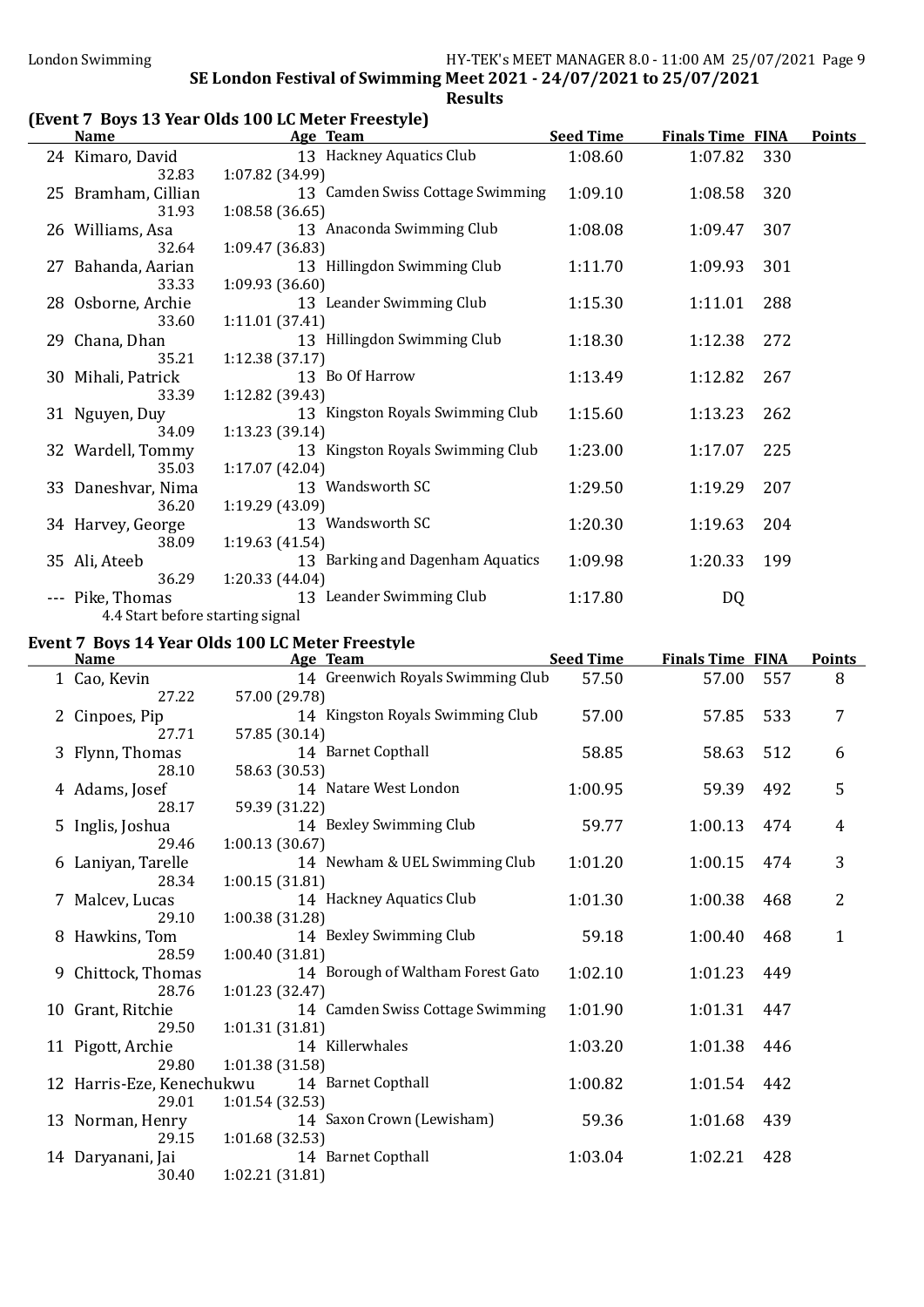## SE London Festival of Swimming Meet 2021 - 24/07/2021 to 25/07/2021

### Results

### (Event 7 Boys 13 Year Olds 100 LC Meter Freestyle)

| | Name | Age | Team | Seed Time | Finals Time | FINA | Points |
|---|---|---|---|---|---|---|---|
| 24 | Kimaro, David | 13 | Hackney Aquatics Club | 1:08.60 | 1:07.82 | 330 | |
| | 32.83 | 1:07.82 (34.99) | | | | | |
| 25 | Bramham, Cillian | 13 | Camden Swiss Cottage Swimming | 1:09.10 | 1:08.58 | 320 | |
| | 31.93 | 1:08.58 (36.65) | | | | | |
| 26 | Williams, Asa | 13 | Anaconda Swimming Club | 1:08.08 | 1:09.47 | 307 | |
| | 32.64 | 1:09.47 (36.83) | | | | | |
| 27 | Bahanda, Aarian | 13 | Hillingdon Swimming Club | 1:11.70 | 1:09.93 | 301 | |
| | 33.33 | 1:09.93 (36.60) | | | | | |
| 28 | Osborne, Archie | 13 | Leander Swimming Club | 1:15.30 | 1:11.01 | 288 | |
| | 33.60 | 1:11.01 (37.41) | | | | | |
| 29 | Chana, Dhan | 13 | Hillingdon Swimming Club | 1:18.30 | 1:12.38 | 272 | |
| | 35.21 | 1:12.38 (37.17) | | | | | |
| 30 | Mihali, Patrick | 13 | Bo Of Harrow | 1:13.49 | 1:12.82 | 267 | |
| | 33.39 | 1:12.82 (39.43) | | | | | |
| 31 | Nguyen, Duy | 13 | Kingston Royals Swimming Club | 1:15.60 | 1:13.23 | 262 | |
| | 34.09 | 1:13.23 (39.14) | | | | | |
| 32 | Wardell, Tommy | 13 | Kingston Royals Swimming Club | 1:23.00 | 1:17.07 | 225 | |
| | 35.03 | 1:17.07 (42.04) | | | | | |
| 33 | Daneshvar, Nima | 13 | Wandsworth SC | 1:29.50 | 1:19.29 | 207 | |
| | 36.20 | 1:19.29 (43.09) | | | | | |
| 34 | Harvey, George | 13 | Wandsworth SC | 1:20.30 | 1:19.63 | 204 | |
| | 38.09 | 1:19.63 (41.54) | | | | | |
| 35 | Ali, Ateeb | 13 | Barking and Dagenham Aquatics | 1:09.98 | 1:20.33 | 199 | |
| | 36.29 | 1:20.33 (44.04) | | | | | |
| --- | Pike, Thomas | 13 | Leander Swimming Club | 1:17.80 | DQ | | |
| | 4.4 Start before starting signal | | | | | | |

### Event 7 Boys 14 Year Olds 100 LC Meter Freestyle

| | Name | Age | Team | Seed Time | Finals Time | FINA | Points |
|---|---|---|---|---|---|---|---|
| 1 | Cao, Kevin | 14 | Greenwich Royals Swimming Club | 57.50 | 57.00 | 557 | 8 |
| | 27.22 | 57.00 (29.78) | | | | | |
| 2 | Cinpoes, Pip | 14 | Kingston Royals Swimming Club | 57.00 | 57.85 | 533 | 7 |
| | 27.71 | 57.85 (30.14) | | | | | |
| 3 | Flynn, Thomas | 14 | Barnet Copthall | 58.85 | 58.63 | 512 | 6 |
| | 28.10 | 58.63 (30.53) | | | | | |
| 4 | Adams, Josef | 14 | Natare West London | 1:00.95 | 59.39 | 492 | 5 |
| | 28.17 | 59.39 (31.22) | | | | | |
| 5 | Inglis, Joshua | 14 | Bexley Swimming Club | 59.77 | 1:00.13 | 474 | 4 |
| | 29.46 | 1:00.13 (30.67) | | | | | |
| 6 | Laniyan, Tarelle | 14 | Newham & UEL Swimming Club | 1:01.20 | 1:00.15 | 474 | 3 |
| | 28.34 | 1:00.15 (31.81) | | | | | |
| 7 | Malcev, Lucas | 14 | Hackney Aquatics Club | 1:01.30 | 1:00.38 | 468 | 2 |
| | 29.10 | 1:00.38 (31.28) | | | | | |
| 8 | Hawkins, Tom | 14 | Bexley Swimming Club | 59.18 | 1:00.40 | 468 | 1 |
| | 28.59 | 1:00.40 (31.81) | | | | | |
| 9 | Chittock, Thomas | 14 | Borough of Waltham Forest Gato | 1:02.10 | 1:01.23 | 449 | |
| | 28.76 | 1:01.23 (32.47) | | | | | |
| 10 | Grant, Ritchie | 14 | Camden Swiss Cottage Swimming | 1:01.90 | 1:01.31 | 447 | |
| | 29.50 | 1:01.31 (31.81) | | | | | |
| 11 | Pigott, Archie | 14 | Killerwhales | 1:03.20 | 1:01.38 | 446 | |
| | 29.80 | 1:01.38 (31.58) | | | | | |
| 12 | Harris-Eze, Kenechukwu | 14 | Barnet Copthall | 1:00.82 | 1:01.54 | 442 | |
| | 29.01 | 1:01.54 (32.53) | | | | | |
| 13 | Norman, Henry | 14 | Saxon Crown (Lewisham) | 59.36 | 1:01.68 | 439 | |
| | 29.15 | 1:01.68 (32.53) | | | | | |
| 14 | Daryanani, Jai | 14 | Barnet Copthall | 1:03.04 | 1:02.21 | 428 | |
| | 30.40 | 1:02.21 (31.81) | | | | | |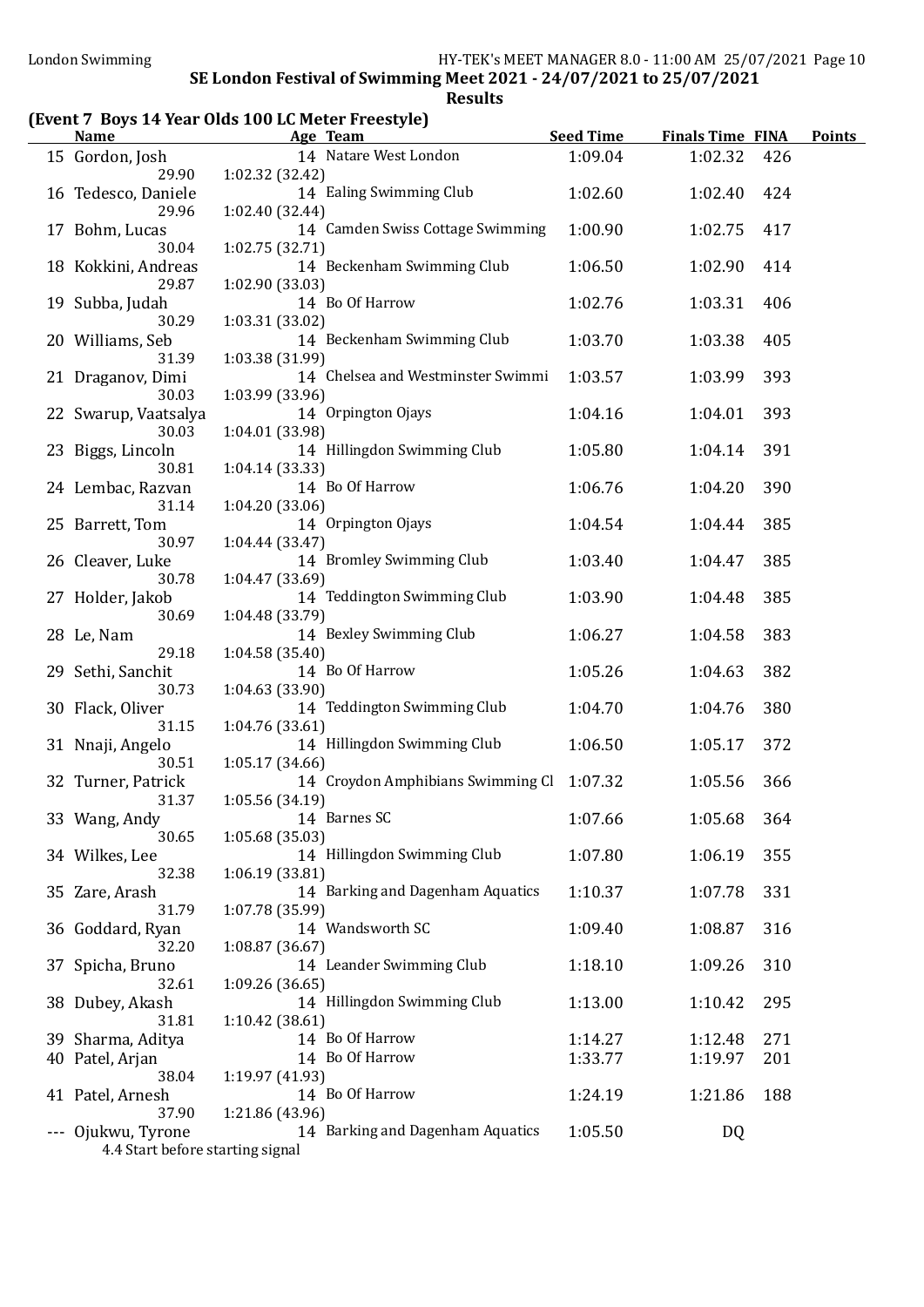SE London Festival of Swimming Meet 2021 - 24/07/2021 to 25/07/2021

**Results**

## (Event 7 Boys 14 Year Olds 100 LC Meter Freestyle)

| | Name | Age | Team | Seed Time | Finals Time | FINA | Points |
|---|---|---|---|---|---|---|---|
| 15 | Gordon, Josh | 14 | Natare West London | 1:09.04 | 1:02.32 | 426 | |
| | 29.90 | 1:02.32 (32.42) | | | | | |
| 16 | Tedesco, Daniele | 14 | Ealing Swimming Club | 1:02.60 | 1:02.40 | 424 | |
| | 29.96 | 1:02.40 (32.44) | | | | | |
| 17 | Bohm, Lucas | 14 | Camden Swiss Cottage Swimming | 1:00.90 | 1:02.75 | 417 | |
| | 30.04 | 1:02.75 (32.71) | | | | | |
| 18 | Kokkini, Andreas | 14 | Beckenham Swimming Club | 1:06.50 | 1:02.90 | 414 | |
| | 29.87 | 1:02.90 (33.03) | | | | | |
| 19 | Subba, Judah | 14 | Bo Of Harrow | 1:02.76 | 1:03.31 | 406 | |
| | 30.29 | 1:03.31 (33.02) | | | | | |
| 20 | Williams, Seb | 14 | Beckenham Swimming Club | 1:03.70 | 1:03.38 | 405 | |
| | 31.39 | 1:03.38 (31.99) | | | | | |
| 21 | Draganov, Dimi | 14 | Chelsea and Westminster Swimmi | 1:03.57 | 1:03.99 | 393 | |
| | 30.03 | 1:03.99 (33.96) | | | | | |
| 22 | Swarup, Vaatsalya | 14 | Orpington Ojays | 1:04.16 | 1:04.01 | 393 | |
| | 30.03 | 1:04.01 (33.98) | | | | | |
| 23 | Biggs, Lincoln | 14 | Hillingdon Swimming Club | 1:05.80 | 1:04.14 | 391 | |
| | 30.81 | 1:04.14 (33.33) | | | | | |
| 24 | Lembac, Razvan | 14 | Bo Of Harrow | 1:06.76 | 1:04.20 | 390 | |
| | 31.14 | 1:04.20 (33.06) | | | | | |
| 25 | Barrett, Tom | 14 | Orpington Ojays | 1:04.54 | 1:04.44 | 385 | |
| | 30.97 | 1:04.44 (33.47) | | | | | |
| 26 | Cleaver, Luke | 14 | Bromley Swimming Club | 1:03.40 | 1:04.47 | 385 | |
| | 30.78 | 1:04.47 (33.69) | | | | | |
| 27 | Holder, Jakob | 14 | Teddington Swimming Club | 1:03.90 | 1:04.48 | 385 | |
| | 30.69 | 1:04.48 (33.79) | | | | | |
| 28 | Le, Nam | 14 | Bexley Swimming Club | 1:06.27 | 1:04.58 | 383 | |
| | 29.18 | 1:04.58 (35.40) | | | | | |
| 29 | Sethi, Sanchit | 14 | Bo Of Harrow | 1:05.26 | 1:04.63 | 382 | |
| | 30.73 | 1:04.63 (33.90) | | | | | |
| 30 | Flack, Oliver | 14 | Teddington Swimming Club | 1:04.70 | 1:04.76 | 380 | |
| | 31.15 | 1:04.76 (33.61) | | | | | |
| 31 | Nnaji, Angelo | 14 | Hillingdon Swimming Club | 1:06.50 | 1:05.17 | 372 | |
| | 30.51 | 1:05.17 (34.66) | | | | | |
| 32 | Turner, Patrick | 14 | Croydon Amphibians Swimming Cl | 1:07.32 | 1:05.56 | 366 | |
| | 31.37 | 1:05.56 (34.19) | | | | | |
| 33 | Wang, Andy | 14 | Barnes SC | 1:07.66 | 1:05.68 | 364 | |
| | 30.65 | 1:05.68 (35.03) | | | | | |
| 34 | Wilkes, Lee | 14 | Hillingdon Swimming Club | 1:07.80 | 1:06.19 | 355 | |
| | 32.38 | 1:06.19 (33.81) | | | | | |
| 35 | Zare, Arash | 14 | Barking and Dagenham Aquatics | 1:10.37 | 1:07.78 | 331 | |
| | 31.79 | 1:07.78 (35.99) | | | | | |
| 36 | Goddard, Ryan | 14 | Wandsworth SC | 1:09.40 | 1:08.87 | 316 | |
| | 32.20 | 1:08.87 (36.67) | | | | | |
| 37 | Spicha, Bruno | 14 | Leander Swimming Club | 1:18.10 | 1:09.26 | 310 | |
| | 32.61 | 1:09.26 (36.65) | | | | | |
| 38 | Dubey, Akash | 14 | Hillingdon Swimming Club | 1:13.00 | 1:10.42 | 295 | |
| | 31.81 | 1:10.42 (38.61) | | | | | |
| 39 | Sharma, Aditya | 14 | Bo Of Harrow | 1:14.27 | 1:12.48 | 271 | |
| 40 | Patel, Arjan | 14 | Bo Of Harrow | 1:33.77 | 1:19.97 | 201 | |
| | 38.04 | 1:19.97 (41.93) | | | | | |
| 41 | Patel, Arnesh | 14 | Bo Of Harrow | 1:24.19 | 1:21.86 | 188 | |
| | 37.90 | 1:21.86 (43.96) | | | | | |
| --- | Ojukwu, Tyrone | 14 | Barking and Dagenham Aquatics | 1:05.50 | DQ | | |
| | 4.4 Start before starting signal | | | | | | |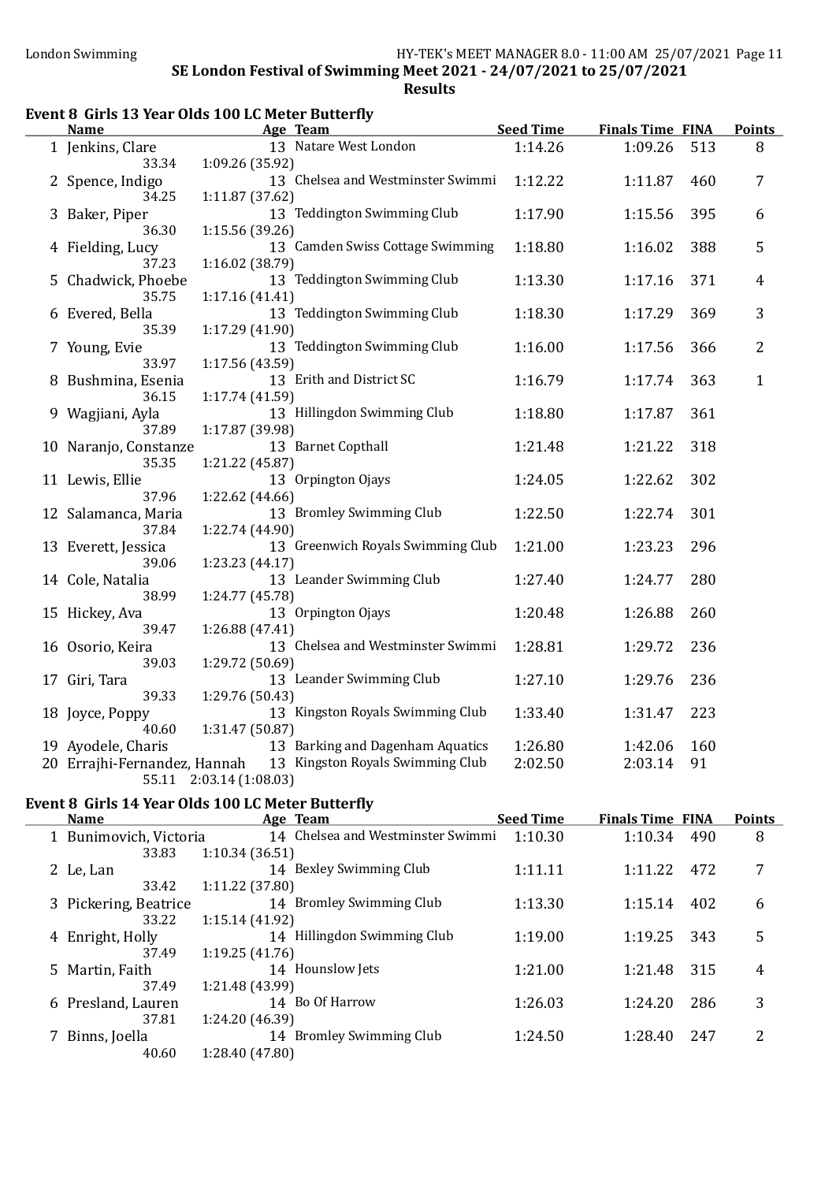## SE London Festival of Swimming Meet 2021 - 24/07/2021 to 25/07/2021

### Results

### Event 8 Girls 13 Year Olds 100 LC Meter Butterfly

| | Name | Age | Team | Seed Time | Finals Time | FINA | Points |
|---|---|---|---|---|---|---|---|
| 1 | Jenkins, Clare | 13 | Natare West London | 1:14.26 | 1:09.26 | 513 | 8 |
| | 33.34 | 1:09.26 (35.92) | | | | | |
| 2 | Spence, Indigo | 13 | Chelsea and Westminster Swimmi | 1:12.22 | 1:11.87 | 460 | 7 |
| | 34.25 | 1:11.87 (37.62) | | | | | |
| 3 | Baker, Piper | 13 | Teddington Swimming Club | 1:17.90 | 1:15.56 | 395 | 6 |
| | 36.30 | 1:15.56 (39.26) | | | | | |
| 4 | Fielding, Lucy | 13 | Camden Swiss Cottage Swimming | 1:18.80 | 1:16.02 | 388 | 5 |
| | 37.23 | 1:16.02 (38.79) | | | | | |
| 5 | Chadwick, Phoebe | 13 | Teddington Swimming Club | 1:13.30 | 1:17.16 | 371 | 4 |
| | 35.75 | 1:17.16 (41.41) | | | | | |
| 6 | Evered, Bella | 13 | Teddington Swimming Club | 1:18.30 | 1:17.29 | 369 | 3 |
| | 35.39 | 1:17.29 (41.90) | | | | | |
| 7 | Young, Evie | 13 | Teddington Swimming Club | 1:16.00 | 1:17.56 | 366 | 2 |
| | 33.97 | 1:17.56 (43.59) | | | | | |
| 8 | Bushmina, Esenia | 13 | Erith and District SC | 1:16.79 | 1:17.74 | 363 | 1 |
| | 36.15 | 1:17.74 (41.59) | | | | | |
| 9 | Wagjiani, Ayla | 13 | Hillingdon Swimming Club | 1:18.80 | 1:17.87 | 361 | |
| | 37.89 | 1:17.87 (39.98) | | | | | |
| 10 | Naranjo, Constanze | 13 | Barnet Copthall | 1:21.48 | 1:21.22 | 318 | |
| | 35.35 | 1:21.22 (45.87) | | | | | |
| 11 | Lewis, Ellie | 13 | Orpington Ojays | 1:24.05 | 1:22.62 | 302 | |
| | 37.96 | 1:22.62 (44.66) | | | | | |
| 12 | Salamanca, Maria | 13 | Bromley Swimming Club | 1:22.50 | 1:22.74 | 301 | |
| | 37.84 | 1:22.74 (44.90) | | | | | |
| 13 | Everett, Jessica | 13 | Greenwich Royals Swimming Club | 1:21.00 | 1:23.23 | 296 | |
| | 39.06 | 1:23.23 (44.17) | | | | | |
| 14 | Cole, Natalia | 13 | Leander Swimming Club | 1:27.40 | 1:24.77 | 280 | |
| | 38.99 | 1:24.77 (45.78) | | | | | |
| 15 | Hickey, Ava | 13 | Orpington Ojays | 1:20.48 | 1:26.88 | 260 | |
| | 39.47 | 1:26.88 (47.41) | | | | | |
| 16 | Osorio, Keira | 13 | Chelsea and Westminster Swimmi | 1:28.81 | 1:29.72 | 236 | |
| | 39.03 | 1:29.72 (50.69) | | | | | |
| 17 | Giri, Tara | 13 | Leander Swimming Club | 1:27.10 | 1:29.76 | 236 | |
| | 39.33 | 1:29.76 (50.43) | | | | | |
| 18 | Joyce, Poppy | 13 | Kingston Royals Swimming Club | 1:33.40 | 1:31.47 | 223 | |
| | 40.60 | 1:31.47 (50.87) | | | | | |
| 19 | Ayodele, Charis | 13 | Barking and Dagenham Aquatics | 1:26.80 | 1:42.06 | 160 | |
| 20 | Errajhi-Fernandez, Hannah | 13 | Kingston Royals Swimming Club | 2:02.50 | 2:03.14 | 91 | |
| | 55.11 | 2:03.14 (1:08.03) | | | | | |

### Event 8 Girls 14 Year Olds 100 LC Meter Butterfly

| | Name | Age | Team | Seed Time | Finals Time | FINA | Points |
|---|---|---|---|---|---|---|---|
| 1 | Bunimovich, Victoria | 14 | Chelsea and Westminster Swimmi | 1:10.30 | 1:10.34 | 490 | 8 |
| | 33.83 | 1:10.34 (36.51) | | | | | |
| 2 | Le, Lan | 14 | Bexley Swimming Club | 1:11.11 | 1:11.22 | 472 | 7 |
| | 33.42 | 1:11.22 (37.80) | | | | | |
| 3 | Pickering, Beatrice | 14 | Bromley Swimming Club | 1:13.30 | 1:15.14 | 402 | 6 |
| | 33.22 | 1:15.14 (41.92) | | | | | |
| 4 | Enright, Holly | 14 | Hillingdon Swimming Club | 1:19.00 | 1:19.25 | 343 | 5 |
| | 37.49 | 1:19.25 (41.76) | | | | | |
| 5 | Martin, Faith | 14 | Hounslow Jets | 1:21.00 | 1:21.48 | 315 | 4 |
| | 37.49 | 1:21.48 (43.99) | | | | | |
| 6 | Presland, Lauren | 14 | Bo Of Harrow | 1:26.03 | 1:24.20 | 286 | 3 |
| | 37.81 | 1:24.20 (46.39) | | | | | |
| 7 | Binns, Joella | 14 | Bromley Swimming Club | 1:24.50 | 1:28.40 | 247 | 2 |
| | 40.60 | 1:28.40 (47.80) | | | | | |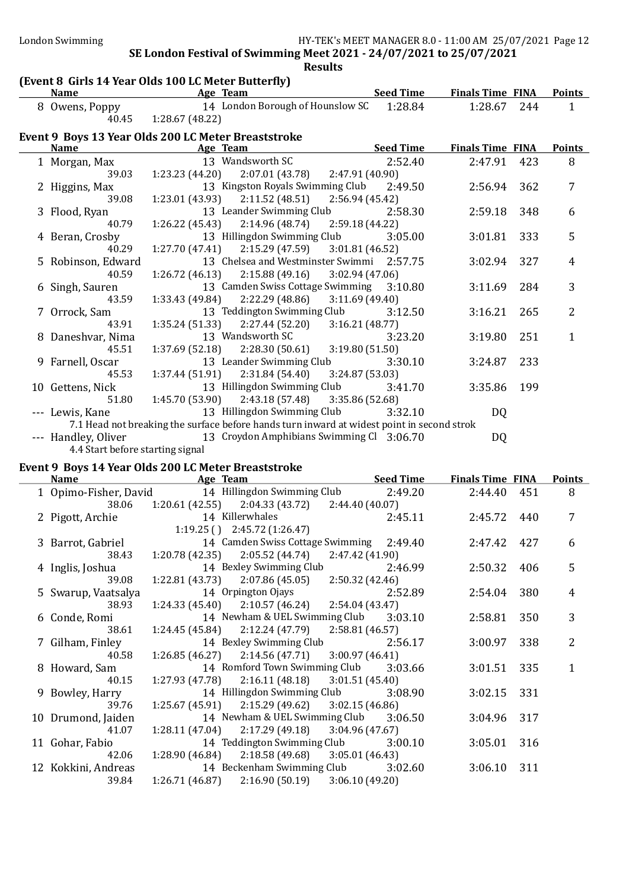SE London Festival of Swimming Meet 2021 - 24/07/2021 to 25/07/2021

**Results**

### (Event 8 Girls 14 Year Olds 100 LC Meter Butterfly)

| | Name | Age | Team | Seed Time | Finals Time | FINA | Points |
|---|---|---|---|---|---|---|---|
| 8 | Owens, Poppy | 14 | London Borough of Hounslow SC | 1:28.84 | 1:28.67 | 244 | 1 |
| | 40.45 | 1:28.67 (48.22) | | | | | |

### Event 9 Boys 13 Year Olds 200 LC Meter Breaststroke

| | Name | Age | Team | Seed Time | Finals Time | FINA | Points |
|---|---|---|---|---|---|---|---|
| 1 | Morgan, Max | 13 | Wandsworth SC | 2:52.40 | 2:47.91 | 423 | 8 |
| | 39.03 | 1:23.23 (44.20) | 2:07.01 (43.78) 2:47.91 (40.90) | | | | |
| 2 | Higgins, Max | 13 | Kingston Royals Swimming Club | 2:49.50 | 2:56.94 | 362 | 7 |
| | 39.08 | 1:23.01 (43.93) | 2:11.52 (48.51) 2:56.94 (45.42) | | | | |
| 3 | Flood, Ryan | 13 | Leander Swimming Club | 2:58.30 | 2:59.18 | 348 | 6 |
| | 40.79 | 1:26.22 (45.43) | 2:14.96 (48.74) 2:59.18 (44.22) | | | | |
| 4 | Beran, Crosby | 13 | Hillingdon Swimming Club | 3:05.00 | 3:01.81 | 333 | 5 |
| | 40.29 | 1:27.70 (47.41) | 2:15.29 (47.59) 3:01.81 (46.52) | | | | |
| 5 | Robinson, Edward | 13 | Chelsea and Westminster Swimmi | 2:57.75 | 3:02.94 | 327 | 4 |
| | 40.59 | 1:26.72 (46.13) | 2:15.88 (49.16) 3:02.94 (47.06) | | | | |
| 6 | Singh, Sauren | 13 | Camden Swiss Cottage Swimming | 3:10.80 | 3:11.69 | 284 | 3 |
| | 43.59 | 1:33.43 (49.84) | 2:22.29 (48.86) 3:11.69 (49.40) | | | | |
| 7 | Orrock, Sam | 13 | Teddington Swimming Club | 3:12.50 | 3:16.21 | 265 | 2 |
| | 43.91 | 1:35.24 (51.33) | 2:27.44 (52.20) 3:16.21 (48.77) | | | | |
| 8 | Daneshvar, Nima | 13 | Wandsworth SC | 3:23.20 | 3:19.80 | 251 | 1 |
| | 45.51 | 1:37.69 (52.18) | 2:28.30 (50.61) 3:19.80 (51.50) | | | | |
| 9 | Farnell, Oscar | 13 | Leander Swimming Club | 3:30.10 | 3:24.87 | 233 | |
| | 45.53 | 1:37.44 (51.91) | 2:31.84 (54.40) 3:24.87 (53.03) | | | | |
| 10 | Gettens, Nick | 13 | Hillingdon Swimming Club | 3:41.70 | 3:35.86 | 199 | |
| | 51.80 | 1:45.70 (53.90) | 2:43.18 (57.48) 3:35.86 (52.68) | | | | |
| --- | Lewis, Kane | 13 | Hillingdon Swimming Club | 3:32.10 | DQ | | |
| | 7.1 Head not breaking the surface before hands turn inward at widest point in second strok | | | | | | |
| --- | Handley, Oliver | 13 | Croydon Amphibians Swimming Cl | 3:06.70 | DQ | | |
| | 4.4 Start before starting signal | | | | | | |

### Event 9 Boys 14 Year Olds 200 LC Meter Breaststroke

| | Name | Age | Team | Seed Time | Finals Time | FINA | Points |
|---|---|---|---|---|---|---|---|
| 1 | Opimo-Fisher, David | 14 | Hillingdon Swimming Club | 2:49.20 | 2:44.40 | 451 | 8 |
| | 38.06 | 1:20.61 (42.55) | 2:04.33 (43.72) 2:44.40 (40.07) | | | | |
| 2 | Pigott, Archie | 14 | Killerwhales | 2:45.11 | 2:45.72 | 440 | 7 |
| | | 1:19.25 ( ) | 2:45.72 (1:26.47) | | | | |
| 3 | Barrot, Gabriel | 14 | Camden Swiss Cottage Swimming | 2:49.40 | 2:47.42 | 427 | 6 |
| | 38.43 | 1:20.78 (42.35) | 2:05.52 (44.74) 2:47.42 (41.90) | | | | |
| 4 | Inglis, Joshua | 14 | Bexley Swimming Club | 2:46.99 | 2:50.32 | 406 | 5 |
| | 39.08 | 1:22.81 (43.73) | 2:07.86 (45.05) 2:50.32 (42.46) | | | | |
| 5 | Swarup, Vaatsalya | 14 | Orpington Ojays | 2:52.89 | 2:54.04 | 380 | 4 |
| | 38.93 | 1:24.33 (45.40) | 2:10.57 (46.24) 2:54.04 (43.47) | | | | |
| 6 | Conde, Romi | 14 | Newham & UEL Swimming Club | 3:03.10 | 2:58.81 | 350 | 3 |
| | 38.61 | 1:24.45 (45.84) | 2:12.24 (47.79) 2:58.81 (46.57) | | | | |
| 7 | Gilham, Finley | 14 | Bexley Swimming Club | 2:56.17 | 3:00.97 | 338 | 2 |
| | 40.58 | 1:26.85 (46.27) | 2:14.56 (47.71) 3:00.97 (46.41) | | | | |
| 8 | Howard, Sam | 14 | Romford Town Swimming Club | 3:03.66 | 3:01.51 | 335 | 1 |
| | 40.15 | 1:27.93 (47.78) | 2:16.11 (48.18) 3:01.51 (45.40) | | | | |
| 9 | Bowley, Harry | 14 | Hillingdon Swimming Club | 3:08.90 | 3:02.15 | 331 | |
| | 39.76 | 1:25.67 (45.91) | 2:15.29 (49.62) 3:02.15 (46.86) | | | | |
| 10 | Drumond, Jaiden | 14 | Newham & UEL Swimming Club | 3:06.50 | 3:04.96 | 317 | |
| | 41.07 | 1:28.11 (47.04) | 2:17.29 (49.18) 3:04.96 (47.67) | | | | |
| 11 | Gohar, Fabio | 14 | Teddington Swimming Club | 3:00.10 | 3:05.01 | 316 | |
| | 42.06 | 1:28.90 (46.84) | 2:18.58 (49.68) 3:05.01 (46.43) | | | | |
| 12 | Kokkini, Andreas | 14 | Beckenham Swimming Club | 3:02.60 | 3:06.10 | 311 | |
| | 39.84 | 1:26.71 (46.87) | 2:16.90 (50.19) 3:06.10 (49.20) | | | | |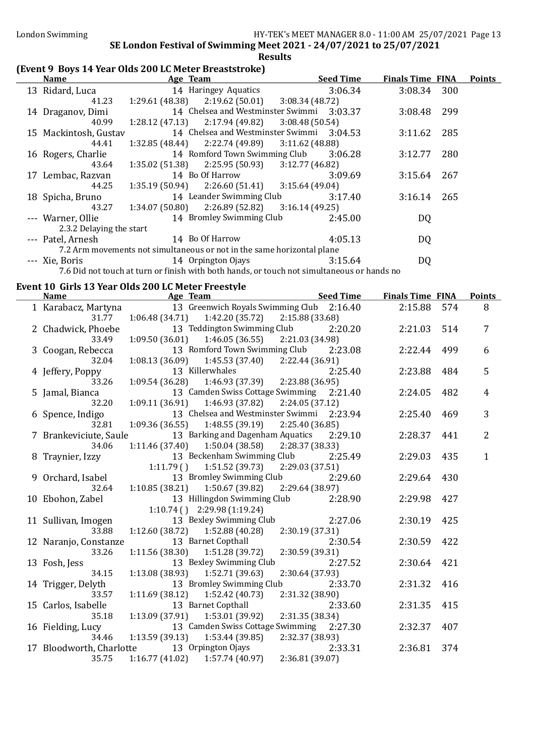SE London Festival of Swimming Meet 2021 - 24/07/2021 to 25/07/2021

**Results**

### (Event 9 Boys 14 Year Olds 200 LC Meter Breaststroke)

| | Name | Age | Team | Seed Time | Finals Time | FINA | Points |
|---|---|---|---|---|---|---|---|
| 13 | Ridard, Luca | 14 | Haringey Aquatics | 3:06.34 | 3:08.34 | 300 | |
| | 41.23 | 1:29.61 (48.38) | 2:19.62 (50.01) | 3:08.34 (48.72) | | | |
| 14 | Draganov, Dimi | 14 | Chelsea and Westminster Swimmi | 3:03.37 | 3:08.48 | 299 | |
| | 40.99 | 1:28.12 (47.13) | 2:17.94 (49.82) | 3:08.48 (50.54) | | | |
| 15 | Mackintosh, Gustav | 14 | Chelsea and Westminster Swimmi | 3:04.53 | 3:11.62 | 285 | |
| | 44.41 | 1:32.85 (48.44) | 2:22.74 (49.89) | 3:11.62 (48.88) | | | |
| 16 | Rogers, Charlie | 14 | Romford Town Swimming Club | 3:06.28 | 3:12.77 | 280 | |
| | 43.64 | 1:35.02 (51.38) | 2:25.95 (50.93) | 3:12.77 (46.82) | | | |
| 17 | Lembac, Razvan | 14 | Bo Of Harrow | 3:09.69 | 3:15.64 | 267 | |
| | 44.25 | 1:35.19 (50.94) | 2:26.60 (51.41) | 3:15.64 (49.04) | | | |
| 18 | Spicha, Bruno | 14 | Leander Swimming Club | 3:17.40 | 3:16.14 | 265 | |
| | 43.27 | 1:34.07 (50.80) | 2:26.89 (52.82) | 3:16.14 (49.25) | | | |
| --- | Warner, Ollie | 14 | Bromley Swimming Club | 2:45.00 | DQ | | |
| | 2.3.2 Delaying the start | | | | | | |
| --- | Patel, Arnesh | 14 | Bo Of Harrow | 4:05.13 | DQ | | |
| | 7.2 Arm movements not simultaneous or not in the same horizontal plane | | | | | | |
| --- | Xie, Boris | 14 | Orpington Ojays | 3:15.64 | DQ | | |
| | 7.6 Did not touch at turn or finish with both hands, or touch not simultaneous or hands no | | | | | | |

### Event 10 Girls 13 Year Olds 200 LC Meter Freestyle

| | Name | Age | Team | Seed Time | Finals Time | FINA | Points |
|---|---|---|---|---|---|---|---|
| 1 | Karabacz, Martyna | 13 | Greenwich Royals Swimming Club | 2:16.40 | 2:15.88 | 574 | 8 |
| | 31.77 | 1:06.48 (34.71) | 1:42.20 (35.72) | 2:15.88 (33.68) | | | |
| 2 | Chadwick, Phoebe | 13 | Teddington Swimming Club | 2:20.20 | 2:21.03 | 514 | 7 |
| | 33.49 | 1:09.50 (36.01) | 1:46.05 (36.55) | 2:21.03 (34.98) | | | |
| 3 | Coogan, Rebecca | 13 | Romford Town Swimming Club | 2:23.08 | 2:22.44 | 499 | 6 |
| | 32.04 | 1:08.13 (36.09) | 1:45.53 (37.40) | 2:22.44 (36.91) | | | |
| 4 | Jeffery, Poppy | 13 | Killerwhales | 2:25.40 | 2:23.88 | 484 | 5 |
| | 33.26 | 1:09.54 (36.28) | 1:46.93 (37.39) | 2:23.88 (36.95) | | | |
| 5 | Jamal, Bianca | 13 | Camden Swiss Cottage Swimming | 2:21.40 | 2:24.05 | 482 | 4 |
| | 32.20 | 1:09.11 (36.91) | 1:46.93 (37.82) | 2:24.05 (37.12) | | | |
| 6 | Spence, Indigo | 13 | Chelsea and Westminster Swimmi | 2:23.94 | 2:25.40 | 469 | 3 |
| | 32.81 | 1:09.36 (36.55) | 1:48.55 (39.19) | 2:25.40 (36.85) | | | |
| 7 | Brankeviciute, Saule | 13 | Barking and Dagenham Aquatics | 2:29.10 | 2:28.37 | 441 | 2 |
| | 34.06 | 1:11.46 (37.40) | 1:50.04 (38.58) | 2:28.37 (38.33) | | | |
| 8 | Traynier, Izzy | 13 | Beckenham Swimming Club | 2:25.49 | 2:29.03 | 435 | 1 |
| | | 1:11.79 ( ) | 1:51.52 (39.73) | 2:29.03 (37.51) | | | |
| 9 | Orchard, Isabel | 13 | Bromley Swimming Club | 2:29.60 | 2:29.64 | 430 | |
| | 32.64 | 1:10.85 (38.21) | 1:50.67 (39.82) | 2:29.64 (38.97) | | | |
| 10 | Ebohon, Zabel | 13 | Hillingdon Swimming Club | 2:28.90 | 2:29.98 | 427 | |
| | | 1:10.74 ( ) | 2:29.98 (1:19.24) | | | | |
| 11 | Sullivan, Imogen | 13 | Bexley Swimming Club | 2:27.06 | 2:30.19 | 425 | |
| | 33.88 | 1:12.60 (38.72) | 1:52.88 (40.28) | 2:30.19 (37.31) | | | |
| 12 | Naranjo, Constanze | 13 | Barnet Copthall | 2:30.54 | 2:30.59 | 422 | |
| | 33.26 | 1:11.56 (38.30) | 1:51.28 (39.72) | 2:30.59 (39.31) | | | |
| 13 | Fosh, Jess | 13 | Bexley Swimming Club | 2:27.52 | 2:30.64 | 421 | |
| | 34.15 | 1:13.08 (38.93) | 1:52.71 (39.63) | 2:30.64 (37.93) | | | |
| 14 | Trigger, Delyth | 13 | Bromley Swimming Club | 2:33.70 | 2:31.32 | 416 | |
| | 33.57 | 1:11.69 (38.12) | 1:52.42 (40.73) | 2:31.32 (38.90) | | | |
| 15 | Carlos, Isabelle | 13 | Barnet Copthall | 2:33.60 | 2:31.35 | 415 | |
| | 35.18 | 1:13.09 (37.91) | 1:53.01 (39.92) | 2:31.35 (38.34) | | | |
| 16 | Fielding, Lucy | 13 | Camden Swiss Cottage Swimming | 2:27.30 | 2:32.37 | 407 | |
| | 34.46 | 1:13.59 (39.13) | 1:53.44 (39.85) | 2:32.37 (38.93) | | | |
| 17 | Bloodworth, Charlotte | 13 | Orpington Ojays | 2:33.31 | 2:36.81 | 374 | |
| | 35.75 | 1:16.77 (41.02) | 1:57.74 (40.97) | 2:36.81 (39.07) | | | |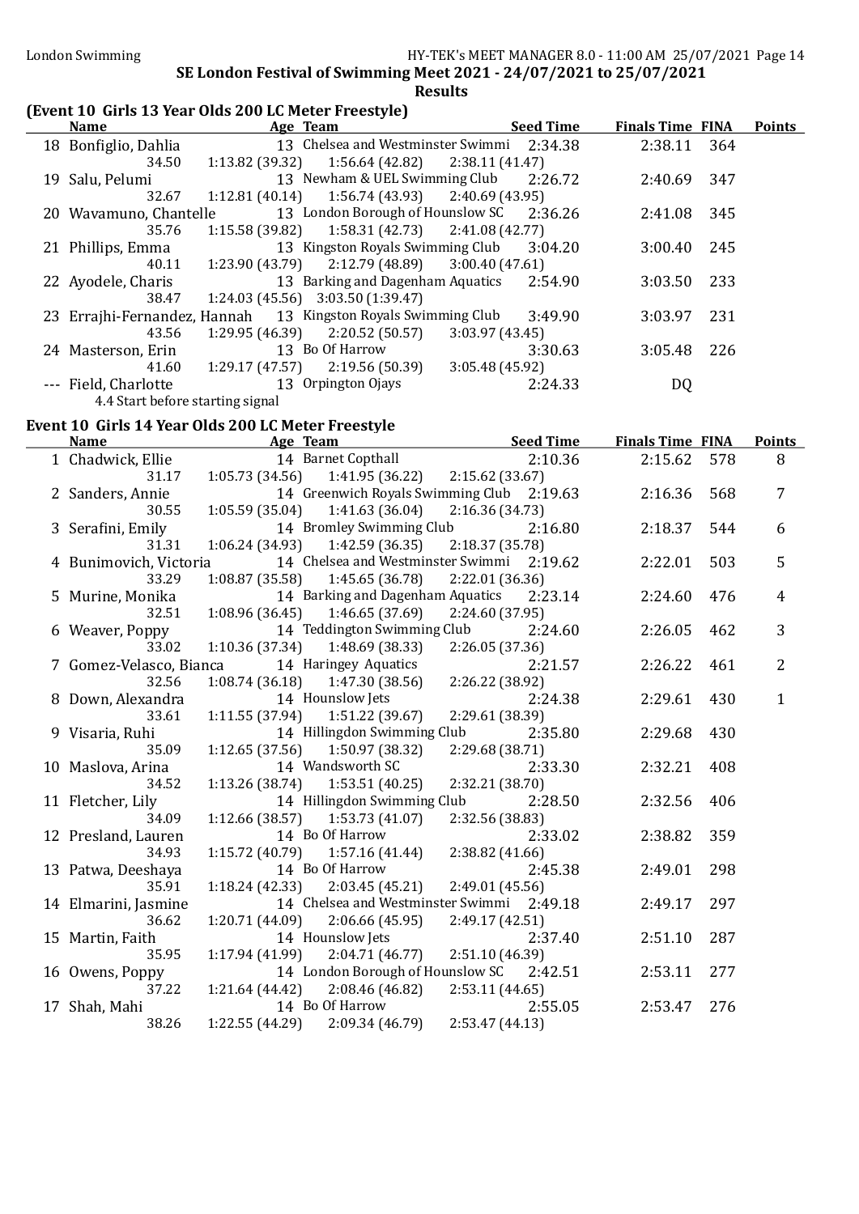SE London Festival of Swimming Meet 2021 - 24/07/2021 to 25/07/2021

**Results**

## (Event 10 Girls 13 Year Olds 200 LC Meter Freestyle)

| | Name | Age | Team | Seed Time | Finals Time | FINA | Points |
|---|---|---|---|---|---|---|---|
| 18 | Bonfiglio, Dahlia | 13 | Chelsea and Westminster Swimmi | 2:34.38 | 2:38.11 | 364 | |
| | 34.50 | 1:13.82 (39.32) | 1:56.64 (42.82) | 2:38.11 (41.47) | | | |
| 19 | Salu, Pelumi | 13 | Newham & UEL Swimming Club | 2:26.72 | 2:40.69 | 347 | |
| | 32.67 | 1:12.81 (40.14) | 1:56.74 (43.93) | 2:40.69 (43.95) | | | |
| 20 | Wavamuno, Chantelle | 13 | London Borough of Hounslow SC | 2:36.26 | 2:41.08 | 345 | |
| | 35.76 | 1:15.58 (39.82) | 1:58.31 (42.73) | 2:41.08 (42.77) | | | |
| 21 | Phillips, Emma | 13 | Kingston Royals Swimming Club | 3:04.20 | 3:00.40 | 245 | |
| | 40.11 | 1:23.90 (43.79) | 2:12.79 (48.89) | 3:00.40 (47.61) | | | |
| 22 | Ayodele, Charis | 13 | Barking and Dagenham Aquatics | 2:54.90 | 3:03.50 | 233 | |
| | 38.47 | 1:24.03 (45.56) | 3:03.50 (1:39.47) | | | | |
| 23 | Errajhi-Fernandez, Hannah | 13 | Kingston Royals Swimming Club | 3:49.90 | 3:03.97 | 231 | |
| | 43.56 | 1:29.95 (46.39) | 2:20.52 (50.57) | 3:03.97 (43.45) | | | |
| 24 | Masterson, Erin | 13 | Bo Of Harrow | 3:30.63 | 3:05.48 | 226 | |
| | 41.60 | 1:29.17 (47.57) | 2:19.56 (50.39) | 3:05.48 (45.92) | | | |
| --- | Field, Charlotte | 13 | Orpington Ojays | 2:24.33 | DQ | | |
| | 4.4 Start before starting signal | | | | | | |

## Event 10 Girls 14 Year Olds 200 LC Meter Freestyle

| | Name | Age | Team | Seed Time | Finals Time | FINA | Points |
|---|---|---|---|---|---|---|---|
| 1 | Chadwick, Ellie | 14 | Barnet Copthall | 2:10.36 | 2:15.62 | 578 | 8 |
| | 31.17 | 1:05.73 (34.56) | 1:41.95 (36.22) | 2:15.62 (33.67) | | | |
| 2 | Sanders, Annie | 14 | Greenwich Royals Swimming Club | 2:19.63 | 2:16.36 | 568 | 7 |
| | 30.55 | 1:05.59 (35.04) | 1:41.63 (36.04) | 2:16.36 (34.73) | | | |
| 3 | Serafini, Emily | 14 | Bromley Swimming Club | 2:16.80 | 2:18.37 | 544 | 6 |
| | 31.31 | 1:06.24 (34.93) | 1:42.59 (36.35) | 2:18.37 (35.78) | | | |
| 4 | Bunimovich, Victoria | 14 | Chelsea and Westminster Swimmi | 2:19.62 | 2:22.01 | 503 | 5 |
| | 33.29 | 1:08.87 (35.58) | 1:45.65 (36.78) | 2:22.01 (36.36) | | | |
| 5 | Murine, Monika | 14 | Barking and Dagenham Aquatics | 2:23.14 | 2:24.60 | 476 | 4 |
| | 32.51 | 1:08.96 (36.45) | 1:46.65 (37.69) | 2:24.60 (37.95) | | | |
| 6 | Weaver, Poppy | 14 | Teddington Swimming Club | 2:24.60 | 2:26.05 | 462 | 3 |
| | 33.02 | 1:10.36 (37.34) | 1:48.69 (38.33) | 2:26.05 (37.36) | | | |
| 7 | Gomez-Velasco, Bianca | 14 | Haringey Aquatics | 2:21.57 | 2:26.22 | 461 | 2 |
| | 32.56 | 1:08.74 (36.18) | 1:47.30 (38.56) | 2:26.22 (38.92) | | | |
| 8 | Down, Alexandra | 14 | Hounslow Jets | 2:24.38 | 2:29.61 | 430 | 1 |
| | 33.61 | 1:11.55 (37.94) | 1:51.22 (39.67) | 2:29.61 (38.39) | | | |
| 9 | Visaria, Ruhi | 14 | Hillingdon Swimming Club | 2:35.80 | 2:29.68 | 430 | |
| | 35.09 | 1:12.65 (37.56) | 1:50.97 (38.32) | 2:29.68 (38.71) | | | |
| 10 | Maslova, Arina | 14 | Wandsworth SC | 2:33.30 | 2:32.21 | 408 | |
| | 34.52 | 1:13.26 (38.74) | 1:53.51 (40.25) | 2:32.21 (38.70) | | | |
| 11 | Fletcher, Lily | 14 | Hillingdon Swimming Club | 2:28.50 | 2:32.56 | 406 | |
| | 34.09 | 1:12.66 (38.57) | 1:53.73 (41.07) | 2:32.56 (38.83) | | | |
| 12 | Presland, Lauren | 14 | Bo Of Harrow | 2:33.02 | 2:38.82 | 359 | |
| | 34.93 | 1:15.72 (40.79) | 1:57.16 (41.44) | 2:38.82 (41.66) | | | |
| 13 | Patwa, Deeshaya | 14 | Bo Of Harrow | 2:45.38 | 2:49.01 | 298 | |
| | 35.91 | 1:18.24 (42.33) | 2:03.45 (45.21) | 2:49.01 (45.56) | | | |
| 14 | Elmarini, Jasmine | 14 | Chelsea and Westminster Swimmi | 2:49.18 | 2:49.17 | 297 | |
| | 36.62 | 1:20.71 (44.09) | 2:06.66 (45.95) | 2:49.17 (42.51) | | | |
| 15 | Martin, Faith | 14 | Hounslow Jets | 2:37.40 | 2:51.10 | 287 | |
| | 35.95 | 1:17.94 (41.99) | 2:04.71 (46.77) | 2:51.10 (46.39) | | | |
| 16 | Owens, Poppy | 14 | London Borough of Hounslow SC | 2:42.51 | 2:53.11 | 277 | |
| | 37.22 | 1:21.64 (44.42) | 2:08.46 (46.82) | 2:53.11 (44.65) | | | |
| 17 | Shah, Mahi | 14 | Bo Of Harrow | 2:55.05 | 2:53.47 | 276 | |
| | 38.26 | 1:22.55 (44.29) | 2:09.34 (46.79) | 2:53.47 (44.13) | | | |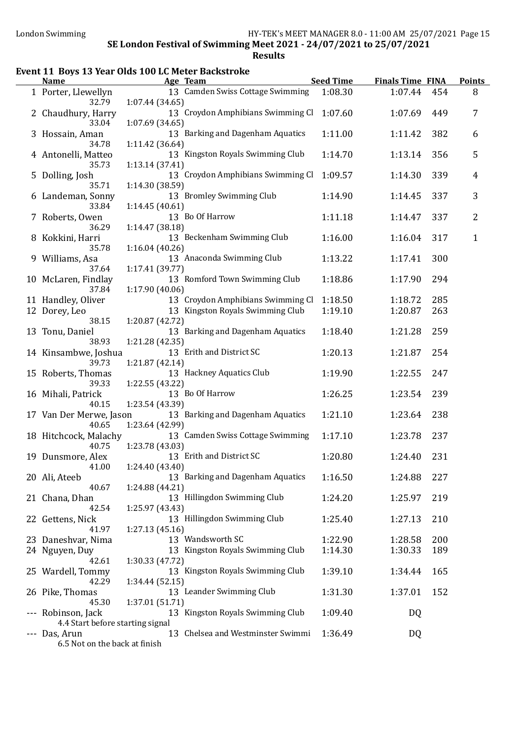**SE London Festival of Swimming Meet 2021 - 24/07/2021 to 25/07/2021**

**Results**

## Event 11 Boys 13 Year Olds 100 LC Meter Backstroke

| | Name | Age | Team | Seed Time | Finals Time | FINA | Points |
|---|---|---|---|---|---|---|---|
| 1 | Porter, Llewellyn | 13 | Camden Swiss Cottage Swimming | 1:08.30 | 1:07.44 | 454 | 8 |
| | 32.79 &nbsp; 1:07.44 (34.65) | | | | | | |
| 2 | Chaudhury, Harry | 13 | Croydon Amphibians Swimming Cl | 1:07.60 | 1:07.69 | 449 | 7 |
| | 33.04 &nbsp; 1:07.69 (34.65) | | | | | | |
| 3 | Hossain, Aman | 13 | Barking and Dagenham Aquatics | 1:11.00 | 1:11.42 | 382 | 6 |
| | 34.78 &nbsp; 1:11.42 (36.64) | | | | | | |
| 4 | Antonelli, Matteo | 13 | Kingston Royals Swimming Club | 1:14.70 | 1:13.14 | 356 | 5 |
| | 35.73 &nbsp; 1:13.14 (37.41) | | | | | | |
| 5 | Dolling, Josh | 13 | Croydon Amphibians Swimming Cl | 1:09.57 | 1:14.30 | 339 | 4 |
| | 35.71 &nbsp; 1:14.30 (38.59) | | | | | | |
| 6 | Landeman, Sonny | 13 | Bromley Swimming Club | 1:14.90 | 1:14.45 | 337 | 3 |
| | 33.84 &nbsp; 1:14.45 (40.61) | | | | | | |
| 7 | Roberts, Owen | 13 | Bo Of Harrow | 1:11.18 | 1:14.47 | 337 | 2 |
| | 36.29 &nbsp; 1:14.47 (38.18) | | | | | | |
| 8 | Kokkini, Harri | 13 | Beckenham Swimming Club | 1:16.00 | 1:16.04 | 317 | 1 |
| | 35.78 &nbsp; 1:16.04 (40.26) | | | | | | |
| 9 | Williams, Asa | 13 | Anaconda Swimming Club | 1:13.22 | 1:17.41 | 300 | |
| | 37.64 &nbsp; 1:17.41 (39.77) | | | | | | |
| 10 | McLaren, Findlay | 13 | Romford Town Swimming Club | 1:18.86 | 1:17.90 | 294 | |
| | 37.84 &nbsp; 1:17.90 (40.06) | | | | | | |
| 11 | Handley, Oliver | 13 | Croydon Amphibians Swimming Cl | 1:18.50 | 1:18.72 | 285 | |
| 12 | Dorey, Leo | 13 | Kingston Royals Swimming Club | 1:19.10 | 1:20.87 | 263 | |
| | 38.15 &nbsp; 1:20.87 (42.72) | | | | | | |
| 13 | Tonu, Daniel | 13 | Barking and Dagenham Aquatics | 1:18.40 | 1:21.28 | 259 | |
| | 38.93 &nbsp; 1:21.28 (42.35) | | | | | | |
| 14 | Kinsambwe, Joshua | 13 | Erith and District SC | 1:20.13 | 1:21.87 | 254 | |
| | 39.73 &nbsp; 1:21.87 (42.14) | | | | | | |
| 15 | Roberts, Thomas | 13 | Hackney Aquatics Club | 1:19.90 | 1:22.55 | 247 | |
| | 39.33 &nbsp; 1:22.55 (43.22) | | | | | | |
| 16 | Mihali, Patrick | 13 | Bo Of Harrow | 1:26.25 | 1:23.54 | 239 | |
| | 40.15 &nbsp; 1:23.54 (43.39) | | | | | | |
| 17 | Van Der Merwe, Jason | 13 | Barking and Dagenham Aquatics | 1:21.10 | 1:23.64 | 238 | |
| | 40.65 &nbsp; 1:23.64 (42.99) | | | | | | |
| 18 | Hitchcock, Malachy | 13 | Camden Swiss Cottage Swimming | 1:17.10 | 1:23.78 | 237 | |
| | 40.75 &nbsp; 1:23.78 (43.03) | | | | | | |
| 19 | Dunsmore, Alex | 13 | Erith and District SC | 1:20.80 | 1:24.40 | 231 | |
| | 41.00 &nbsp; 1:24.40 (43.40) | | | | | | |
| 20 | Ali, Ateeb | 13 | Barking and Dagenham Aquatics | 1:16.50 | 1:24.88 | 227 | |
| | 40.67 &nbsp; 1:24.88 (44.21) | | | | | | |
| 21 | Chana, Dhan | 13 | Hillingdon Swimming Club | 1:24.20 | 1:25.97 | 219 | |
| | 42.54 &nbsp; 1:25.97 (43.43) | | | | | | |
| 22 | Gettens, Nick | 13 | Hillingdon Swimming Club | 1:25.40 | 1:27.13 | 210 | |
| | 41.97 &nbsp; 1:27.13 (45.16) | | | | | | |
| 23 | Daneshvar, Nima | 13 | Wandsworth SC | 1:22.90 | 1:28.58 | 200 | |
| 24 | Nguyen, Duy | 13 | Kingston Royals Swimming Club | 1:14.30 | 1:30.33 | 189 | |
| | 42.61 &nbsp; 1:30.33 (47.72) | | | | | | |
| 25 | Wardell, Tommy | 13 | Kingston Royals Swimming Club | 1:39.10 | 1:34.44 | 165 | |
| | 42.29 &nbsp; 1:34.44 (52.15) | | | | | | |
| 26 | Pike, Thomas | 13 | Leander Swimming Club | 1:31.30 | 1:37.01 | 152 | |
| | 45.30 &nbsp; 1:37.01 (51.71) | | | | | | |
| --- | Robinson, Jack | 13 | Kingston Royals Swimming Club | 1:09.40 | DQ | | |
| | 4.4 Start before starting signal | | | | | | |
| --- | Das, Arun | 13 | Chelsea and Westminster Swimmi | 1:36.49 | DQ | | |
| | 6.5 Not on the back at finish | | | | | | |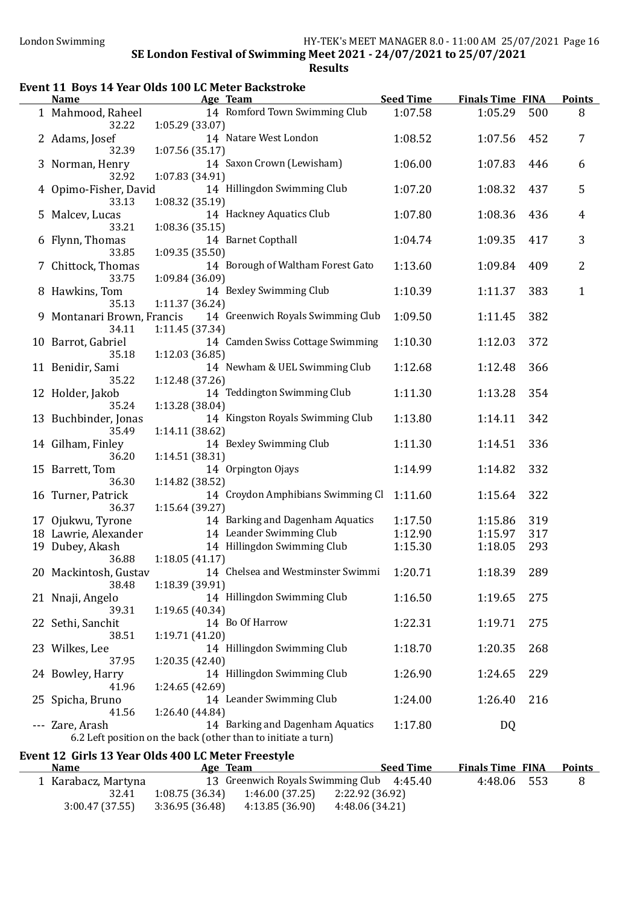## SE London Festival of Swimming Meet 2021 - 24/07/2021 to 25/07/2021

### Results

### Event 11 Boys 14 Year Olds 100 LC Meter Backstroke

| | Name | Age | Team | Seed Time | Finals Time | FINA | Points |
|---|---|---|---|---|---|---|---|
| 1 | Mahmood, Raheel | 14 | Romford Town Swimming Club | 1:07.58 | 1:05.29 | 500 | 8 |
| | 32.22 | 1:05.29 (33.07) | | | | | |
| 2 | Adams, Josef | 14 | Natare West London | 1:08.52 | 1:07.56 | 452 | 7 |
| | 32.39 | 1:07.56 (35.17) | | | | | |
| 3 | Norman, Henry | 14 | Saxon Crown (Lewisham) | 1:06.00 | 1:07.83 | 446 | 6 |
| | 32.92 | 1:07.83 (34.91) | | | | | |
| 4 | Opimo-Fisher, David | 14 | Hillingdon Swimming Club | 1:07.20 | 1:08.32 | 437 | 5 |
| | 33.13 | 1:08.32 (35.19) | | | | | |
| 5 | Malcev, Lucas | 14 | Hackney Aquatics Club | 1:07.80 | 1:08.36 | 436 | 4 |
| | 33.21 | 1:08.36 (35.15) | | | | | |
| 6 | Flynn, Thomas | 14 | Barnet Copthall | 1:04.74 | 1:09.35 | 417 | 3 |
| | 33.85 | 1:09.35 (35.50) | | | | | |
| 7 | Chittock, Thomas | 14 | Borough of Waltham Forest Gato | 1:13.60 | 1:09.84 | 409 | 2 |
| | 33.75 | 1:09.84 (36.09) | | | | | |
| 8 | Hawkins, Tom | 14 | Bexley Swimming Club | 1:10.39 | 1:11.37 | 383 | 1 |
| | 35.13 | 1:11.37 (36.24) | | | | | |
| 9 | Montanari Brown, Francis | 14 | Greenwich Royals Swimming Club | 1:09.50 | 1:11.45 | 382 | |
| | 34.11 | 1:11.45 (37.34) | | | | | |
| 10 | Barrot, Gabriel | 14 | Camden Swiss Cottage Swimming | 1:10.30 | 1:12.03 | 372 | |
| | 35.18 | 1:12.03 (36.85) | | | | | |
| 11 | Benidir, Sami | 14 | Newham & UEL Swimming Club | 1:12.68 | 1:12.48 | 366 | |
| | 35.22 | 1:12.48 (37.26) | | | | | |
| 12 | Holder, Jakob | 14 | Teddington Swimming Club | 1:11.30 | 1:13.28 | 354 | |
| | 35.24 | 1:13.28 (38.04) | | | | | |
| 13 | Buchbinder, Jonas | 14 | Kingston Royals Swimming Club | 1:13.80 | 1:14.11 | 342 | |
| | 35.49 | 1:14.11 (38.62) | | | | | |
| 14 | Gilham, Finley | 14 | Bexley Swimming Club | 1:11.30 | 1:14.51 | 336 | |
| | 36.20 | 1:14.51 (38.31) | | | | | |
| 15 | Barrett, Tom | 14 | Orpington Ojays | 1:14.99 | 1:14.82 | 332 | |
| | 36.30 | 1:14.82 (38.52) | | | | | |
| 16 | Turner, Patrick | 14 | Croydon Amphibians Swimming Cl | 1:11.60 | 1:15.64 | 322 | |
| | 36.37 | 1:15.64 (39.27) | | | | | |
| 17 | Ojukwu, Tyrone | 14 | Barking and Dagenham Aquatics | 1:17.50 | 1:15.86 | 319 | |
| 18 | Lawrie, Alexander | 14 | Leander Swimming Club | 1:12.90 | 1:15.97 | 317 | |
| 19 | Dubey, Akash | 14 | Hillingdon Swimming Club | 1:15.30 | 1:18.05 | 293 | |
| | 36.88 | 1:18.05 (41.17) | | | | | |
| 20 | Mackintosh, Gustav | 14 | Chelsea and Westminster Swimmi | 1:20.71 | 1:18.39 | 289 | |
| | 38.48 | 1:18.39 (39.91) | | | | | |
| 21 | Nnaji, Angelo | 14 | Hillingdon Swimming Club | 1:16.50 | 1:19.65 | 275 | |
| | 39.31 | 1:19.65 (40.34) | | | | | |
| 22 | Sethi, Sanchit | 14 | Bo Of Harrow | 1:22.31 | 1:19.71 | 275 | |
| | 38.51 | 1:19.71 (41.20) | | | | | |
| 23 | Wilkes, Lee | 14 | Hillingdon Swimming Club | 1:18.70 | 1:20.35 | 268 | |
| | 37.95 | 1:20.35 (42.40) | | | | | |
| 24 | Bowley, Harry | 14 | Hillingdon Swimming Club | 1:26.90 | 1:24.65 | 229 | |
| | 41.96 | 1:24.65 (42.69) | | | | | |
| 25 | Spicha, Bruno | 14 | Leander Swimming Club | 1:24.00 | 1:26.40 | 216 | |
| | 41.56 | 1:26.40 (44.84) | | | | | |
| --- | Zare, Arash | 14 | Barking and Dagenham Aquatics | 1:17.80 | DQ | | |
| | 6.2 Left position on the back (other than to initiate a turn) | | | | | | |

### Event 12 Girls 13 Year Olds 400 LC Meter Freestyle

| | Name | Age | Team | Seed Time | Finals Time | FINA | Points |
|---|---|---|---|---|---|---|---|
| 1 | Karabacz, Martyna | 13 | Greenwich Royals Swimming Club | 4:45.40 | 4:48.06 | 553 | 8 |
| | 32.41 | 1:08.75 (36.34) | 1:46.00 (37.25) | 2:22.92 (36.92) | | | |
| | 3:00.47 (37.55) | 3:36.95 (36.48) | 4:13.85 (36.90) | 4:48.06 (34.21) | | | |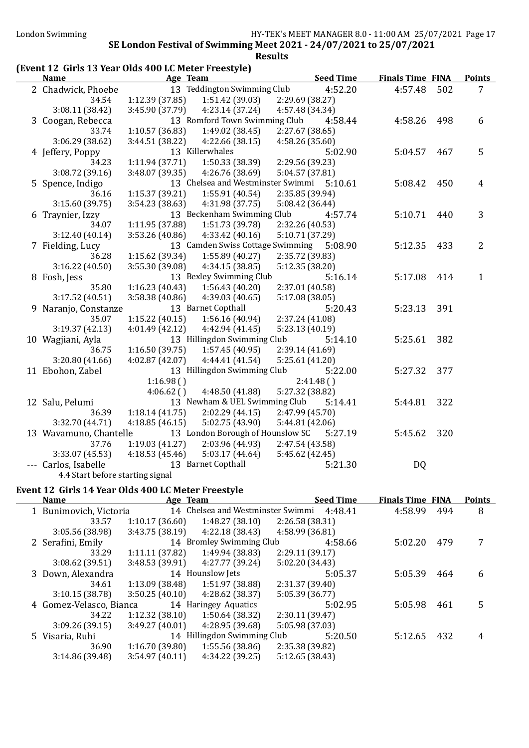SE London Festival of Swimming Meet 2021 - 24/07/2021 to 25/07/2021

**Results**

## (Event 12 Girls 13 Year Olds 400 LC Meter Freestyle)

| | Name | Age | Team | Seed Time | Finals Time | FINA | Points |
|---|---|---|---|---|---|---|---|
| 2 | Chadwick, Phoebe | 13 | Teddington Swimming Club | 4:52.20 | 4:57.48 | 502 | 7 |
| | 34.54 | 1:12.39 (37.85) | 1:51.42 (39.03) | 2:29.69 (38.27) | | | |
| | 3:08.11 (38.42) | 3:45.90 (37.79) | 4:23.14 (37.24) | 4:57.48 (34.34) | | | |
| 3 | Coogan, Rebecca | 13 | Romford Town Swimming Club | 4:58.44 | 4:58.26 | 498 | 6 |
| | 33.74 | 1:10.57 (36.83) | 1:49.02 (38.45) | 2:27.67 (38.65) | | | |
| | 3:06.29 (38.62) | 3:44.51 (38.22) | 4:22.66 (38.15) | 4:58.26 (35.60) | | | |
| 4 | Jeffery, Poppy | 13 | Killerwhales | 5:02.90 | 5:04.57 | 467 | 5 |
| | 34.23 | 1:11.94 (37.71) | 1:50.33 (38.39) | 2:29.56 (39.23) | | | |
| | 3:08.72 (39.16) | 3:48.07 (39.35) | 4:26.76 (38.69) | 5:04.57 (37.81) | | | |
| 5 | Spence, Indigo | 13 | Chelsea and Westminster Swimmi | 5:10.61 | 5:08.42 | 450 | 4 |
| | 36.16 | 1:15.37 (39.21) | 1:55.91 (40.54) | 2:35.85 (39.94) | | | |
| | 3:15.60 (39.75) | 3:54.23 (38.63) | 4:31.98 (37.75) | 5:08.42 (36.44) | | | |
| 6 | Traynier, Izzy | 13 | Beckenham Swimming Club | 4:57.74 | 5:10.71 | 440 | 3 |
| | 34.07 | 1:11.95 (37.88) | 1:51.73 (39.78) | 2:32.26 (40.53) | | | |
| | 3:12.40 (40.14) | 3:53.26 (40.86) | 4:33.42 (40.16) | 5:10.71 (37.29) | | | |
| 7 | Fielding, Lucy | 13 | Camden Swiss Cottage Swimming | 5:08.90 | 5:12.35 | 433 | 2 |
| | 36.28 | 1:15.62 (39.34) | 1:55.89 (40.27) | 2:35.72 (39.83) | | | |
| | 3:16.22 (40.50) | 3:55.30 (39.08) | 4:34.15 (38.85) | 5:12.35 (38.20) | | | |
| 8 | Fosh, Jess | 13 | Bexley Swimming Club | 5:16.14 | 5:17.08 | 414 | 1 |
| | 35.80 | 1:16.23 (40.43) | 1:56.43 (40.20) | 2:37.01 (40.58) | | | |
| | 3:17.52 (40.51) | 3:58.38 (40.86) | 4:39.03 (40.65) | 5:17.08 (38.05) | | | |
| 9 | Naranjo, Constanze | 13 | Barnet Copthall | 5:20.43 | 5:23.13 | 391 | |
| | 35.07 | 1:15.22 (40.15) | 1:56.16 (40.94) | 2:37.24 (41.08) | | | |
| | 3:19.37 (42.13) | 4:01.49 (42.12) | 4:42.94 (41.45) | 5:23.13 (40.19) | | | |
| 10 | Wagjiani, Ayla | 13 | Hillingdon Swimming Club | 5:14.10 | 5:25.61 | 382 | |
| | 36.75 | 1:16.50 (39.75) | 1:57.45 (40.95) | 2:39.14 (41.69) | | | |
| | 3:20.80 (41.66) | 4:02.87 (42.07) | 4:44.41 (41.54) | 5:25.61 (41.20) | | | |
| 11 | Ebohon, Zabel | 13 | Hillingdon Swimming Club | 5:22.00 | 5:27.32 | 377 | |
| | | 1:16.98 ( ) | | 2:41.48 ( ) | | | |
| | | 4:06.62 ( ) | 4:48.50 (41.88) | 5:27.32 (38.82) | | | |
| 12 | Salu, Pelumi | 13 | Newham & UEL Swimming Club | 5:14.41 | 5:44.81 | 322 | |
| | 36.39 | 1:18.14 (41.75) | 2:02.29 (44.15) | 2:47.99 (45.70) | | | |
| | 3:32.70 (44.71) | 4:18.85 (46.15) | 5:02.75 (43.90) | 5:44.81 (42.06) | | | |
| 13 | Wavamuno, Chantelle | 13 | London Borough of Hounslow SC | 5:27.19 | 5:45.62 | 320 | |
| | 37.76 | 1:19.03 (41.27) | 2:03.96 (44.93) | 2:47.54 (43.58) | | | |
| | 3:33.07 (45.53) | 4:18.53 (45.46) | 5:03.17 (44.64) | 5:45.62 (42.45) | | | |
| --- | Carlos, Isabelle | 13 | Barnet Copthall | 5:21.30 | DQ | | |
| | 4.4 Start before starting signal | | | | | | |

## Event 12 Girls 14 Year Olds 400 LC Meter Freestyle

| | Name | Age | Team | Seed Time | Finals Time | FINA | Points |
|---|---|---|---|---|---|---|---|
| 1 | Bunimovich, Victoria | 14 | Chelsea and Westminster Swimmi | 4:48.41 | 4:58.99 | 494 | 8 |
| | 33.57 | 1:10.17 (36.60) | 1:48.27 (38.10) | 2:26.58 (38.31) | | | |
| | 3:05.56 (38.98) | 3:43.75 (38.19) | 4:22.18 (38.43) | 4:58.99 (36.81) | | | |
| 2 | Serafini, Emily | 14 | Bromley Swimming Club | 4:58.66 | 5:02.20 | 479 | 7 |
| | 33.29 | 1:11.11 (37.82) | 1:49.94 (38.83) | 2:29.11 (39.17) | | | |
| | 3:08.62 (39.51) | 3:48.53 (39.91) | 4:27.77 (39.24) | 5:02.20 (34.43) | | | |
| 3 | Down, Alexandra | 14 | Hounslow Jets | 5:05.37 | 5:05.39 | 464 | 6 |
| | 34.61 | 1:13.09 (38.48) | 1:51.97 (38.88) | 2:31.37 (39.40) | | | |
| | 3:10.15 (38.78) | 3:50.25 (40.10) | 4:28.62 (38.37) | 5:05.39 (36.77) | | | |
| 4 | Gomez-Velasco, Bianca | 14 | Haringey Aquatics | 5:02.95 | 5:05.98 | 461 | 5 |
| | 34.22 | 1:12.32 (38.10) | 1:50.64 (38.32) | 2:30.11 (39.47) | | | |
| | 3:09.26 (39.15) | 3:49.27 (40.01) | 4:28.95 (39.68) | 5:05.98 (37.03) | | | |
| 5 | Visaria, Ruhi | 14 | Hillingdon Swimming Club | 5:20.50 | 5:12.65 | 432 | 4 |
| | 36.90 | 1:16.70 (39.80) | 1:55.56 (38.86) | 2:35.38 (39.82) | | | |
| | 3:14.86 (39.48) | 3:54.97 (40.11) | 4:34.22 (39.25) | 5:12.65 (38.43) | | | |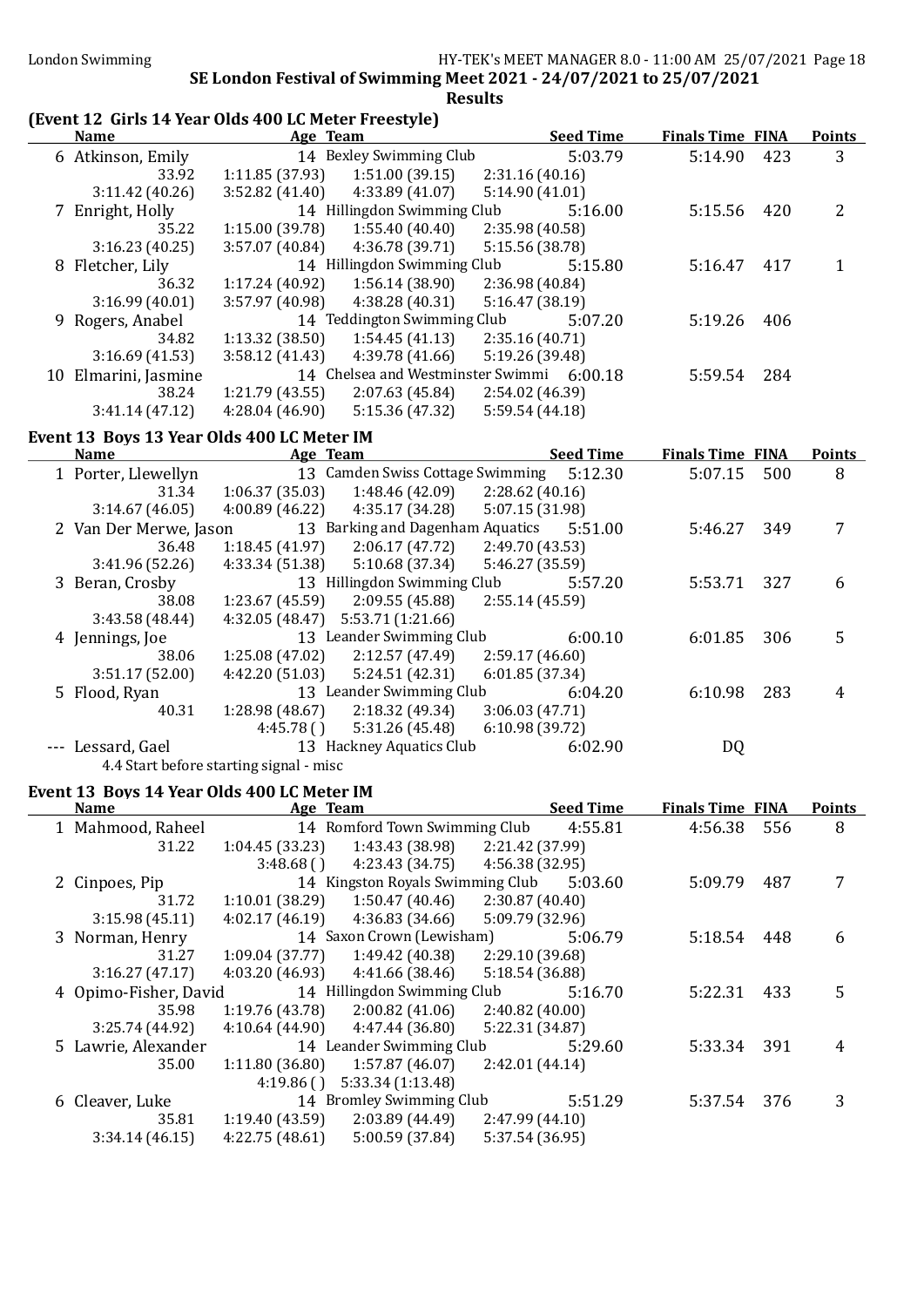SE London Festival of Swimming Meet 2021 - 24/07/2021 to 25/07/2021

**Results**

### (Event 12 Girls 14 Year Olds 400 LC Meter Freestyle)

| | Name | Age | Team | Seed Time | Finals Time | FINA | Points |
|---|---|---|---|---|---|---|---|
| 6 | Atkinson, Emily | 14 | Bexley Swimming Club | 5:03.79 | 5:14.90 | 423 | 3 |
| | 33.92 | 1:11.85 (37.93) | 1:51.00 (39.15) | 2:31.16 (40.16) | | | |
| | 3:11.42 (40.26) | 3:52.82 (41.40) | 4:33.89 (41.07) | 5:14.90 (41.01) | | | |
| 7 | Enright, Holly | 14 | Hillingdon Swimming Club | 5:16.00 | 5:15.56 | 420 | 2 |
| | 35.22 | 1:15.00 (39.78) | 1:55.40 (40.40) | 2:35.98 (40.58) | | | |
| | 3:16.23 (40.25) | 3:57.07 (40.84) | 4:36.78 (39.71) | 5:15.56 (38.78) | | | |
| 8 | Fletcher, Lily | 14 | Hillingdon Swimming Club | 5:15.80 | 5:16.47 | 417 | 1 |
| | 36.32 | 1:17.24 (40.92) | 1:56.14 (38.90) | 2:36.98 (40.84) | | | |
| | 3:16.99 (40.01) | 3:57.97 (40.98) | 4:38.28 (40.31) | 5:16.47 (38.19) | | | |
| 9 | Rogers, Anabel | 14 | Teddington Swimming Club | 5:07.20 | 5:19.26 | 406 | |
| | 34.82 | 1:13.32 (38.50) | 1:54.45 (41.13) | 2:35.16 (40.71) | | | |
| | 3:16.69 (41.53) | 3:58.12 (41.43) | 4:39.78 (41.66) | 5:19.26 (39.48) | | | |
| 10 | Elmarini, Jasmine | 14 | Chelsea and Westminster Swimmi | 6:00.18 | 5:59.54 | 284 | |
| | 38.24 | 1:21.79 (43.55) | 2:07.63 (45.84) | 2:54.02 (46.39) | | | |
| | 3:41.14 (47.12) | 4:28.04 (46.90) | 5:15.36 (47.32) | 5:59.54 (44.18) | | | |

### Event 13 Boys 13 Year Olds 400 LC Meter IM

| | Name | Age | Team | Seed Time | Finals Time | FINA | Points |
|---|---|---|---|---|---|---|---|
| 1 | Porter, Llewellyn | 13 | Camden Swiss Cottage Swimming | 5:12.30 | 5:07.15 | 500 | 8 |
| | 31.34 | 1:06.37 (35.03) | 1:48.46 (42.09) | 2:28.62 (40.16) | | | |
| | 3:14.67 (46.05) | 4:00.89 (46.22) | 4:35.17 (34.28) | 5:07.15 (31.98) | | | |
| 2 | Van Der Merwe, Jason | 13 | Barking and Dagenham Aquatics | 5:51.00 | 5:46.27 | 349 | 7 |
| | 36.48 | 1:18.45 (41.97) | 2:06.17 (47.72) | 2:49.70 (43.53) | | | |
| | 3:41.96 (52.26) | 4:33.34 (51.38) | 5:10.68 (37.34) | 5:46.27 (35.59) | | | |
| 3 | Beran, Crosby | 13 | Hillingdon Swimming Club | 5:57.20 | 5:53.71 | 327 | 6 |
| | 38.08 | 1:23.67 (45.59) | 2:09.55 (45.88) | 2:55.14 (45.59) | | | |
| | 3:43.58 (48.44) | 4:32.05 (48.47) | 5:53.71 (1:21.66) | | | | |
| 4 | Jennings, Joe | 13 | Leander Swimming Club | 6:00.10 | 6:01.85 | 306 | 5 |
| | 38.06 | 1:25.08 (47.02) | 2:12.57 (47.49) | 2:59.17 (46.60) | | | |
| | 3:51.17 (52.00) | 4:42.20 (51.03) | 5:24.51 (42.31) | 6:01.85 (37.34) | | | |
| 5 | Flood, Ryan | 13 | Leander Swimming Club | 6:04.20 | 6:10.98 | 283 | 4 |
| | 40.31 | 1:28.98 (48.67) | 2:18.32 (49.34) | 3:06.03 (47.71) | | | |
| | | 4:45.78 ( ) | 5:31.26 (45.48) | 6:10.98 (39.72) | | | |
| --- | Lessard, Gael | 13 | Hackney Aquatics Club | 6:02.90 | DQ | | |
| | 4.4 Start before starting signal - misc | | | | | | |

### Event 13 Boys 14 Year Olds 400 LC Meter IM

| | Name | Age | Team | Seed Time | Finals Time | FINA | Points |
|---|---|---|---|---|---|---|---|
| 1 | Mahmood, Raheel | 14 | Romford Town Swimming Club | 4:55.81 | 4:56.38 | 556 | 8 |
| | 31.22 | 1:04.45 (33.23) | 1:43.43 (38.98) | 2:21.42 (37.99) | | | |
| | | 3:48.68 ( ) | 4:23.43 (34.75) | 4:56.38 (32.95) | | | |
| 2 | Cinpoes, Pip | 14 | Kingston Royals Swimming Club | 5:03.60 | 5:09.79 | 487 | 7 |
| | 31.72 | 1:10.01 (38.29) | 1:50.47 (40.46) | 2:30.87 (40.40) | | | |
| | 3:15.98 (45.11) | 4:02.17 (46.19) | 4:36.83 (34.66) | 5:09.79 (32.96) | | | |
| 3 | Norman, Henry | 14 | Saxon Crown (Lewisham) | 5:06.79 | 5:18.54 | 448 | 6 |
| | 31.27 | 1:09.04 (37.77) | 1:49.42 (40.38) | 2:29.10 (39.68) | | | |
| | 3:16.27 (47.17) | 4:03.20 (46.93) | 4:41.66 (38.46) | 5:18.54 (36.88) | | | |
| 4 | Opimo-Fisher, David | 14 | Hillingdon Swimming Club | 5:16.70 | 5:22.31 | 433 | 5 |
| | 35.98 | 1:19.76 (43.78) | 2:00.82 (41.06) | 2:40.82 (40.00) | | | |
| | 3:25.74 (44.92) | 4:10.64 (44.90) | 4:47.44 (36.80) | 5:22.31 (34.87) | | | |
| 5 | Lawrie, Alexander | 14 | Leander Swimming Club | 5:29.60 | 5:33.34 | 391 | 4 |
| | 35.00 | 1:11.80 (36.80) | 1:57.87 (46.07) | 2:42.01 (44.14) | | | |
| | | 4:19.86 ( ) | 5:33.34 (1:13.48) | | | | |
| 6 | Cleaver, Luke | 14 | Bromley Swimming Club | 5:51.29 | 5:37.54 | 376 | 3 |
| | 35.81 | 1:19.40 (43.59) | 2:03.89 (44.49) | 2:47.99 (44.10) | | | |
| | 3:34.14 (46.15) | 4:22.75 (48.61) | 5:00.59 (37.84) | 5:37.54 (36.95) | | | |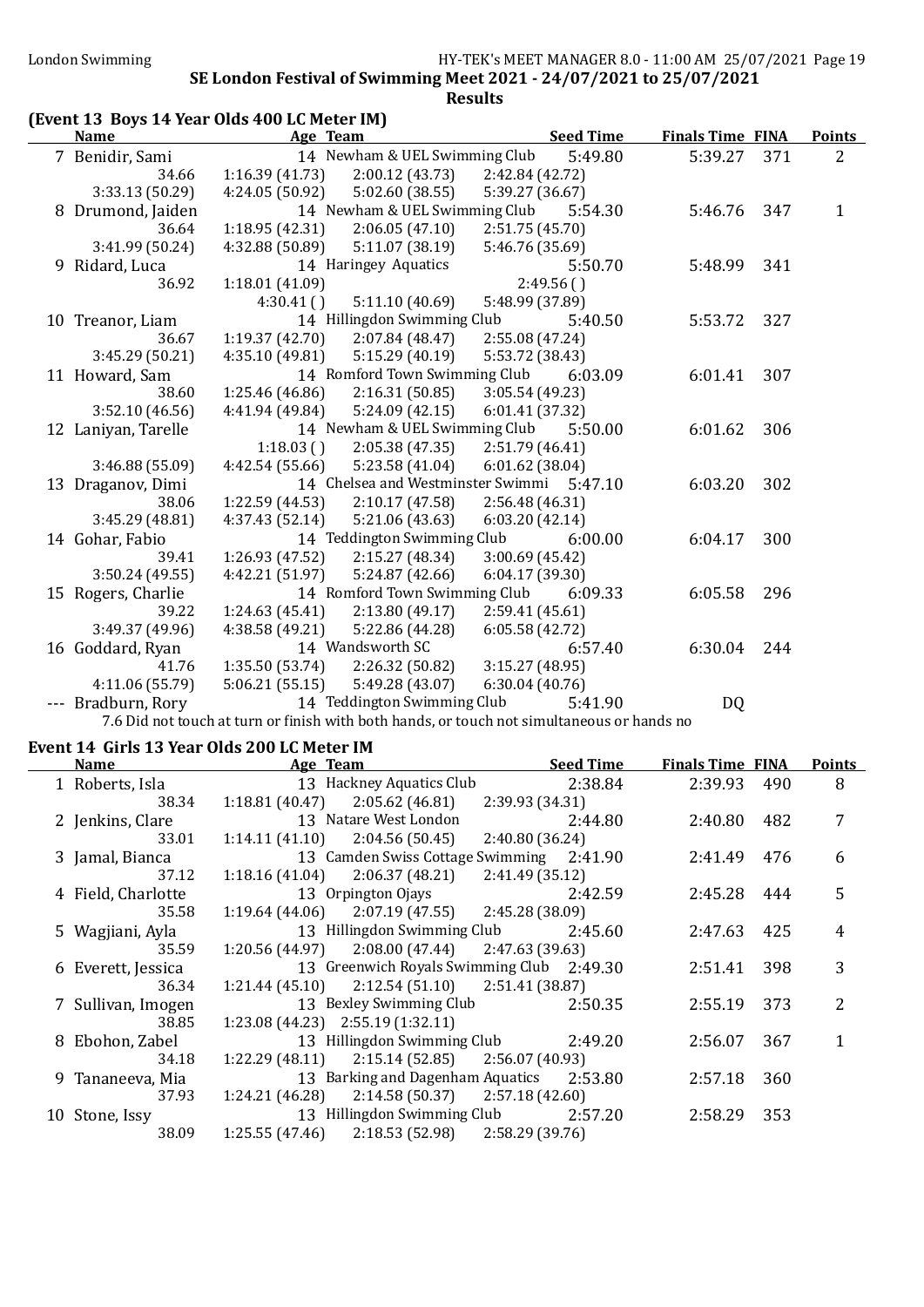SE London Festival of Swimming Meet 2021 - 24/07/2021 to 25/07/2021

**Results**

## (Event 13 Boys 14 Year Olds 400 LC Meter IM)

| | Name | Age | Team | Seed Time | Finals Time | FINA | Points |
|---|---|---|---|---|---|---|---|
| 7 | Benidir, Sami | 14 | Newham & UEL Swimming Club | 5:49.80 | 5:39.27 | 371 | 2 |
| | 34.66 | 1:16.39 (41.73) | 2:00.12 (43.73) | 2:42.84 (42.72) | | | |
| | 3:33.13 (50.29) | 4:24.05 (50.92) | 5:02.60 (38.55) | 5:39.27 (36.67) | | | |
| 8 | Drumond, Jaiden | 14 | Newham & UEL Swimming Club | 5:54.30 | 5:46.76 | 347 | 1 |
| | 36.64 | 1:18.95 (42.31) | 2:06.05 (47.10) | 2:51.75 (45.70) | | | |
| | 3:41.99 (50.24) | 4:32.88 (50.89) | 5:11.07 (38.19) | 5:46.76 (35.69) | | | |
| 9 | Ridard, Luca | 14 | Haringey Aquatics | 5:50.70 | 5:48.99 | 341 | |
| | 36.92 | 1:18.01 (41.09) | | 2:49.56 ( ) | | | |
| | | 4:30.41 ( ) | 5:11.10 (40.69) | 5:48.99 (37.89) | | | |
| 10 | Treanor, Liam | 14 | Hillingdon Swimming Club | 5:40.50 | 5:53.72 | 327 | |
| | 36.67 | 1:19.37 (42.70) | 2:07.84 (48.47) | 2:55.08 (47.24) | | | |
| | 3:45.29 (50.21) | 4:35.10 (49.81) | 5:15.29 (40.19) | 5:53.72 (38.43) | | | |
| 11 | Howard, Sam | 14 | Romford Town Swimming Club | 6:03.09 | 6:01.41 | 307 | |
| | 38.60 | 1:25.46 (46.86) | 2:16.31 (50.85) | 3:05.54 (49.23) | | | |
| | 3:52.10 (46.56) | 4:41.94 (49.84) | 5:24.09 (42.15) | 6:01.41 (37.32) | | | |
| 12 | Laniyan, Tarelle | 14 | Newham & UEL Swimming Club | 5:50.00 | 6:01.62 | 306 | |
| | | 1:18.03 ( ) | 2:05.38 (47.35) | 2:51.79 (46.41) | | | |
| | 3:46.88 (55.09) | 4:42.54 (55.66) | 5:23.58 (41.04) | 6:01.62 (38.04) | | | |
| 13 | Draganov, Dimi | 14 | Chelsea and Westminster Swimmi | 5:47.10 | 6:03.20 | 302 | |
| | 38.06 | 1:22.59 (44.53) | 2:10.17 (47.58) | 2:56.48 (46.31) | | | |
| | 3:45.29 (48.81) | 4:37.43 (52.14) | 5:21.06 (43.63) | 6:03.20 (42.14) | | | |
| 14 | Gohar, Fabio | 14 | Teddington Swimming Club | 6:00.00 | 6:04.17 | 300 | |
| | 39.41 | 1:26.93 (47.52) | 2:15.27 (48.34) | 3:00.69 (45.42) | | | |
| | 3:50.24 (49.55) | 4:42.21 (51.97) | 5:24.87 (42.66) | 6:04.17 (39.30) | | | |
| 15 | Rogers, Charlie | 14 | Romford Town Swimming Club | 6:09.33 | 6:05.58 | 296 | |
| | 39.22 | 1:24.63 (45.41) | 2:13.80 (49.17) | 2:59.41 (45.61) | | | |
| | 3:49.37 (49.96) | 4:38.58 (49.21) | 5:22.86 (44.28) | 6:05.58 (42.72) | | | |
| 16 | Goddard, Ryan | 14 | Wandsworth SC | 6:57.40 | 6:30.04 | 244 | |
| | 41.76 | 1:35.50 (53.74) | 2:26.32 (50.82) | 3:15.27 (48.95) | | | |
| | 4:11.06 (55.79) | 5:06.21 (55.15) | 5:49.28 (43.07) | 6:30.04 (40.76) | | | |
| --- | Bradburn, Rory | 14 | Teddington Swimming Club | 5:41.90 | DQ | | |

7.6 Did not touch at turn or finish with both hands, or touch not simultaneous or hands no

## Event 14 Girls 13 Year Olds 200 LC Meter IM

| | Name | Age | Team | Seed Time | Finals Time | FINA | Points |
|---|---|---|---|---|---|---|---|
| 1 | Roberts, Isla | 13 | Hackney Aquatics Club | 2:38.84 | 2:39.93 | 490 | 8 |
| | 38.34 | 1:18.81 (40.47) | 2:05.62 (46.81) | 2:39.93 (34.31) | | | |
| 2 | Jenkins, Clare | 13 | Natare West London | 2:44.80 | 2:40.80 | 482 | 7 |
| | 33.01 | 1:14.11 (41.10) | 2:04.56 (50.45) | 2:40.80 (36.24) | | | |
| 3 | Jamal, Bianca | 13 | Camden Swiss Cottage Swimming | 2:41.90 | 2:41.49 | 476 | 6 |
| | 37.12 | 1:18.16 (41.04) | 2:06.37 (48.21) | 2:41.49 (35.12) | | | |
| 4 | Field, Charlotte | 13 | Orpington Ojays | 2:42.59 | 2:45.28 | 444 | 5 |
| | 35.58 | 1:19.64 (44.06) | 2:07.19 (47.55) | 2:45.28 (38.09) | | | |
| 5 | Wagjiani, Ayla | 13 | Hillingdon Swimming Club | 2:45.60 | 2:47.63 | 425 | 4 |
| | 35.59 | 1:20.56 (44.97) | 2:08.00 (47.44) | 2:47.63 (39.63) | | | |
| 6 | Everett, Jessica | 13 | Greenwich Royals Swimming Club | 2:49.30 | 2:51.41 | 398 | 3 |
| | 36.34 | 1:21.44 (45.10) | 2:12.54 (51.10) | 2:51.41 (38.87) | | | |
| 7 | Sullivan, Imogen | 13 | Bexley Swimming Club | 2:50.35 | 2:55.19 | 373 | 2 |
| | 38.85 | 1:23.08 (44.23) | 2:55.19 (1:32.11) | | | | |
| 8 | Ebohon, Zabel | 13 | Hillingdon Swimming Club | 2:49.20 | 2:56.07 | 367 | 1 |
| | 34.18 | 1:22.29 (48.11) | 2:15.14 (52.85) | 2:56.07 (40.93) | | | |
| 9 | Tananeeva, Mia | 13 | Barking and Dagenham Aquatics | 2:53.80 | 2:57.18 | 360 | |
| | 37.93 | 1:24.21 (46.28) | 2:14.58 (50.37) | 2:57.18 (42.60) | | | |
| 10 | Stone, Issy | 13 | Hillingdon Swimming Club | 2:57.20 | 2:58.29 | 353 | |
| | 38.09 | 1:25.55 (47.46) | 2:18.53 (52.98) | 2:58.29 (39.76) | | | |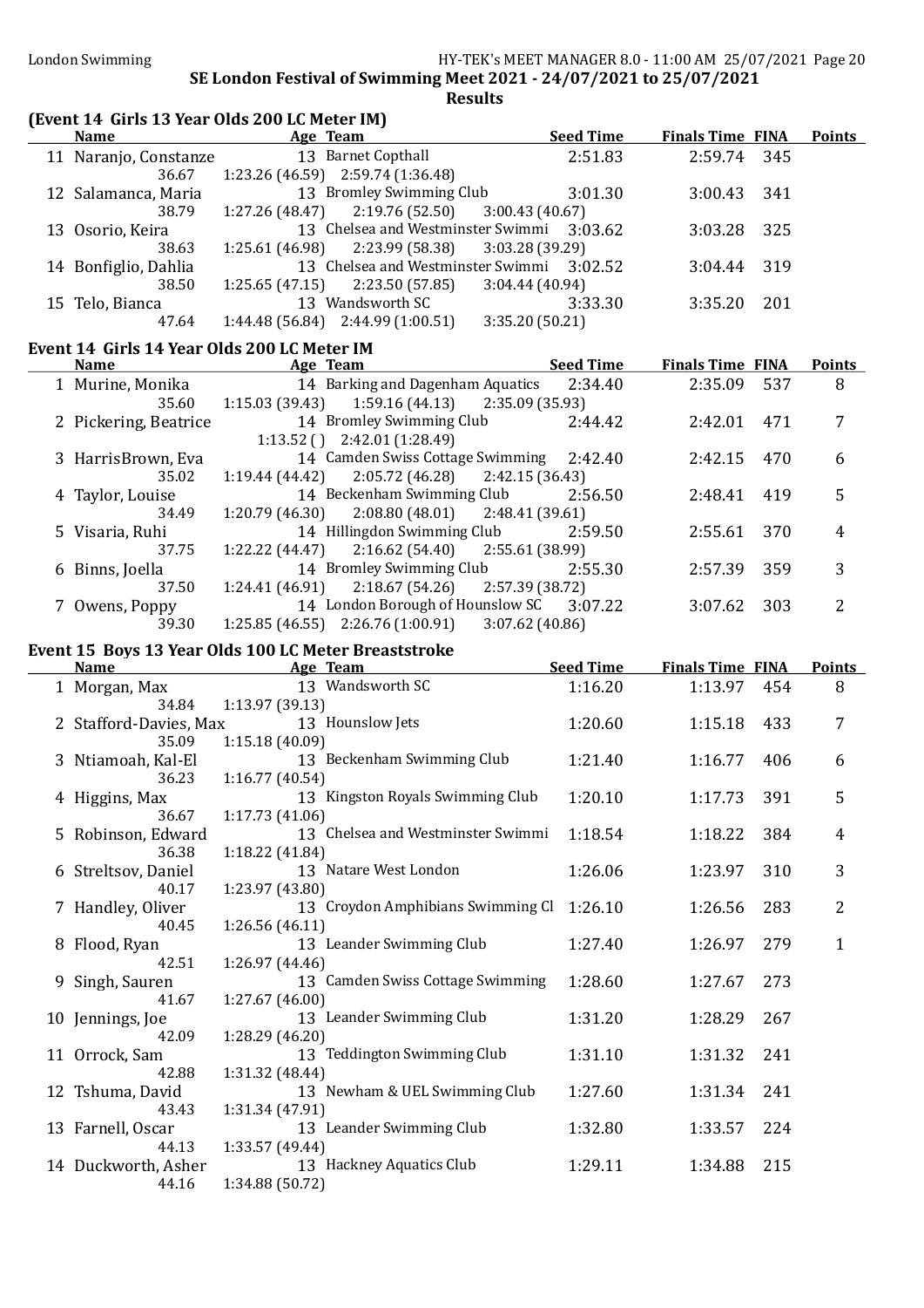SE London Festival of Swimming Meet 2021 - 24/07/2021 to 25/07/2021

**Results**

## (Event 14 Girls 13 Year Olds 200 LC Meter IM)

| | Name | Age | Team | Seed Time | Finals Time | FINA | Points |
|---|---|---|---|---|---|---|---|
| 11 | Naranjo, Constanze | 13 | Barnet Copthall | 2:51.83 | 2:59.74 | 345 | |
| | 36.67 | | 1:23.26 (46.59) 2:59.74 (1:36.48) | | | | |
| 12 | Salamanca, Maria | 13 | Bromley Swimming Club | 3:01.30 | 3:00.43 | 341 | |
| | 38.79 | | 1:27.26 (48.47) 2:19.76 (52.50) 3:00.43 (40.67) | | | | |
| 13 | Osorio, Keira | 13 | Chelsea and Westminster Swimmi | 3:03.62 | 3:03.28 | 325 | |
| | 38.63 | | 1:25.61 (46.98) 2:23.99 (58.38) 3:03.28 (39.29) | | | | |
| 14 | Bonfiglio, Dahlia | 13 | Chelsea and Westminster Swimmi | 3:02.52 | 3:04.44 | 319 | |
| | 38.50 | | 1:25.65 (47.15) 2:23.50 (57.85) 3:04.44 (40.94) | | | | |
| 15 | Telo, Bianca | 13 | Wandsworth SC | 3:33.30 | 3:35.20 | 201 | |
| | 47.64 | | 1:44.48 (56.84) 2:44.99 (1:00.51) 3:35.20 (50.21) | | | | |

## Event 14 Girls 14 Year Olds 200 LC Meter IM

| | Name | Age | Team | Seed Time | Finals Time | FINA | Points |
|---|---|---|---|---|---|---|---|
| 1 | Murine, Monika | 14 | Barking and Dagenham Aquatics | 2:34.40 | 2:35.09 | 537 | 8 |
| | 35.60 | | 1:15.03 (39.43) 1:59.16 (44.13) 2:35.09 (35.93) | | | | |
| 2 | Pickering, Beatrice | 14 | Bromley Swimming Club | 2:44.42 | 2:42.01 | 471 | 7 |
| | | | 1:13.52 ( ) 2:42.01 (1:28.49) | | | | |
| 3 | HarrisBrown, Eva | 14 | Camden Swiss Cottage Swimming | 2:42.40 | 2:42.15 | 470 | 6 |
| | 35.02 | | 1:19.44 (44.42) 2:05.72 (46.28) 2:42.15 (36.43) | | | | |
| 4 | Taylor, Louise | 14 | Beckenham Swimming Club | 2:56.50 | 2:48.41 | 419 | 5 |
| | 34.49 | | 1:20.79 (46.30) 2:08.80 (48.01) 2:48.41 (39.61) | | | | |
| 5 | Visaria, Ruhi | 14 | Hillingdon Swimming Club | 2:59.50 | 2:55.61 | 370 | 4 |
| | 37.75 | | 1:22.22 (44.47) 2:16.62 (54.40) 2:55.61 (38.99) | | | | |
| 6 | Binns, Joella | 14 | Bromley Swimming Club | 2:55.30 | 2:57.39 | 359 | 3 |
| | 37.50 | | 1:24.41 (46.91) 2:18.67 (54.26) 2:57.39 (38.72) | | | | |
| 7 | Owens, Poppy | 14 | London Borough of Hounslow SC | 3:07.22 | 3:07.62 | 303 | 2 |
| | 39.30 | | 1:25.85 (46.55) 2:26.76 (1:00.91) 3:07.62 (40.86) | | | | |

## Event 15 Boys 13 Year Olds 100 LC Meter Breaststroke

| | Name | Age | Team | Seed Time | Finals Time | FINA | Points |
|---|---|---|---|---|---|---|---|
| 1 | Morgan, Max | 13 | Wandsworth SC | 1:16.20 | 1:13.97 | 454 | 8 |
| | 34.84 | | 1:13.97 (39.13) | | | | |
| 2 | Stafford-Davies, Max | 13 | Hounslow Jets | 1:20.60 | 1:15.18 | 433 | 7 |
| | 35.09 | | 1:15.18 (40.09) | | | | |
| 3 | Ntiamoah, Kal-El | 13 | Beckenham Swimming Club | 1:21.40 | 1:16.77 | 406 | 6 |
| | 36.23 | | 1:16.77 (40.54) | | | | |
| 4 | Higgins, Max | 13 | Kingston Royals Swimming Club | 1:20.10 | 1:17.73 | 391 | 5 |
| | 36.67 | | 1:17.73 (41.06) | | | | |
| 5 | Robinson, Edward | 13 | Chelsea and Westminster Swimmi | 1:18.54 | 1:18.22 | 384 | 4 |
| | 36.38 | | 1:18.22 (41.84) | | | | |
| 6 | Streltsov, Daniel | 13 | Natare West London | 1:26.06 | 1:23.97 | 310 | 3 |
| | 40.17 | | 1:23.97 (43.80) | | | | |
| 7 | Handley, Oliver | 13 | Croydon Amphibians Swimming Cl | 1:26.10 | 1:26.56 | 283 | 2 |
| | 40.45 | | 1:26.56 (46.11) | | | | |
| 8 | Flood, Ryan | 13 | Leander Swimming Club | 1:27.40 | 1:26.97 | 279 | 1 |
| | 42.51 | | 1:26.97 (44.46) | | | | |
| 9 | Singh, Sauren | 13 | Camden Swiss Cottage Swimming | 1:28.60 | 1:27.67 | 273 | |
| | 41.67 | | 1:27.67 (46.00) | | | | |
| 10 | Jennings, Joe | 13 | Leander Swimming Club | 1:31.20 | 1:28.29 | 267 | |
| | 42.09 | | 1:28.29 (46.20) | | | | |
| 11 | Orrock, Sam | 13 | Teddington Swimming Club | 1:31.10 | 1:31.32 | 241 | |
| | 42.88 | | 1:31.32 (48.44) | | | | |
| 12 | Tshuma, David | 13 | Newham & UEL Swimming Club | 1:27.60 | 1:31.34 | 241 | |
| | 43.43 | | 1:31.34 (47.91) | | | | |
| 13 | Farnell, Oscar | 13 | Leander Swimming Club | 1:32.80 | 1:33.57 | 224 | |
| | 44.13 | | 1:33.57 (49.44) | | | | |
| 14 | Duckworth, Asher | 13 | Hackney Aquatics Club | 1:29.11 | 1:34.88 | 215 | |
| | 44.16 | | 1:34.88 (50.72) | | | | |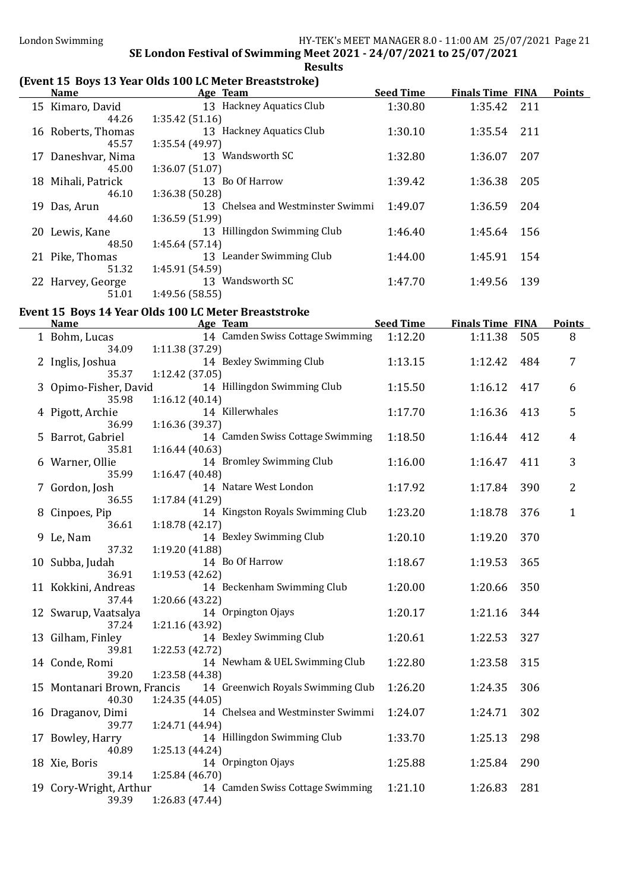## SE London Festival of Swimming Meet 2021 - 24/07/2021 to 25/07/2021

### Results

### (Event 15 Boys 13 Year Olds 100 LC Meter Breaststroke)

| | Name | Age | Team | Seed Time | Finals Time | FINA | Points |
|---|---|---|---|---|---|---|---|
| 15 | Kimaro, David | 13 | Hackney Aquatics Club | 1:30.80 | 1:35.42 | 211 | |
| | 44.26 | 1:35.42 (51.16) | | | | | |
| 16 | Roberts, Thomas | 13 | Hackney Aquatics Club | 1:30.10 | 1:35.54 | 211 | |
| | 45.57 | 1:35.54 (49.97) | | | | | |
| 17 | Daneshvar, Nima | 13 | Wandsworth SC | 1:32.80 | 1:36.07 | 207 | |
| | 45.00 | 1:36.07 (51.07) | | | | | |
| 18 | Mihali, Patrick | 13 | Bo Of Harrow | 1:39.42 | 1:36.38 | 205 | |
| | 46.10 | 1:36.38 (50.28) | | | | | |
| 19 | Das, Arun | 13 | Chelsea and Westminster Swimmi | 1:49.07 | 1:36.59 | 204 | |
| | 44.60 | 1:36.59 (51.99) | | | | | |
| 20 | Lewis, Kane | 13 | Hillingdon Swimming Club | 1:46.40 | 1:45.64 | 156 | |
| | 48.50 | 1:45.64 (57.14) | | | | | |
| 21 | Pike, Thomas | 13 | Leander Swimming Club | 1:44.00 | 1:45.91 | 154 | |
| | 51.32 | 1:45.91 (54.59) | | | | | |
| 22 | Harvey, George | 13 | Wandsworth SC | 1:47.70 | 1:49.56 | 139 | |
| | 51.01 | 1:49.56 (58.55) | | | | | |

### Event 15 Boys 14 Year Olds 100 LC Meter Breaststroke

| | Name | Age | Team | Seed Time | Finals Time | FINA | Points |
|---|---|---|---|---|---|---|---|
| 1 | Bohm, Lucas | 14 | Camden Swiss Cottage Swimming | 1:12.20 | 1:11.38 | 505 | 8 |
| | 34.09 | 1:11.38 (37.29) | | | | | |
| 2 | Inglis, Joshua | 14 | Bexley Swimming Club | 1:13.15 | 1:12.42 | 484 | 7 |
| | 35.37 | 1:12.42 (37.05) | | | | | |
| 3 | Opimo-Fisher, David | 14 | Hillingdon Swimming Club | 1:15.50 | 1:16.12 | 417 | 6 |
| | 35.98 | 1:16.12 (40.14) | | | | | |
| 4 | Pigott, Archie | 14 | Killerwhales | 1:17.70 | 1:16.36 | 413 | 5 |
| | 36.99 | 1:16.36 (39.37) | | | | | |
| 5 | Barrot, Gabriel | 14 | Camden Swiss Cottage Swimming | 1:18.50 | 1:16.44 | 412 | 4 |
| | 35.81 | 1:16.44 (40.63) | | | | | |
| 6 | Warner, Ollie | 14 | Bromley Swimming Club | 1:16.00 | 1:16.47 | 411 | 3 |
| | 35.99 | 1:16.47 (40.48) | | | | | |
| 7 | Gordon, Josh | 14 | Natare West London | 1:17.92 | 1:17.84 | 390 | 2 |
| | 36.55 | 1:17.84 (41.29) | | | | | |
| 8 | Cinpoes, Pip | 14 | Kingston Royals Swimming Club | 1:23.20 | 1:18.78 | 376 | 1 |
| | 36.61 | 1:18.78 (42.17) | | | | | |
| 9 | Le, Nam | 14 | Bexley Swimming Club | 1:20.10 | 1:19.20 | 370 | |
| | 37.32 | 1:19.20 (41.88) | | | | | |
| 10 | Subba, Judah | 14 | Bo Of Harrow | 1:18.67 | 1:19.53 | 365 | |
| | 36.91 | 1:19.53 (42.62) | | | | | |
| 11 | Kokkini, Andreas | 14 | Beckenham Swimming Club | 1:20.00 | 1:20.66 | 350 | |
| | 37.44 | 1:20.66 (43.22) | | | | | |
| 12 | Swarup, Vaatsalya | 14 | Orpington Ojays | 1:20.17 | 1:21.16 | 344 | |
| | 37.24 | 1:21.16 (43.92) | | | | | |
| 13 | Gilham, Finley | 14 | Bexley Swimming Club | 1:20.61 | 1:22.53 | 327 | |
| | 39.81 | 1:22.53 (42.72) | | | | | |
| 14 | Conde, Romi | 14 | Newham & UEL Swimming Club | 1:22.80 | 1:23.58 | 315 | |
| | 39.20 | 1:23.58 (44.38) | | | | | |
| 15 | Montanari Brown, Francis | 14 | Greenwich Royals Swimming Club | 1:26.20 | 1:24.35 | 306 | |
| | 40.30 | 1:24.35 (44.05) | | | | | |
| 16 | Draganov, Dimi | 14 | Chelsea and Westminster Swimmi | 1:24.07 | 1:24.71 | 302 | |
| | 39.77 | 1:24.71 (44.94) | | | | | |
| 17 | Bowley, Harry | 14 | Hillingdon Swimming Club | 1:33.70 | 1:25.13 | 298 | |
| | 40.89 | 1:25.13 (44.24) | | | | | |
| 18 | Xie, Boris | 14 | Orpington Ojays | 1:25.88 | 1:25.84 | 290 | |
| | 39.14 | 1:25.84 (46.70) | | | | | |
| 19 | Cory-Wright, Arthur | 14 | Camden Swiss Cottage Swimming | 1:21.10 | 1:26.83 | 281 | |
| | 39.39 | 1:26.83 (47.44) | | | | | |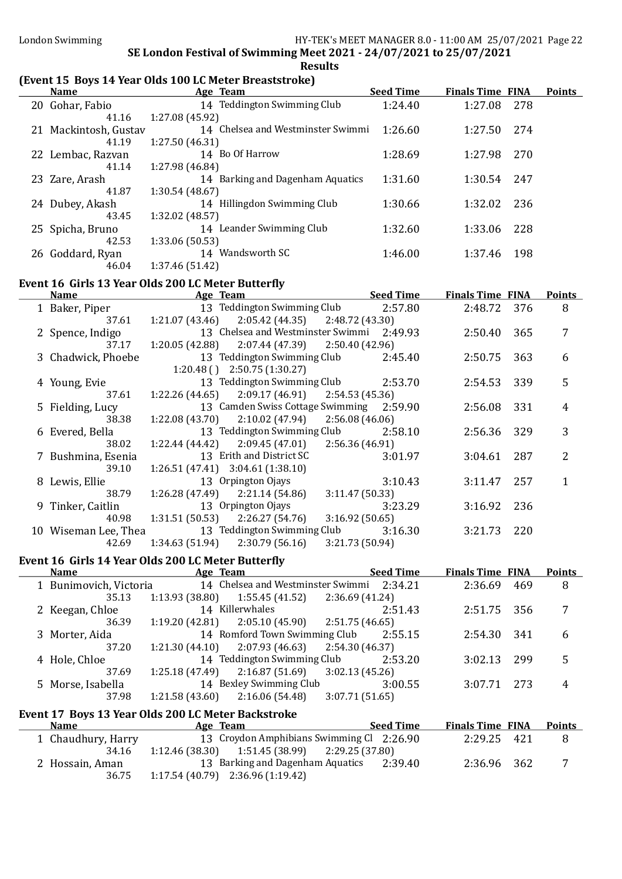## SE London Festival of Swimming Meet 2021 - 24/07/2021 to 25/07/2021

### Results

### (Event 15 Boys 14 Year Olds 100 LC Meter Breaststroke)

| | Name | Age | Team | Seed Time | Finals Time | FINA | Points |
|---|---|---|---|---|---|---|---|
| 20 | Gohar, Fabio | 14 | Teddington Swimming Club | 1:24.40 | 1:27.08 | 278 | |
| | 41.16 | 1:27.08 (45.92) | | | | | |
| 21 | Mackintosh, Gustav | 14 | Chelsea and Westminster Swimmi | 1:26.60 | 1:27.50 | 274 | |
| | 41.19 | 1:27.50 (46.31) | | | | | |
| 22 | Lembac, Razvan | 14 | Bo Of Harrow | 1:28.69 | 1:27.98 | 270 | |
| | 41.14 | 1:27.98 (46.84) | | | | | |
| 23 | Zare, Arash | 14 | Barking and Dagenham Aquatics | 1:31.60 | 1:30.54 | 247 | |
| | 41.87 | 1:30.54 (48.67) | | | | | |
| 24 | Dubey, Akash | 14 | Hillingdon Swimming Club | 1:30.66 | 1:32.02 | 236 | |
| | 43.45 | 1:32.02 (48.57) | | | | | |
| 25 | Spicha, Bruno | 14 | Leander Swimming Club | 1:32.60 | 1:33.06 | 228 | |
| | 42.53 | 1:33.06 (50.53) | | | | | |
| 26 | Goddard, Ryan | 14 | Wandsworth SC | 1:46.00 | 1:37.46 | 198 | |
| | 46.04 | 1:37.46 (51.42) | | | | | |

### Event 16 Girls 13 Year Olds 200 LC Meter Butterfly

| | Name | Age | Team | Seed Time | Finals Time | FINA | Points |
|---|---|---|---|---|---|---|---|
| 1 | Baker, Piper | 13 | Teddington Swimming Club | 2:57.80 | 2:48.72 | 376 | 8 |
| | 37.61 | 1:21.07 (43.46) | 2:05.42 (44.35) | 2:48.72 (43.30) | | | |
| 2 | Spence, Indigo | 13 | Chelsea and Westminster Swimmi | 2:49.93 | 2:50.40 | 365 | 7 |
| | 37.17 | 1:20.05 (42.88) | 2:07.44 (47.39) | 2:50.40 (42.96) | | | |
| 3 | Chadwick, Phoebe | 13 | Teddington Swimming Club | 2:45.40 | 2:50.75 | 363 | 6 |
| | | 1:20.48 ( ) | 2:50.75 (1:30.27) | | | | |
| 4 | Young, Evie | 13 | Teddington Swimming Club | 2:53.70 | 2:54.53 | 339 | 5 |
| | 37.61 | 1:22.26 (44.65) | 2:09.17 (46.91) | 2:54.53 (45.36) | | | |
| 5 | Fielding, Lucy | 13 | Camden Swiss Cottage Swimming | 2:59.90 | 2:56.08 | 331 | 4 |
| | 38.38 | 1:22.08 (43.70) | 2:10.02 (47.94) | 2:56.08 (46.06) | | | |
| 6 | Evered, Bella | 13 | Teddington Swimming Club | 2:58.10 | 2:56.36 | 329 | 3 |
| | 38.02 | 1:22.44 (44.42) | 2:09.45 (47.01) | 2:56.36 (46.91) | | | |
| 7 | Bushmina, Esenia | 13 | Erith and District SC | 3:01.97 | 3:04.61 | 287 | 2 |
| | 39.10 | 1:26.51 (47.41) | 3:04.61 (1:38.10) | | | | |
| 8 | Lewis, Ellie | 13 | Orpington Ojays | 3:10.43 | 3:11.47 | 257 | 1 |
| | 38.79 | 1:26.28 (47.49) | 2:21.14 (54.86) | 3:11.47 (50.33) | | | |
| 9 | Tinker, Caitlin | 13 | Orpington Ojays | 3:23.29 | 3:16.92 | 236 | |
| | 40.98 | 1:31.51 (50.53) | 2:26.27 (54.76) | 3:16.92 (50.65) | | | |
| 10 | Wiseman Lee, Thea | 13 | Teddington Swimming Club | 3:16.30 | 3:21.73 | 220 | |
| | 42.69 | 1:34.63 (51.94) | 2:30.79 (56.16) | 3:21.73 (50.94) | | | |

### Event 16 Girls 14 Year Olds 200 LC Meter Butterfly

| | Name | Age | Team | Seed Time | Finals Time | FINA | Points |
|---|---|---|---|---|---|---|---|
| 1 | Bunimovich, Victoria | 14 | Chelsea and Westminster Swimmi | 2:34.21 | 2:36.69 | 469 | 8 |
| | 35.13 | 1:13.93 (38.80) | 1:55.45 (41.52) | 2:36.69 (41.24) | | | |
| 2 | Keegan, Chloe | 14 | Killerwhales | 2:51.43 | 2:51.75 | 356 | 7 |
| | 36.39 | 1:19.20 (42.81) | 2:05.10 (45.90) | 2:51.75 (46.65) | | | |
| 3 | Morter, Aida | 14 | Romford Town Swimming Club | 2:55.15 | 2:54.30 | 341 | 6 |
| | 37.20 | 1:21.30 (44.10) | 2:07.93 (46.63) | 2:54.30 (46.37) | | | |
| 4 | Hole, Chloe | 14 | Teddington Swimming Club | 2:53.20 | 3:02.13 | 299 | 5 |
| | 37.69 | 1:25.18 (47.49) | 2:16.87 (51.69) | 3:02.13 (45.26) | | | |
| 5 | Morse, Isabella | 14 | Bexley Swimming Club | 3:00.55 | 3:07.71 | 273 | 4 |
| | 37.98 | 1:21.58 (43.60) | 2:16.06 (54.48) | 3:07.71 (51.65) | | | |

### Event 17 Boys 13 Year Olds 200 LC Meter Backstroke

| | Name | Age | Team | Seed Time | Finals Time | FINA | Points |
|---|---|---|---|---|---|---|---|
| 1 | Chaudhury, Harry | 13 | Croydon Amphibians Swimming Cl | 2:26.90 | 2:29.25 | 421 | 8 |
| | 34.16 | 1:12.46 (38.30) | 1:51.45 (38.99) | 2:29.25 (37.80) | | | |
| 2 | Hossain, Aman | 13 | Barking and Dagenham Aquatics | 2:39.40 | 2:36.96 | 362 | 7 |
| | 36.75 | 1:17.54 (40.79) | 2:36.96 (1:19.42) | | | | |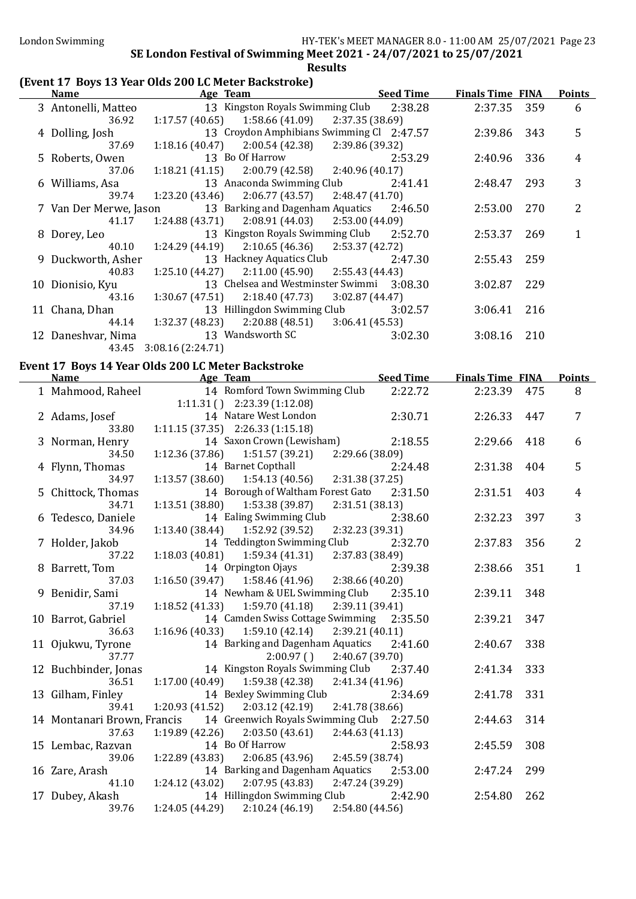SE London Festival of Swimming Meet 2021 - 24/07/2021 to 25/07/2021

**Results**

## (Event 17 Boys 13 Year Olds 200 LC Meter Backstroke)

| | Name | Age | Team | Seed Time | Finals Time | FINA | Points |
|---|---|---|---|---|---|---|---|
| 3 | Antonelli, Matteo | 13 | Kingston Royals Swimming Club | 2:38.28 | 2:37.35 | 359 | 6 |
| | 36.92 | 1:17.57 (40.65) | 1:58.66 (41.09) | 2:37.35 (38.69) | | | |
| 4 | Dolling, Josh | 13 | Croydon Amphibians Swimming Cl | 2:47.57 | 2:39.86 | 343 | 5 |
| | 37.69 | 1:18.16 (40.47) | 2:00.54 (42.38) | 2:39.86 (39.32) | | | |
| 5 | Roberts, Owen | 13 | Bo Of Harrow | 2:53.29 | 2:40.96 | 336 | 4 |
| | 37.06 | 1:18.21 (41.15) | 2:00.79 (42.58) | 2:40.96 (40.17) | | | |
| 6 | Williams, Asa | 13 | Anaconda Swimming Club | 2:41.41 | 2:48.47 | 293 | 3 |
| | 39.74 | 1:23.20 (43.46) | 2:06.77 (43.57) | 2:48.47 (41.70) | | | |
| 7 | Van Der Merwe, Jason | 13 | Barking and Dagenham Aquatics | 2:46.50 | 2:53.00 | 270 | 2 |
| | 41.17 | 1:24.88 (43.71) | 2:08.91 (44.03) | 2:53.00 (44.09) | | | |
| 8 | Dorey, Leo | 13 | Kingston Royals Swimming Club | 2:52.70 | 2:53.37 | 269 | 1 |
| | 40.10 | 1:24.29 (44.19) | 2:10.65 (46.36) | 2:53.37 (42.72) | | | |
| 9 | Duckworth, Asher | 13 | Hackney Aquatics Club | 2:47.30 | 2:55.43 | 259 | |
| | 40.83 | 1:25.10 (44.27) | 2:11.00 (45.90) | 2:55.43 (44.43) | | | |
| 10 | Dionisio, Kyu | 13 | Chelsea and Westminster Swimmi | 3:08.30 | 3:02.87 | 229 | |
| | 43.16 | 1:30.67 (47.51) | 2:18.40 (47.73) | 3:02.87 (44.47) | | | |
| 11 | Chana, Dhan | 13 | Hillingdon Swimming Club | 3:02.57 | 3:06.41 | 216 | |
| | 44.14 | 1:32.37 (48.23) | 2:20.88 (48.51) | 3:06.41 (45.53) | | | |
| 12 | Daneshvar, Nima | 13 | Wandsworth SC | 3:02.30 | 3:08.16 | 210 | |
| | 43.45 | 3:08.16 (2:24.71) | | | | | |

## Event 17 Boys 14 Year Olds 200 LC Meter Backstroke

| | Name | Age | Team | Seed Time | Finals Time | FINA | Points |
|---|---|---|---|---|---|---|---|
| 1 | Mahmood, Raheel | 14 | Romford Town Swimming Club | 2:22.72 | 2:23.39 | 475 | 8 |
| | | 1:11.31 ( ) | 2:23.39 (1:12.08) | | | | |
| 2 | Adams, Josef | 14 | Natare West London | 2:30.71 | 2:26.33 | 447 | 7 |
| | 33.80 | 1:11.15 (37.35) | 2:26.33 (1:15.18) | | | | |
| 3 | Norman, Henry | 14 | Saxon Crown (Lewisham) | 2:18.55 | 2:29.66 | 418 | 6 |
| | 34.50 | 1:12.36 (37.86) | 1:51.57 (39.21) | 2:29.66 (38.09) | | | |
| 4 | Flynn, Thomas | 14 | Barnet Copthall | 2:24.48 | 2:31.38 | 404 | 5 |
| | 34.97 | 1:13.57 (38.60) | 1:54.13 (40.56) | 2:31.38 (37.25) | | | |
| 5 | Chittock, Thomas | 14 | Borough of Waltham Forest Gato | 2:31.50 | 2:31.51 | 403 | 4 |
| | 34.71 | 1:13.51 (38.80) | 1:53.38 (39.87) | 2:31.51 (38.13) | | | |
| 6 | Tedesco, Daniele | 14 | Ealing Swimming Club | 2:38.60 | 2:32.23 | 397 | 3 |
| | 34.96 | 1:13.40 (38.44) | 1:52.92 (39.52) | 2:32.23 (39.31) | | | |
| 7 | Holder, Jakob | 14 | Teddington Swimming Club | 2:32.70 | 2:37.83 | 356 | 2 |
| | 37.22 | 1:18.03 (40.81) | 1:59.34 (41.31) | 2:37.83 (38.49) | | | |
| 8 | Barrett, Tom | 14 | Orpington Ojays | 2:39.38 | 2:38.66 | 351 | 1 |
| | 37.03 | 1:16.50 (39.47) | 1:58.46 (41.96) | 2:38.66 (40.20) | | | |
| 9 | Benidir, Sami | 14 | Newham & UEL Swimming Club | 2:35.10 | 2:39.11 | 348 | |
| | 37.19 | 1:18.52 (41.33) | 1:59.70 (41.18) | 2:39.11 (39.41) | | | |
| 10 | Barrot, Gabriel | 14 | Camden Swiss Cottage Swimming | 2:35.50 | 2:39.21 | 347 | |
| | 36.63 | 1:16.96 (40.33) | 1:59.10 (42.14) | 2:39.21 (40.11) | | | |
| 11 | Ojukwu, Tyrone | 14 | Barking and Dagenham Aquatics | 2:41.60 | 2:40.67 | 338 | |
| | 37.77 | | 2:00.97 ( ) | 2:40.67 (39.70) | | | |
| 12 | Buchbinder, Jonas | 14 | Kingston Royals Swimming Club | 2:37.40 | 2:41.34 | 333 | |
| | 36.51 | 1:17.00 (40.49) | 1:59.38 (42.38) | 2:41.34 (41.96) | | | |
| 13 | Gilham, Finley | 14 | Bexley Swimming Club | 2:34.69 | 2:41.78 | 331 | |
| | 39.41 | 1:20.93 (41.52) | 2:03.12 (42.19) | 2:41.78 (38.66) | | | |
| 14 | Montanari Brown, Francis | 14 | Greenwich Royals Swimming Club | 2:27.50 | 2:44.63 | 314 | |
| | 37.63 | 1:19.89 (42.26) | 2:03.50 (43.61) | 2:44.63 (41.13) | | | |
| 15 | Lembac, Razvan | 14 | Bo Of Harrow | 2:58.93 | 2:45.59 | 308 | |
| | 39.06 | 1:22.89 (43.83) | 2:06.85 (43.96) | 2:45.59 (38.74) | | | |
| 16 | Zare, Arash | 14 | Barking and Dagenham Aquatics | 2:53.00 | 2:47.24 | 299 | |
| | 41.10 | 1:24.12 (43.02) | 2:07.95 (43.83) | 2:47.24 (39.29) | | | |
| 17 | Dubey, Akash | 14 | Hillingdon Swimming Club | 2:42.90 | 2:54.80 | 262 | |
| | 39.76 | 1:24.05 (44.29) | 2:10.24 (46.19) | 2:54.80 (44.56) | | | |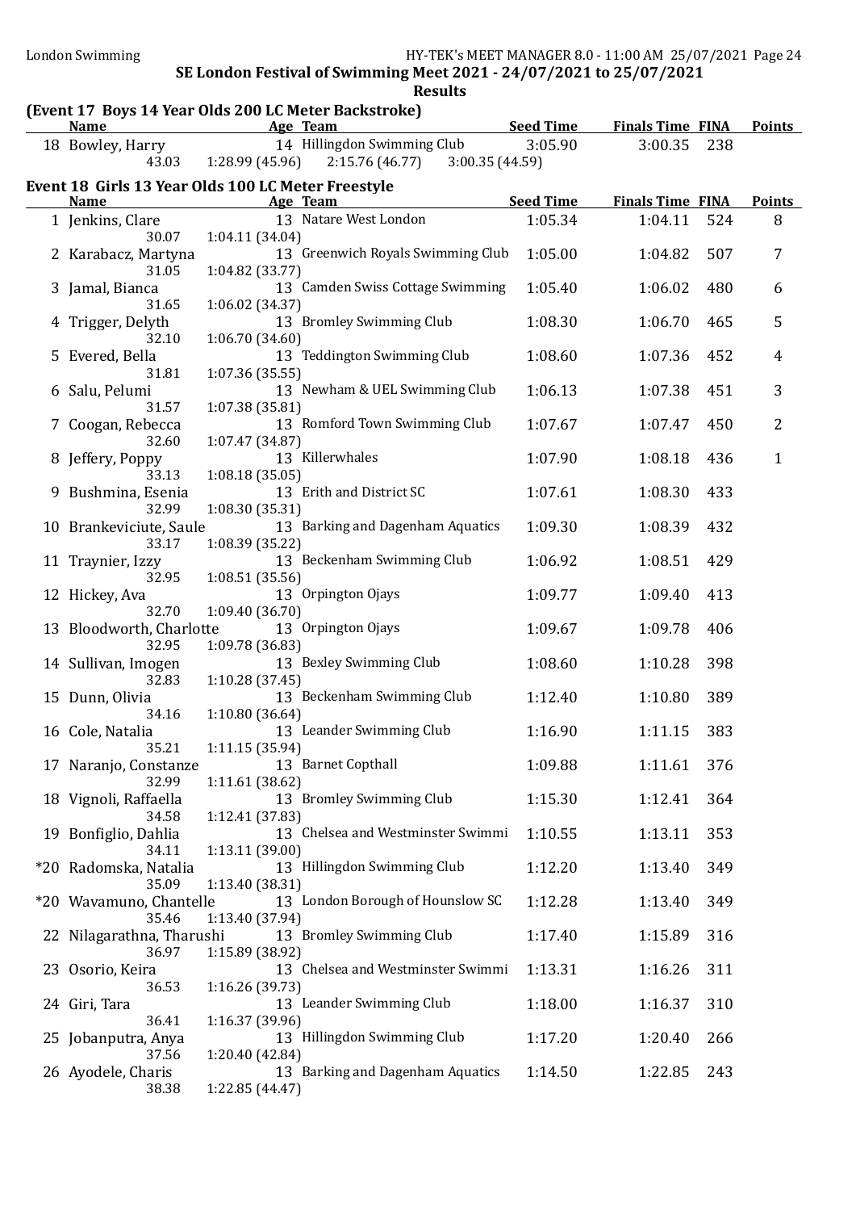SE London Festival of Swimming Meet 2021 - 24/07/2021 to 25/07/2021

Results

## (Event 17 Boys 14 Year Olds 200 LC Meter Backstroke)

| Name | Age | Team | Seed Time | Finals Time | FINA | Points |
|---|---|---|---|---|---|---|
| 18 Bowley, Harry | 14 | Hillingdon Swimming Club | 3:05.90 | 3:00.35 | 238 | |
| 43.03 | 1:28.99 (45.96) | 2:15.76 (46.77) | 3:00.35 (44.59) | | | |

## Event 18 Girls 13 Year Olds 100 LC Meter Freestyle

| Name | Age | Team | Seed Time | Finals Time | FINA | Points |
|---|---|---|---|---|---|---|
| 1 Jenkins, Clare | 13 | Natare West London | 1:05.34 | 1:04.11 | 524 | 8 |
| 30.07 | 1:04.11 (34.04) | | | | | |
| 2 Karabacz, Martyna | 13 | Greenwich Royals Swimming Club | 1:05.00 | 1:04.82 | 507 | 7 |
| 31.05 | 1:04.82 (33.77) | | | | | |
| 3 Jamal, Bianca | 13 | Camden Swiss Cottage Swimming | 1:05.40 | 1:06.02 | 480 | 6 |
| 31.65 | 1:06.02 (34.37) | | | | | |
| 4 Trigger, Delyth | 13 | Bromley Swimming Club | 1:08.30 | 1:06.70 | 465 | 5 |
| 32.10 | 1:06.70 (34.60) | | | | | |
| 5 Evered, Bella | 13 | Teddington Swimming Club | 1:08.60 | 1:07.36 | 452 | 4 |
| 31.81 | 1:07.36 (35.55) | | | | | |
| 6 Salu, Pelumi | 13 | Newham & UEL Swimming Club | 1:06.13 | 1:07.38 | 451 | 3 |
| 31.57 | 1:07.38 (35.81) | | | | | |
| 7 Coogan, Rebecca | 13 | Romford Town Swimming Club | 1:07.67 | 1:07.47 | 450 | 2 |
| 32.60 | 1:07.47 (34.87) | | | | | |
| 8 Jeffery, Poppy | 13 | Killerwhales | 1:07.90 | 1:08.18 | 436 | 1 |
| 33.13 | 1:08.18 (35.05) | | | | | |
| 9 Bushmina, Esenia | 13 | Erith and District SC | 1:07.61 | 1:08.30 | 433 | |
| 32.99 | 1:08.30 (35.31) | | | | | |
| 10 Brankeviciute, Saule | 13 | Barking and Dagenham Aquatics | 1:09.30 | 1:08.39 | 432 | |
| 33.17 | 1:08.39 (35.22) | | | | | |
| 11 Traynier, Izzy | 13 | Beckenham Swimming Club | 1:06.92 | 1:08.51 | 429 | |
| 32.95 | 1:08.51 (35.56) | | | | | |
| 12 Hickey, Ava | 13 | Orpington Ojays | 1:09.77 | 1:09.40 | 413 | |
| 32.70 | 1:09.40 (36.70) | | | | | |
| 13 Bloodworth, Charlotte | 13 | Orpington Ojays | 1:09.67 | 1:09.78 | 406 | |
| 32.95 | 1:09.78 (36.83) | | | | | |
| 14 Sullivan, Imogen | 13 | Bexley Swimming Club | 1:08.60 | 1:10.28 | 398 | |
| 32.83 | 1:10.28 (37.45) | | | | | |
| 15 Dunn, Olivia | 13 | Beckenham Swimming Club | 1:12.40 | 1:10.80 | 389 | |
| 34.16 | 1:10.80 (36.64) | | | | | |
| 16 Cole, Natalia | 13 | Leander Swimming Club | 1:16.90 | 1:11.15 | 383 | |
| 35.21 | 1:11.15 (35.94) | | | | | |
| 17 Naranjo, Constanze | 13 | Barnet Copthall | 1:09.88 | 1:11.61 | 376 | |
| 32.99 | 1:11.61 (38.62) | | | | | |
| 18 Vignoli, Raffaella | 13 | Bromley Swimming Club | 1:15.30 | 1:12.41 | 364 | |
| 34.58 | 1:12.41 (37.83) | | | | | |
| 19 Bonfiglio, Dahlia | 13 | Chelsea and Westminster Swimmi | 1:10.55 | 1:13.11 | 353 | |
| 34.11 | 1:13.11 (39.00) | | | | | |
| *20 Radomska, Natalia | 13 | Hillingdon Swimming Club | 1:12.20 | 1:13.40 | 349 | |
| 35.09 | 1:13.40 (38.31) | | | | | |
| *20 Wavamuno, Chantelle | 13 | London Borough of Hounslow SC | 1:12.28 | 1:13.40 | 349 | |
| 35.46 | 1:13.40 (37.94) | | | | | |
| 22 Nilagarathna, Tharushi | 13 | Bromley Swimming Club | 1:17.40 | 1:15.89 | 316 | |
| 36.97 | 1:15.89 (38.92) | | | | | |
| 23 Osorio, Keira | 13 | Chelsea and Westminster Swimmi | 1:13.31 | 1:16.26 | 311 | |
| 36.53 | 1:16.26 (39.73) | | | | | |
| 24 Giri, Tara | 13 | Leander Swimming Club | 1:18.00 | 1:16.37 | 310 | |
| 36.41 | 1:16.37 (39.96) | | | | | |
| 25 Jobanputra, Anya | 13 | Hillingdon Swimming Club | 1:17.20 | 1:20.40 | 266 | |
| 37.56 | 1:20.40 (42.84) | | | | | |
| 26 Ayodele, Charis | 13 | Barking and Dagenham Aquatics | 1:14.50 | 1:22.85 | 243 | |
| 38.38 | 1:22.85 (44.47) | | | | | |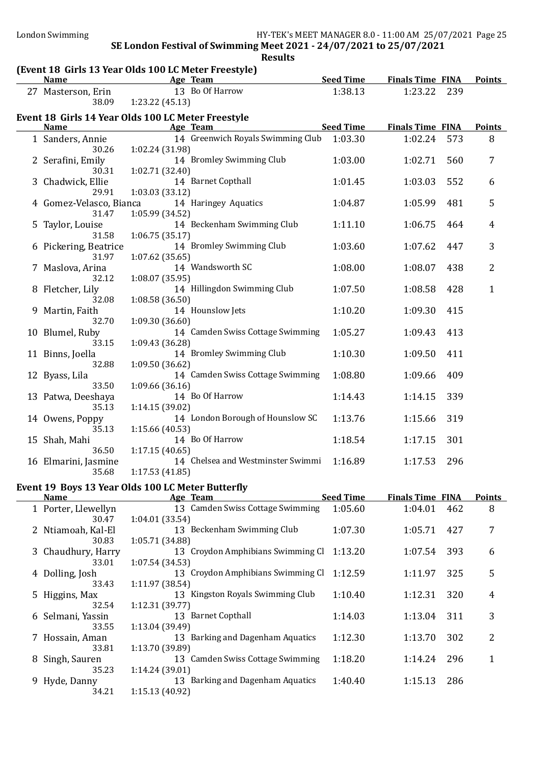SE London Festival of Swimming Meet 2021 - 24/07/2021 to 25/07/2021

**Results**

### (Event 18 Girls 13 Year Olds 100 LC Meter Freestyle)

| | Name | Age | Team | Seed Time | Finals Time | FINA | Points |
|---|---|---|---|---|---|---|---|
| 27 | Masterson, Erin | 13 | Bo Of Harrow | 1:38.13 | 1:23.22 | 239 | |
| | 38.09 | 1:23.22 (45.13) | | | | | |

### Event 18 Girls 14 Year Olds 100 LC Meter Freestyle

| | Name | Age | Team | Seed Time | Finals Time | FINA | Points |
|---|---|---|---|---|---|---|---|
| 1 | Sanders, Annie | 14 | Greenwich Royals Swimming Club | 1:03.30 | 1:02.24 | 573 | 8 |
| | 30.26 | 1:02.24 (31.98) | | | | | |
| 2 | Serafini, Emily | 14 | Bromley Swimming Club | 1:03.00 | 1:02.71 | 560 | 7 |
| | 30.31 | 1:02.71 (32.40) | | | | | |
| 3 | Chadwick, Ellie | 14 | Barnet Copthall | 1:01.45 | 1:03.03 | 552 | 6 |
| | 29.91 | 1:03.03 (33.12) | | | | | |
| 4 | Gomez-Velasco, Bianca | 14 | Haringey Aquatics | 1:04.87 | 1:05.99 | 481 | 5 |
| | 31.47 | 1:05.99 (34.52) | | | | | |
| 5 | Taylor, Louise | 14 | Beckenham Swimming Club | 1:11.10 | 1:06.75 | 464 | 4 |
| | 31.58 | 1:06.75 (35.17) | | | | | |
| 6 | Pickering, Beatrice | 14 | Bromley Swimming Club | 1:03.60 | 1:07.62 | 447 | 3 |
| | 31.97 | 1:07.62 (35.65) | | | | | |
| 7 | Maslova, Arina | 14 | Wandsworth SC | 1:08.00 | 1:08.07 | 438 | 2 |
| | 32.12 | 1:08.07 (35.95) | | | | | |
| 8 | Fletcher, Lily | 14 | Hillingdon Swimming Club | 1:07.50 | 1:08.58 | 428 | 1 |
| | 32.08 | 1:08.58 (36.50) | | | | | |
| 9 | Martin, Faith | 14 | Hounslow Jets | 1:10.20 | 1:09.30 | 415 | |
| | 32.70 | 1:09.30 (36.60) | | | | | |
| 10 | Blumel, Ruby | 14 | Camden Swiss Cottage Swimming | 1:05.27 | 1:09.43 | 413 | |
| | 33.15 | 1:09.43 (36.28) | | | | | |
| 11 | Binns, Joella | 14 | Bromley Swimming Club | 1:10.30 | 1:09.50 | 411 | |
| | 32.88 | 1:09.50 (36.62) | | | | | |
| 12 | Byass, Lila | 14 | Camden Swiss Cottage Swimming | 1:08.80 | 1:09.66 | 409 | |
| | 33.50 | 1:09.66 (36.16) | | | | | |
| 13 | Patwa, Deeshaya | 14 | Bo Of Harrow | 1:14.43 | 1:14.15 | 339 | |
| | 35.13 | 1:14.15 (39.02) | | | | | |
| 14 | Owens, Poppy | 14 | London Borough of Hounslow SC | 1:13.76 | 1:15.66 | 319 | |
| | 35.13 | 1:15.66 (40.53) | | | | | |
| 15 | Shah, Mahi | 14 | Bo Of Harrow | 1:18.54 | 1:17.15 | 301 | |
| | 36.50 | 1:17.15 (40.65) | | | | | |
| 16 | Elmarini, Jasmine | 14 | Chelsea and Westminster Swimmi | 1:16.89 | 1:17.53 | 296 | |
| | 35.68 | 1:17.53 (41.85) | | | | | |

### Event 19 Boys 13 Year Olds 100 LC Meter Butterfly

| | Name | Age | Team | Seed Time | Finals Time | FINA | Points |
|---|---|---|---|---|---|---|---|
| 1 | Porter, Llewellyn | 13 | Camden Swiss Cottage Swimming | 1:05.60 | 1:04.01 | 462 | 8 |
| | 30.47 | 1:04.01 (33.54) | | | | | |
| 2 | Ntiamoah, Kal-El | 13 | Beckenham Swimming Club | 1:07.30 | 1:05.71 | 427 | 7 |
| | 30.83 | 1:05.71 (34.88) | | | | | |
| 3 | Chaudhury, Harry | 13 | Croydon Amphibians Swimming Cl | 1:13.20 | 1:07.54 | 393 | 6 |
| | 33.01 | 1:07.54 (34.53) | | | | | |
| 4 | Dolling, Josh | 13 | Croydon Amphibians Swimming Cl | 1:12.59 | 1:11.97 | 325 | 5 |
| | 33.43 | 1:11.97 (38.54) | | | | | |
| 5 | Higgins, Max | 13 | Kingston Royals Swimming Club | 1:10.40 | 1:12.31 | 320 | 4 |
| | 32.54 | 1:12.31 (39.77) | | | | | |
| 6 | Selmani, Yassin | 13 | Barnet Copthall | 1:14.03 | 1:13.04 | 311 | 3 |
| | 33.55 | 1:13.04 (39.49) | | | | | |
| 7 | Hossain, Aman | 13 | Barking and Dagenham Aquatics | 1:12.30 | 1:13.70 | 302 | 2 |
| | 33.81 | 1:13.70 (39.89) | | | | | |
| 8 | Singh, Sauren | 13 | Camden Swiss Cottage Swimming | 1:18.20 | 1:14.24 | 296 | 1 |
| | 35.23 | 1:14.24 (39.01) | | | | | |
| 9 | Hyde, Danny | 13 | Barking and Dagenham Aquatics | 1:40.40 | 1:15.13 | 286 | |
| | 34.21 | 1:15.13 (40.92) | | | | | |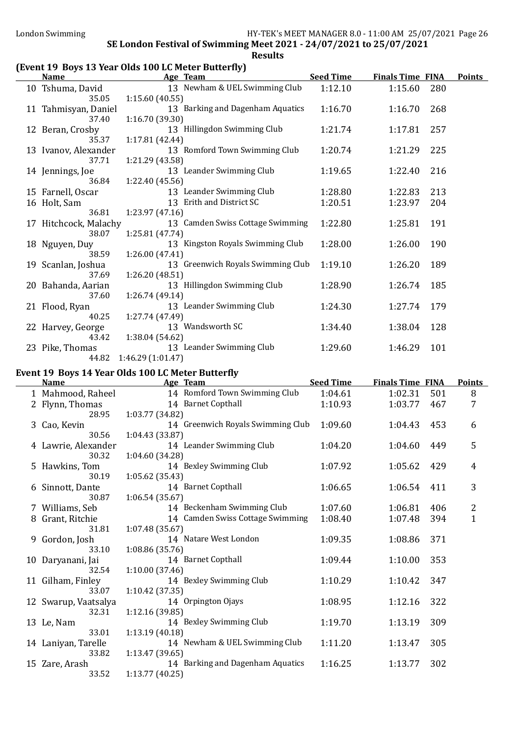## SE London Festival of Swimming Meet 2021 - 24/07/2021 to 25/07/2021

### Results

### (Event 19 Boys 13 Year Olds 100 LC Meter Butterfly)

| | Name | Age | Team | Seed Time | Finals Time | FINA | Points |
|---|---|---|---|---|---|---|---|
| 10 | Tshuma, David | 13 | Newham & UEL Swimming Club | 1:12.10 | 1:15.60 | 280 | |
| | 35.05 | 1:15.60 (40.55) | | | | | |
| 11 | Tahmisyan, Daniel | 13 | Barking and Dagenham Aquatics | 1:16.70 | 1:16.70 | 268 | |
| | 37.40 | 1:16.70 (39.30) | | | | | |
| 12 | Beran, Crosby | 13 | Hillingdon Swimming Club | 1:21.74 | 1:17.81 | 257 | |
| | 35.37 | 1:17.81 (42.44) | | | | | |
| 13 | Ivanov, Alexander | 13 | Romford Town Swimming Club | 1:20.74 | 1:21.29 | 225 | |
| | 37.71 | 1:21.29 (43.58) | | | | | |
| 14 | Jennings, Joe | 13 | Leander Swimming Club | 1:19.65 | 1:22.40 | 216 | |
| | 36.84 | 1:22.40 (45.56) | | | | | |
| 15 | Farnell, Oscar | 13 | Leander Swimming Club | 1:28.80 | 1:22.83 | 213 | |
| 16 | Holt, Sam | 13 | Erith and District SC | 1:20.51 | 1:23.97 | 204 | |
| | 36.81 | 1:23.97 (47.16) | | | | | |
| 17 | Hitchcock, Malachy | 13 | Camden Swiss Cottage Swimming | 1:22.80 | 1:25.81 | 191 | |
| | 38.07 | 1:25.81 (47.74) | | | | | |
| 18 | Nguyen, Duy | 13 | Kingston Royals Swimming Club | 1:28.00 | 1:26.00 | 190 | |
| | 38.59 | 1:26.00 (47.41) | | | | | |
| 19 | Scanlan, Joshua | 13 | Greenwich Royals Swimming Club | 1:19.10 | 1:26.20 | 189 | |
| | 37.69 | 1:26.20 (48.51) | | | | | |
| 20 | Bahanda, Aarian | 13 | Hillingdon Swimming Club | 1:28.90 | 1:26.74 | 185 | |
| | 37.60 | 1:26.74 (49.14) | | | | | |
| 21 | Flood, Ryan | 13 | Leander Swimming Club | 1:24.30 | 1:27.74 | 179 | |
| | 40.25 | 1:27.74 (47.49) | | | | | |
| 22 | Harvey, George | 13 | Wandsworth SC | 1:34.40 | 1:38.04 | 128 | |
| | 43.42 | 1:38.04 (54.62) | | | | | |
| 23 | Pike, Thomas | 13 | Leander Swimming Club | 1:29.60 | 1:46.29 | 101 | |
| | 44.82 | 1:46.29 (1:01.47) | | | | | |

### Event 19 Boys 14 Year Olds 100 LC Meter Butterfly

| | Name | Age | Team | Seed Time | Finals Time | FINA | Points |
|---|---|---|---|---|---|---|---|
| 1 | Mahmood, Raheel | 14 | Romford Town Swimming Club | 1:04.61 | 1:02.31 | 501 | 8 |
| 2 | Flynn, Thomas | 14 | Barnet Copthall | 1:10.93 | 1:03.77 | 467 | 7 |
| | 28.95 | 1:03.77 (34.82) | | | | | |
| 3 | Cao, Kevin | 14 | Greenwich Royals Swimming Club | 1:09.60 | 1:04.43 | 453 | 6 |
| | 30.56 | 1:04.43 (33.87) | | | | | |
| 4 | Lawrie, Alexander | 14 | Leander Swimming Club | 1:04.20 | 1:04.60 | 449 | 5 |
| | 30.32 | 1:04.60 (34.28) | | | | | |
| 5 | Hawkins, Tom | 14 | Bexley Swimming Club | 1:07.92 | 1:05.62 | 429 | 4 |
| | 30.19 | 1:05.62 (35.43) | | | | | |
| 6 | Sinnott, Dante | 14 | Barnet Copthall | 1:06.65 | 1:06.54 | 411 | 3 |
| | 30.87 | 1:06.54 (35.67) | | | | | |
| 7 | Williams, Seb | 14 | Beckenham Swimming Club | 1:07.60 | 1:06.81 | 406 | 2 |
| 8 | Grant, Ritchie | 14 | Camden Swiss Cottage Swimming | 1:08.40 | 1:07.48 | 394 | 1 |
| | 31.81 | 1:07.48 (35.67) | | | | | |
| 9 | Gordon, Josh | 14 | Natare West London | 1:09.35 | 1:08.86 | 371 | |
| | 33.10 | 1:08.86 (35.76) | | | | | |
| 10 | Daryanani, Jai | 14 | Barnet Copthall | 1:09.44 | 1:10.00 | 353 | |
| | 32.54 | 1:10.00 (37.46) | | | | | |
| 11 | Gilham, Finley | 14 | Bexley Swimming Club | 1:10.29 | 1:10.42 | 347 | |
| | 33.07 | 1:10.42 (37.35) | | | | | |
| 12 | Swarup, Vaatsalya | 14 | Orpington Ojays | 1:08.95 | 1:12.16 | 322 | |
| | 32.31 | 1:12.16 (39.85) | | | | | |
| 13 | Le, Nam | 14 | Bexley Swimming Club | 1:19.70 | 1:13.19 | 309 | |
| | 33.01 | 1:13.19 (40.18) | | | | | |
| 14 | Laniyan, Tarelle | 14 | Newham & UEL Swimming Club | 1:11.20 | 1:13.47 | 305 | |
| | 33.82 | 1:13.47 (39.65) | | | | | |
| 15 | Zare, Arash | 14 | Barking and Dagenham Aquatics | 1:16.25 | 1:13.77 | 302 | |
| | 33.52 | 1:13.77 (40.25) | | | | | |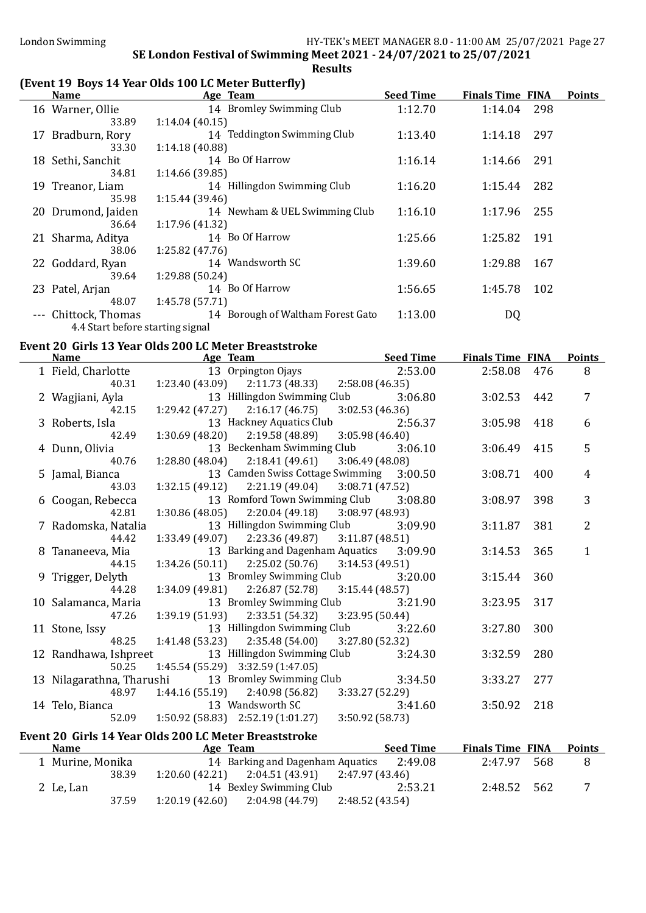**SE London Festival of Swimming Meet 2021 - 24/07/2021 to 25/07/2021**

**Results**

### (Event 19 Boys 14 Year Olds 100 LC Meter Butterfly)

| | Name | Age | Team | Seed Time | Finals Time | FINA | Points |
|---|---|---|---|---|---|---|---|
| 16 | Warner, Ollie | 14 | Bromley Swimming Club | 1:12.70 | 1:14.04 | 298 | |
| | 33.89 | 1:14.04 (40.15) | | | | | |
| 17 | Bradburn, Rory | 14 | Teddington Swimming Club | 1:13.40 | 1:14.18 | 297 | |
| | 33.30 | 1:14.18 (40.88) | | | | | |
| 18 | Sethi, Sanchit | 14 | Bo Of Harrow | 1:16.14 | 1:14.66 | 291 | |
| | 34.81 | 1:14.66 (39.85) | | | | | |
| 19 | Treanor, Liam | 14 | Hillingdon Swimming Club | 1:16.20 | 1:15.44 | 282 | |
| | 35.98 | 1:15.44 (39.46) | | | | | |
| 20 | Drumond, Jaiden | 14 | Newham & UEL Swimming Club | 1:16.10 | 1:17.96 | 255 | |
| | 36.64 | 1:17.96 (41.32) | | | | | |
| 21 | Sharma, Aditya | 14 | Bo Of Harrow | 1:25.66 | 1:25.82 | 191 | |
| | 38.06 | 1:25.82 (47.76) | | | | | |
| 22 | Goddard, Ryan | 14 | Wandsworth SC | 1:39.60 | 1:29.88 | 167 | |
| | 39.64 | 1:29.88 (50.24) | | | | | |
| 23 | Patel, Arjan | 14 | Bo Of Harrow | 1:56.65 | 1:45.78 | 102 | |
| | 48.07 | 1:45.78 (57.71) | | | | | |
| --- | Chittock, Thomas | 14 | Borough of Waltham Forest Gato | 1:13.00 | DQ | | |
| | 4.4 Start before starting signal | | | | | | |

### Event 20 Girls 13 Year Olds 200 LC Meter Breaststroke

| | Name | Age | Team | Seed Time | Finals Time | FINA | Points |
|---|---|---|---|---|---|---|---|
| 1 | Field, Charlotte | 13 | Orpington Ojays | 2:53.00 | 2:58.08 | 476 | 8 |
| | 40.31 | 1:23.40 (43.09) | 2:11.73 (48.33) | 2:58.08 (46.35) | | | |
| 2 | Wagjiani, Ayla | 13 | Hillingdon Swimming Club | 3:06.80 | 3:02.53 | 442 | 7 |
| | 42.15 | 1:29.42 (47.27) | 2:16.17 (46.75) | 3:02.53 (46.36) | | | |
| 3 | Roberts, Isla | 13 | Hackney Aquatics Club | 2:56.37 | 3:05.98 | 418 | 6 |
| | 42.49 | 1:30.69 (48.20) | 2:19.58 (48.89) | 3:05.98 (46.40) | | | |
| 4 | Dunn, Olivia | 13 | Beckenham Swimming Club | 3:06.10 | 3:06.49 | 415 | 5 |
| | 40.76 | 1:28.80 (48.04) | 2:18.41 (49.61) | 3:06.49 (48.08) | | | |
| 5 | Jamal, Bianca | 13 | Camden Swiss Cottage Swimming | 3:00.50 | 3:08.71 | 400 | 4 |
| | 43.03 | 1:32.15 (49.12) | 2:21.19 (49.04) | 3:08.71 (47.52) | | | |
| 6 | Coogan, Rebecca | 13 | Romford Town Swimming Club | 3:08.80 | 3:08.97 | 398 | 3 |
| | 42.81 | 1:30.86 (48.05) | 2:20.04 (49.18) | 3:08.97 (48.93) | | | |
| 7 | Radomska, Natalia | 13 | Hillingdon Swimming Club | 3:09.90 | 3:11.87 | 381 | 2 |
| | 44.42 | 1:33.49 (49.07) | 2:23.36 (49.87) | 3:11.87 (48.51) | | | |
| 8 | Tananeeva, Mia | 13 | Barking and Dagenham Aquatics | 3:09.90 | 3:14.53 | 365 | 1 |
| | 44.15 | 1:34.26 (50.11) | 2:25.02 (50.76) | 3:14.53 (49.51) | | | |
| 9 | Trigger, Delyth | 13 | Bromley Swimming Club | 3:20.00 | 3:15.44 | 360 | |
| | 44.28 | 1:34.09 (49.81) | 2:26.87 (52.78) | 3:15.44 (48.57) | | | |
| 10 | Salamanca, Maria | 13 | Bromley Swimming Club | 3:21.90 | 3:23.95 | 317 | |
| | 47.26 | 1:39.19 (51.93) | 2:33.51 (54.32) | 3:23.95 (50.44) | | | |
| 11 | Stone, Issy | 13 | Hillingdon Swimming Club | 3:22.60 | 3:27.80 | 300 | |
| | 48.25 | 1:41.48 (53.23) | 2:35.48 (54.00) | 3:27.80 (52.32) | | | |
| 12 | Randhawa, Ishpreet | 13 | Hillingdon Swimming Club | 3:24.30 | 3:32.59 | 280 | |
| | 50.25 | 1:45.54 (55.29) | 3:32.59 (1:47.05) | | | | |
| 13 | Nilagarathna, Tharushi | 13 | Bromley Swimming Club | 3:34.50 | 3:33.27 | 277 | |
| | 48.97 | 1:44.16 (55.19) | 2:40.98 (56.82) | 3:33.27 (52.29) | | | |
| 14 | Telo, Bianca | 13 | Wandsworth SC | 3:41.60 | 3:50.92 | 218 | |
| | 52.09 | 1:50.92 (58.83) | 2:52.19 (1:01.27) | 3:50.92 (58.73) | | | |

### Event 20 Girls 14 Year Olds 200 LC Meter Breaststroke

| | Name | Age | Team | Seed Time | Finals Time | FINA | Points |
|---|---|---|---|---|---|---|---|
| 1 | Murine, Monika | 14 | Barking and Dagenham Aquatics | 2:49.08 | 2:47.97 | 568 | 8 |
| | 38.39 | 1:20.60 (42.21) | 2:04.51 (43.91) | 2:47.97 (43.46) | | | |
| 2 | Le, Lan | 14 | Bexley Swimming Club | 2:53.21 | 2:48.52 | 562 | 7 |
| | 37.59 | 1:20.19 (42.60) | 2:04.98 (44.79) | 2:48.52 (43.54) | | | |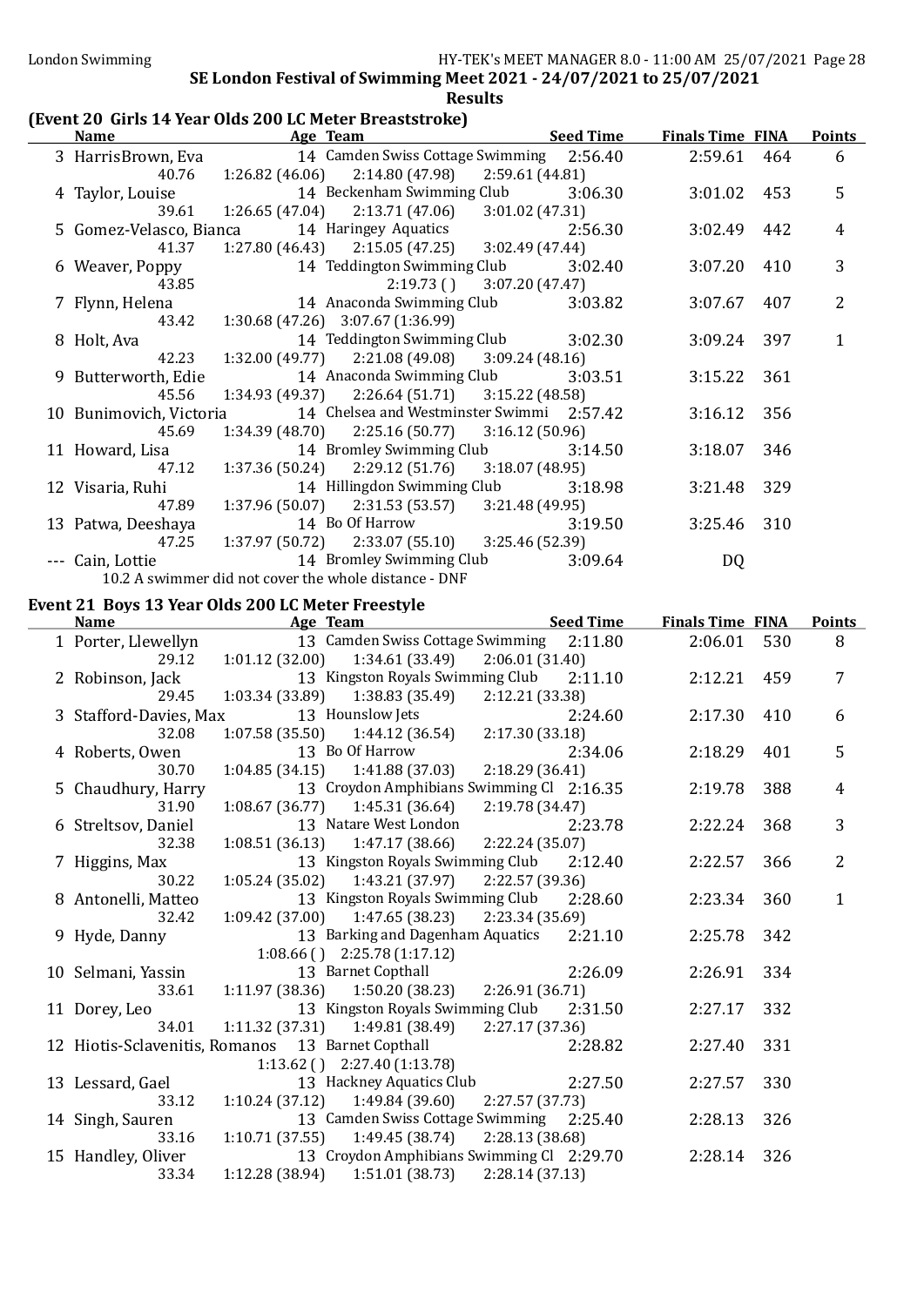SE London Festival of Swimming Meet 2021 - 24/07/2021 to 25/07/2021

**Results**

## (Event 20 Girls 14 Year Olds 200 LC Meter Breaststroke)

| | Name | Age | Team | Seed Time | Finals Time | FINA | Points |
|---|---|---|---|---|---|---|---|
| 3 | HarrisBrown, Eva | 14 | Camden Swiss Cottage Swimming | 2:56.40 | 2:59.61 | 464 | 6 |
| | 40.76 | | 1:26.82 (46.06) 2:14.80 (47.98) 2:59.61 (44.81) | | | | |
| 4 | Taylor, Louise | 14 | Beckenham Swimming Club | 3:06.30 | 3:01.02 | 453 | 5 |
| | 39.61 | | 1:26.65 (47.04) 2:13.71 (47.06) 3:01.02 (47.31) | | | | |
| 5 | Gomez-Velasco, Bianca | 14 | Haringey Aquatics | 2:56.30 | 3:02.49 | 442 | 4 |
| | 41.37 | | 1:27.80 (46.43) 2:15.05 (47.25) 3:02.49 (47.44) | | | | |
| 6 | Weaver, Poppy | 14 | Teddington Swimming Club | 3:02.40 | 3:07.20 | 410 | 3 |
| | 43.85 | | 2:19.73 ( ) 3:07.20 (47.47) | | | | |
| 7 | Flynn, Helena | 14 | Anaconda Swimming Club | 3:03.82 | 3:07.67 | 407 | 2 |
| | 43.42 | | 1:30.68 (47.26) 3:07.67 (1:36.99) | | | | |
| 8 | Holt, Ava | 14 | Teddington Swimming Club | 3:02.30 | 3:09.24 | 397 | 1 |
| | 42.23 | | 1:32.00 (49.77) 2:21.08 (49.08) 3:09.24 (48.16) | | | | |
| 9 | Butterworth, Edie | 14 | Anaconda Swimming Club | 3:03.51 | 3:15.22 | 361 | |
| | 45.56 | | 1:34.93 (49.37) 2:26.64 (51.71) 3:15.22 (48.58) | | | | |
| 10 | Bunimovich, Victoria | 14 | Chelsea and Westminster Swimmi | 2:57.42 | 3:16.12 | 356 | |
| | 45.69 | | 1:34.39 (48.70) 2:25.16 (50.77) 3:16.12 (50.96) | | | | |
| 11 | Howard, Lisa | 14 | Bromley Swimming Club | 3:14.50 | 3:18.07 | 346 | |
| | 47.12 | | 1:37.36 (50.24) 2:29.12 (51.76) 3:18.07 (48.95) | | | | |
| 12 | Visaria, Ruhi | 14 | Hillingdon Swimming Club | 3:18.98 | 3:21.48 | 329 | |
| | 47.89 | | 1:37.96 (50.07) 2:31.53 (53.57) 3:21.48 (49.95) | | | | |
| 13 | Patwa, Deeshaya | 14 | Bo Of Harrow | 3:19.50 | 3:25.46 | 310 | |
| | 47.25 | | 1:37.97 (50.72) 2:33.07 (55.10) 3:25.46 (52.39) | | | | |
| --- | Cain, Lottie | 14 | Bromley Swimming Club | 3:09.64 | DQ | | |
| | 10.2 A swimmer did not cover the whole distance - DNF | | | | | | |

## Event 21 Boys 13 Year Olds 200 LC Meter Freestyle

| | Name | Age | Team | Seed Time | Finals Time | FINA | Points |
|---|---|---|---|---|---|---|---|
| 1 | Porter, Llewellyn | 13 | Camden Swiss Cottage Swimming | 2:11.80 | 2:06.01 | 530 | 8 |
| | 29.12 | | 1:01.12 (32.00) 1:34.61 (33.49) 2:06.01 (31.40) | | | | |
| 2 | Robinson, Jack | 13 | Kingston Royals Swimming Club | 2:11.10 | 2:12.21 | 459 | 7 |
| | 29.45 | | 1:03.34 (33.89) 1:38.83 (35.49) 2:12.21 (33.38) | | | | |
| 3 | Stafford-Davies, Max | 13 | Hounslow Jets | 2:24.60 | 2:17.30 | 410 | 6 |
| | 32.08 | | 1:07.58 (35.50) 1:44.12 (36.54) 2:17.30 (33.18) | | | | |
| 4 | Roberts, Owen | 13 | Bo Of Harrow | 2:34.06 | 2:18.29 | 401 | 5 |
| | 30.70 | | 1:04.85 (34.15) 1:41.88 (37.03) 2:18.29 (36.41) | | | | |
| 5 | Chaudhury, Harry | 13 | Croydon Amphibians Swimming Cl | 2:16.35 | 2:19.78 | 388 | 4 |
| | 31.90 | | 1:08.67 (36.77) 1:45.31 (36.64) 2:19.78 (34.47) | | | | |
| 6 | Streltsov, Daniel | 13 | Natare West London | 2:23.78 | 2:22.24 | 368 | 3 |
| | 32.38 | | 1:08.51 (36.13) 1:47.17 (38.66) 2:22.24 (35.07) | | | | |
| 7 | Higgins, Max | 13 | Kingston Royals Swimming Club | 2:12.40 | 2:22.57 | 366 | 2 |
| | 30.22 | | 1:05.24 (35.02) 1:43.21 (37.97) 2:22.57 (39.36) | | | | |
| 8 | Antonelli, Matteo | 13 | Kingston Royals Swimming Club | 2:28.60 | 2:23.34 | 360 | 1 |
| | 32.42 | | 1:09.42 (37.00) 1:47.65 (38.23) 2:23.34 (35.69) | | | | |
| 9 | Hyde, Danny | 13 | Barking and Dagenham Aquatics | 2:21.10 | 2:25.78 | 342 | |
| | | | 1:08.66 ( ) 2:25.78 (1:17.12) | | | | |
| 10 | Selmani, Yassin | 13 | Barnet Copthall | 2:26.09 | 2:26.91 | 334 | |
| | 33.61 | | 1:11.97 (38.36) 1:50.20 (38.23) 2:26.91 (36.71) | | | | |
| 11 | Dorey, Leo | 13 | Kingston Royals Swimming Club | 2:31.50 | 2:27.17 | 332 | |
| | 34.01 | | 1:11.32 (37.31) 1:49.81 (38.49) 2:27.17 (37.36) | | | | |
| 12 | Hiotis-Sclavenitis, Romanos | 13 | Barnet Copthall | 2:28.82 | 2:27.40 | 331 | |
| | | | 1:13.62 ( ) 2:27.40 (1:13.78) | | | | |
| 13 | Lessard, Gael | 13 | Hackney Aquatics Club | 2:27.50 | 2:27.57 | 330 | |
| | 33.12 | | 1:10.24 (37.12) 1:49.84 (39.60) 2:27.57 (37.73) | | | | |
| 14 | Singh, Sauren | 13 | Camden Swiss Cottage Swimming | 2:25.40 | 2:28.13 | 326 | |
| | 33.16 | | 1:10.71 (37.55) 1:49.45 (38.74) 2:28.13 (38.68) | | | | |
| 15 | Handley, Oliver | 13 | Croydon Amphibians Swimming Cl | 2:29.70 | 2:28.14 | 326 | |
| | 33.34 | | 1:12.28 (38.94) 1:51.01 (38.73) 2:28.14 (37.13) | | | | |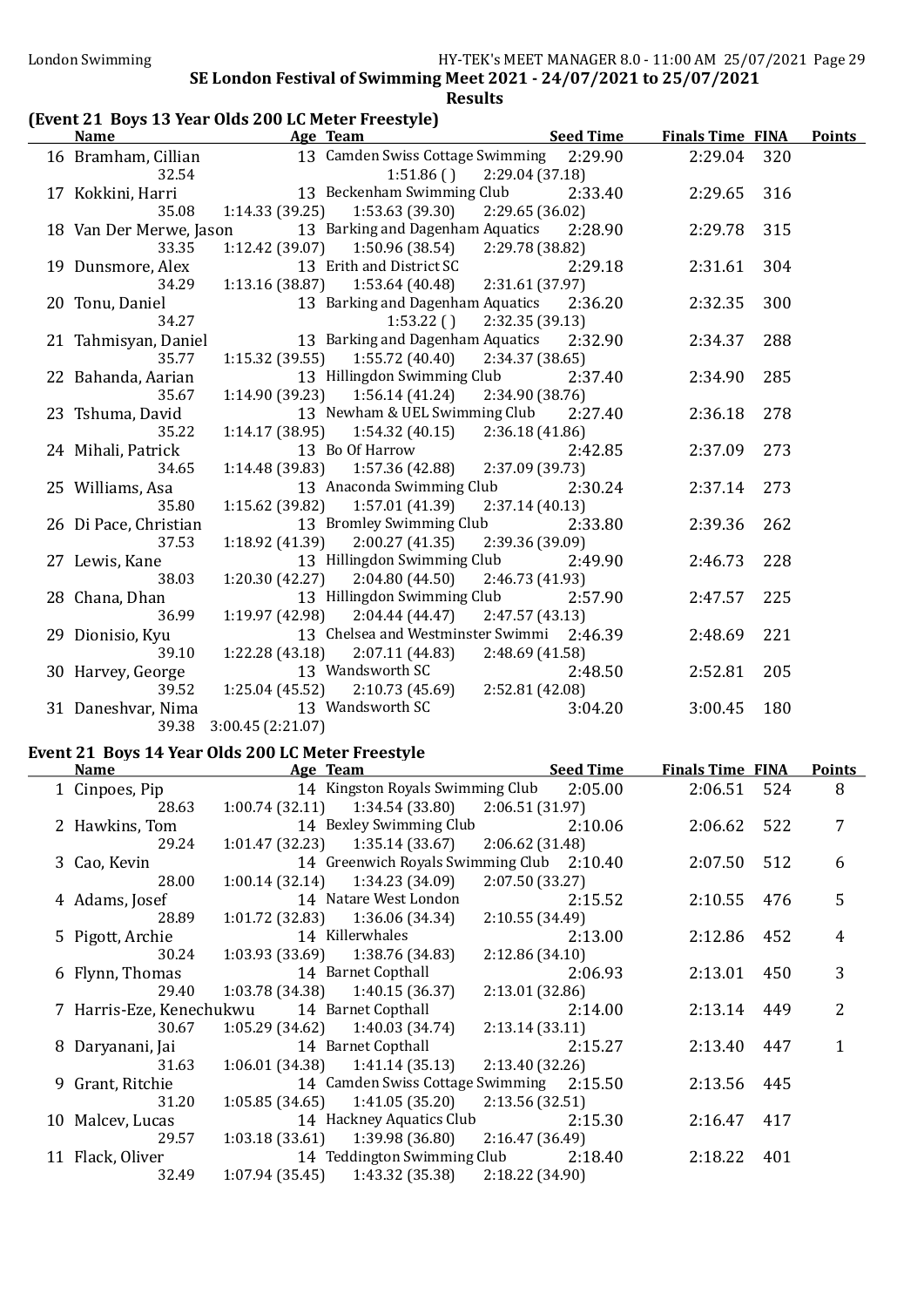London Swimming

SE London Festival of Swimming Meet 2021 - 24/07/2021 to 25/07/2021

**Results**

## (Event 21 Boys 13 Year Olds 200 LC Meter Freestyle)

| | Name | Age | Team | Seed Time | Finals Time | FINA | Points |
|---|---|---|---|---|---|---|---|
| 16 | Bramham, Cillian | 13 | Camden Swiss Cottage Swimming | 2:29.90 | 2:29.04 | 320 | |
| | 32.54 | | 1:51.86 ( ) | 2:29.04 (37.18) | | | |
| 17 | Kokkini, Harri | 13 | Beckenham Swimming Club | 2:33.40 | 2:29.65 | 316 | |
| | 35.08 | 1:14.33 (39.25) | 1:53.63 (39.30) | 2:29.65 (36.02) | | | |
| 18 | Van Der Merwe, Jason | 13 | Barking and Dagenham Aquatics | 2:28.90 | 2:29.78 | 315 | |
| | 33.35 | 1:12.42 (39.07) | 1:50.96 (38.54) | 2:29.78 (38.82) | | | |
| 19 | Dunsmore, Alex | 13 | Erith and District SC | 2:29.18 | 2:31.61 | 304 | |
| | 34.29 | 1:13.16 (38.87) | 1:53.64 (40.48) | 2:31.61 (37.97) | | | |
| 20 | Tonu, Daniel | 13 | Barking and Dagenham Aquatics | 2:36.20 | 2:32.35 | 300 | |
| | 34.27 | | 1:53.22 ( ) | 2:32.35 (39.13) | | | |
| 21 | Tahmisyan, Daniel | 13 | Barking and Dagenham Aquatics | 2:32.90 | 2:34.37 | 288 | |
| | 35.77 | 1:15.32 (39.55) | 1:55.72 (40.40) | 2:34.37 (38.65) | | | |
| 22 | Bahanda, Aarian | 13 | Hillingdon Swimming Club | 2:37.40 | 2:34.90 | 285 | |
| | 35.67 | 1:14.90 (39.23) | 1:56.14 (41.24) | 2:34.90 (38.76) | | | |
| 23 | Tshuma, David | 13 | Newham & UEL Swimming Club | 2:27.40 | 2:36.18 | 278 | |
| | 35.22 | 1:14.17 (38.95) | 1:54.32 (40.15) | 2:36.18 (41.86) | | | |
| 24 | Mihali, Patrick | 13 | Bo Of Harrow | 2:42.85 | 2:37.09 | 273 | |
| | 34.65 | 1:14.48 (39.83) | 1:57.36 (42.88) | 2:37.09 (39.73) | | | |
| 25 | Williams, Asa | 13 | Anaconda Swimming Club | 2:30.24 | 2:37.14 | 273 | |
| | 35.80 | 1:15.62 (39.82) | 1:57.01 (41.39) | 2:37.14 (40.13) | | | |
| 26 | Di Pace, Christian | 13 | Bromley Swimming Club | 2:33.80 | 2:39.36 | 262 | |
| | 37.53 | 1:18.92 (41.39) | 2:00.27 (41.35) | 2:39.36 (39.09) | | | |
| 27 | Lewis, Kane | 13 | Hillingdon Swimming Club | 2:49.90 | 2:46.73 | 228 | |
| | 38.03 | 1:20.30 (42.27) | 2:04.80 (44.50) | 2:46.73 (41.93) | | | |
| 28 | Chana, Dhan | 13 | Hillingdon Swimming Club | 2:57.90 | 2:47.57 | 225 | |
| | 36.99 | 1:19.97 (42.98) | 2:04.44 (44.47) | 2:47.57 (43.13) | | | |
| 29 | Dionisio, Kyu | 13 | Chelsea and Westminster Swimmi | 2:46.39 | 2:48.69 | 221 | |
| | 39.10 | 1:22.28 (43.18) | 2:07.11 (44.83) | 2:48.69 (41.58) | | | |
| 30 | Harvey, George | 13 | Wandsworth SC | 2:48.50 | 2:52.81 | 205 | |
| | 39.52 | 1:25.04 (45.52) | 2:10.73 (45.69) | 2:52.81 (42.08) | | | |
| 31 | Daneshvar, Nima | 13 | Wandsworth SC | 3:04.20 | 3:00.45 | 180 | |
| | 39.38 | 3:00.45 (2:21.07) | | | | | |

## Event 21 Boys 14 Year Olds 200 LC Meter Freestyle

| | Name | Age | Team | Seed Time | Finals Time | FINA | Points |
|---|---|---|---|---|---|---|---|
| 1 | Cinpoes, Pip | 14 | Kingston Royals Swimming Club | 2:05.00 | 2:06.51 | 524 | 8 |
| | 28.63 | 1:00.74 (32.11) | 1:34.54 (33.80) | 2:06.51 (31.97) | | | |
| 2 | Hawkins, Tom | 14 | Bexley Swimming Club | 2:10.06 | 2:06.62 | 522 | 7 |
| | 29.24 | 1:01.47 (32.23) | 1:35.14 (33.67) | 2:06.62 (31.48) | | | |
| 3 | Cao, Kevin | 14 | Greenwich Royals Swimming Club | 2:10.40 | 2:07.50 | 512 | 6 |
| | 28.00 | 1:00.14 (32.14) | 1:34.23 (34.09) | 2:07.50 (33.27) | | | |
| 4 | Adams, Josef | 14 | Natare West London | 2:15.52 | 2:10.55 | 476 | 5 |
| | 28.89 | 1:01.72 (32.83) | 1:36.06 (34.34) | 2:10.55 (34.49) | | | |
| 5 | Pigott, Archie | 14 | Killerwhales | 2:13.00 | 2:12.86 | 452 | 4 |
| | 30.24 | 1:03.93 (33.69) | 1:38.76 (34.83) | 2:12.86 (34.10) | | | |
| 6 | Flynn, Thomas | 14 | Barnet Copthall | 2:06.93 | 2:13.01 | 450 | 3 |
| | 29.40 | 1:03.78 (34.38) | 1:40.15 (36.37) | 2:13.01 (32.86) | | | |
| 7 | Harris-Eze, Kenechukwu | 14 | Barnet Copthall | 2:14.00 | 2:13.14 | 449 | 2 |
| | 30.67 | 1:05.29 (34.62) | 1:40.03 (34.74) | 2:13.14 (33.11) | | | |
| 8 | Daryanani, Jai | 14 | Barnet Copthall | 2:15.27 | 2:13.40 | 447 | 1 |
| | 31.63 | 1:06.01 (34.38) | 1:41.14 (35.13) | 2:13.40 (32.26) | | | |
| 9 | Grant, Ritchie | 14 | Camden Swiss Cottage Swimming | 2:15.50 | 2:13.56 | 445 | |
| | 31.20 | 1:05.85 (34.65) | 1:41.05 (35.20) | 2:13.56 (32.51) | | | |
| 10 | Malcev, Lucas | 14 | Hackney Aquatics Club | 2:15.30 | 2:16.47 | 417 | |
| | 29.57 | 1:03.18 (33.61) | 1:39.98 (36.80) | 2:16.47 (36.49) | | | |
| 11 | Flack, Oliver | 14 | Teddington Swimming Club | 2:18.40 | 2:18.22 | 401 | |
| | 32.49 | 1:07.94 (35.45) | 1:43.32 (35.38) | 2:18.22 (34.90) | | | |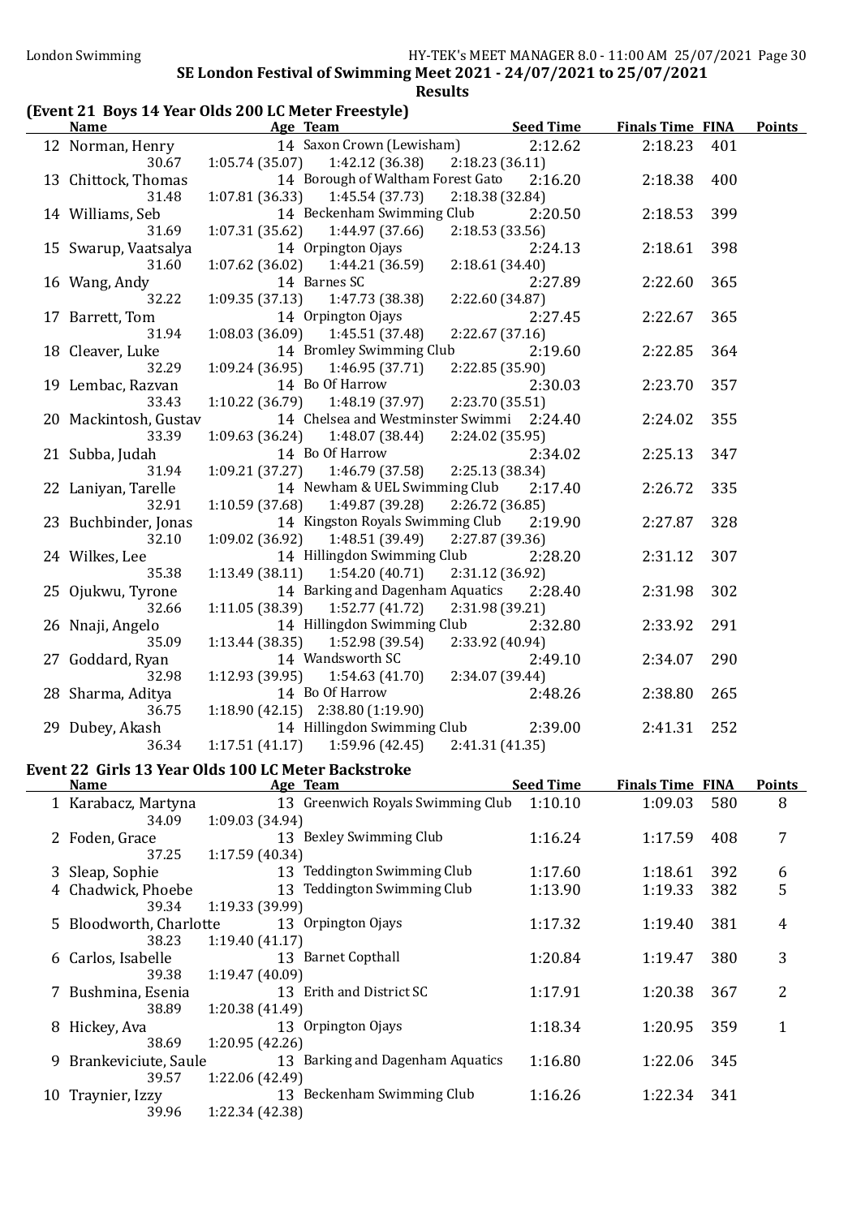## SE London Festival of Swimming Meet 2021 - 24/07/2021 to 25/07/2021

### Results

### (Event 21 Boys 14 Year Olds 200 LC Meter Freestyle)

| | Name | Age | Team | Seed Time | Finals Time | FINA | Points |
|---|---|---|---|---|---|---|---|
| 12 | Norman, Henry | 14 | Saxon Crown (Lewisham) | 2:12.62 | 2:18.23 | 401 | |
| | 30.67 | 1:05.74 (35.07) | 1:42.12 (36.38) | 2:18.23 (36.11) | | | |
| 13 | Chittock, Thomas | 14 | Borough of Waltham Forest Gato | 2:16.20 | 2:18.38 | 400 | |
| | 31.48 | 1:07.81 (36.33) | 1:45.54 (37.73) | 2:18.38 (32.84) | | | |
| 14 | Williams, Seb | 14 | Beckenham Swimming Club | 2:20.50 | 2:18.53 | 399 | |
| | 31.69 | 1:07.31 (35.62) | 1:44.97 (37.66) | 2:18.53 (33.56) | | | |
| 15 | Swarup, Vaatsalya | 14 | Orpington Ojays | 2:24.13 | 2:18.61 | 398 | |
| | 31.60 | 1:07.62 (36.02) | 1:44.21 (36.59) | 2:18.61 (34.40) | | | |
| 16 | Wang, Andy | 14 | Barnes SC | 2:27.89 | 2:22.60 | 365 | |
| | 32.22 | 1:09.35 (37.13) | 1:47.73 (38.38) | 2:22.60 (34.87) | | | |
| 17 | Barrett, Tom | 14 | Orpington Ojays | 2:27.45 | 2:22.67 | 365 | |
| | 31.94 | 1:08.03 (36.09) | 1:45.51 (37.48) | 2:22.67 (37.16) | | | |
| 18 | Cleaver, Luke | 14 | Bromley Swimming Club | 2:19.60 | 2:22.85 | 364 | |
| | 32.29 | 1:09.24 (36.95) | 1:46.95 (37.71) | 2:22.85 (35.90) | | | |
| 19 | Lembac, Razvan | 14 | Bo Of Harrow | 2:30.03 | 2:23.70 | 357 | |
| | 33.43 | 1:10.22 (36.79) | 1:48.19 (37.97) | 2:23.70 (35.51) | | | |
| 20 | Mackintosh, Gustav | 14 | Chelsea and Westminster Swimmi | 2:24.40 | 2:24.02 | 355 | |
| | 33.39 | 1:09.63 (36.24) | 1:48.07 (38.44) | 2:24.02 (35.95) | | | |
| 21 | Subba, Judah | 14 | Bo Of Harrow | 2:34.02 | 2:25.13 | 347 | |
| | 31.94 | 1:09.21 (37.27) | 1:46.79 (37.58) | 2:25.13 (38.34) | | | |
| 22 | Laniyan, Tarelle | 14 | Newham & UEL Swimming Club | 2:17.40 | 2:26.72 | 335 | |
| | 32.91 | 1:10.59 (37.68) | 1:49.87 (39.28) | 2:26.72 (36.85) | | | |
| 23 | Buchbinder, Jonas | 14 | Kingston Royals Swimming Club | 2:19.90 | 2:27.87 | 328 | |
| | 32.10 | 1:09.02 (36.92) | 1:48.51 (39.49) | 2:27.87 (39.36) | | | |
| 24 | Wilkes, Lee | 14 | Hillingdon Swimming Club | 2:28.20 | 2:31.12 | 307 | |
| | 35.38 | 1:13.49 (38.11) | 1:54.20 (40.71) | 2:31.12 (36.92) | | | |
| 25 | Ojukwu, Tyrone | 14 | Barking and Dagenham Aquatics | 2:28.40 | 2:31.98 | 302 | |
| | 32.66 | 1:11.05 (38.39) | 1:52.77 (41.72) | 2:31.98 (39.21) | | | |
| 26 | Nnaji, Angelo | 14 | Hillingdon Swimming Club | 2:32.80 | 2:33.92 | 291 | |
| | 35.09 | 1:13.44 (38.35) | 1:52.98 (39.54) | 2:33.92 (40.94) | | | |
| 27 | Goddard, Ryan | 14 | Wandsworth SC | 2:49.10 | 2:34.07 | 290 | |
| | 32.98 | 1:12.93 (39.95) | 1:54.63 (41.70) | 2:34.07 (39.44) | | | |
| 28 | Sharma, Aditya | 14 | Bo Of Harrow | 2:48.26 | 2:38.80 | 265 | |
| | 36.75 | 1:18.90 (42.15) | 2:38.80 (1:19.90) | | | | |
| 29 | Dubey, Akash | 14 | Hillingdon Swimming Club | 2:39.00 | 2:41.31 | 252 | |
| | 36.34 | 1:17.51 (41.17) | 1:59.96 (42.45) | 2:41.31 (41.35) | | | |

### Event 22 Girls 13 Year Olds 100 LC Meter Backstroke

| | Name | Age | Team | Seed Time | Finals Time | FINA | Points |
|---|---|---|---|---|---|---|---|
| 1 | Karabacz, Martyna | 13 | Greenwich Royals Swimming Club | 1:10.10 | 1:09.03 | 580 | 8 |
| | 34.09 | 1:09.03 (34.94) | | | | | |
| 2 | Foden, Grace | 13 | Bexley Swimming Club | 1:16.24 | 1:17.59 | 408 | 7 |
| | 37.25 | 1:17.59 (40.34) | | | | | |
| 3 | Sleap, Sophie | 13 | Teddington Swimming Club | 1:17.60 | 1:18.61 | 392 | 6 |
| 4 | Chadwick, Phoebe | 13 | Teddington Swimming Club | 1:13.90 | 1:19.33 | 382 | 5 |
| | 39.34 | 1:19.33 (39.99) | | | | | |
| 5 | Bloodworth, Charlotte | 13 | Orpington Ojays | 1:17.32 | 1:19.40 | 381 | 4 |
| | 38.23 | 1:19.40 (41.17) | | | | | |
| 6 | Carlos, Isabelle | 13 | Barnet Copthall | 1:20.84 | 1:19.47 | 380 | 3 |
| | 39.38 | 1:19.47 (40.09) | | | | | |
| 7 | Bushmina, Esenia | 13 | Erith and District SC | 1:17.91 | 1:20.38 | 367 | 2 |
| | 38.89 | 1:20.38 (41.49) | | | | | |
| 8 | Hickey, Ava | 13 | Orpington Ojays | 1:18.34 | 1:20.95 | 359 | 1 |
| | 38.69 | 1:20.95 (42.26) | | | | | |
| 9 | Brankeviciute, Saule | 13 | Barking and Dagenham Aquatics | 1:16.80 | 1:22.06 | 345 | |
| | 39.57 | 1:22.06 (42.49) | | | | | |
| 10 | Traynier, Izzy | 13 | Beckenham Swimming Club | 1:16.26 | 1:22.34 | 341 | |
| | 39.96 | 1:22.34 (42.38) | | | | | |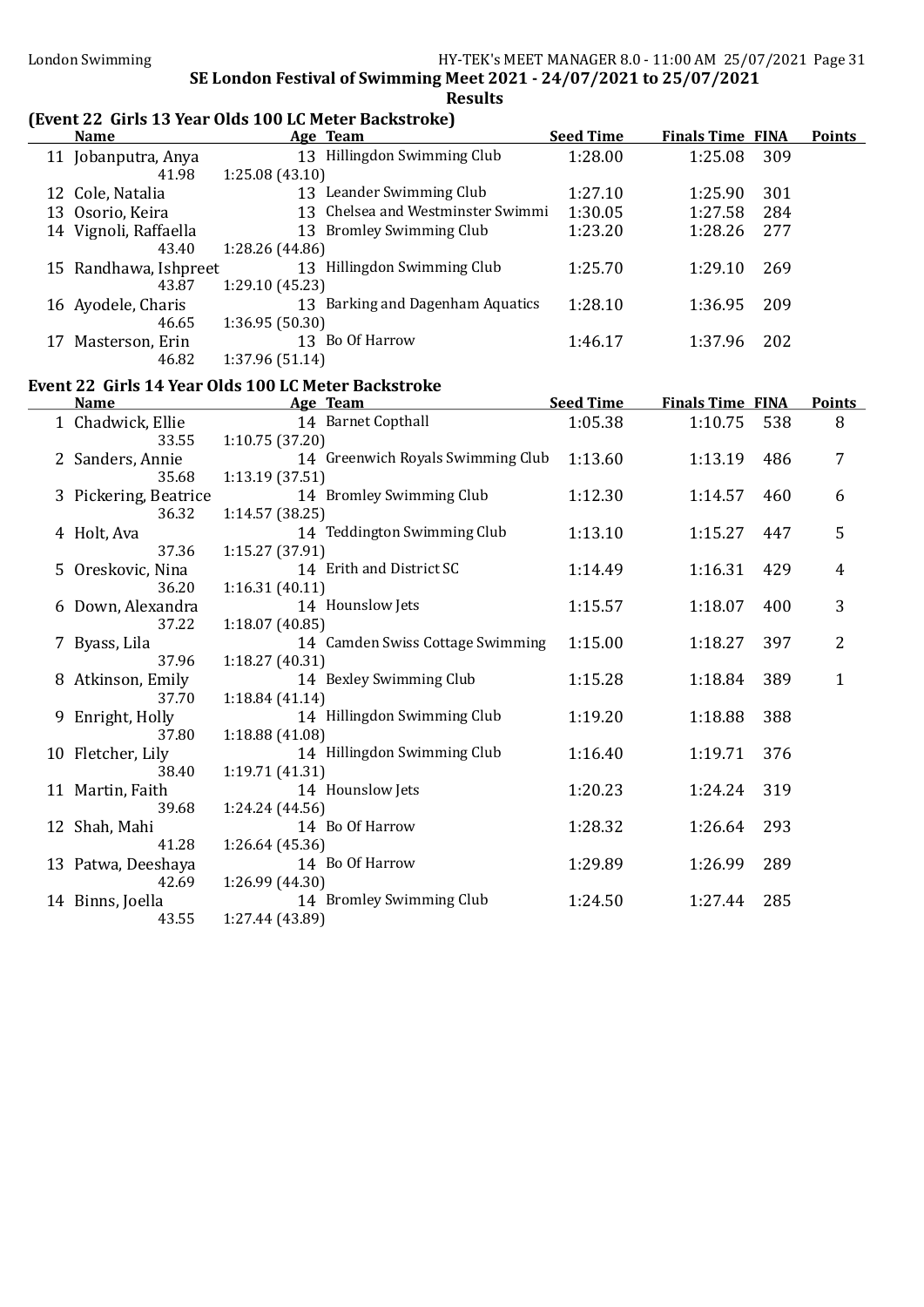SE London Festival of Swimming Meet 2021 - 24/07/2021 to 25/07/2021

Results

## (Event 22 Girls 13 Year Olds 100 LC Meter Backstroke)

| | Name | Age | Team | Seed Time | Finals Time | FINA | Points |
|---|---|---|---|---|---|---|---|
| 11 | Jobanputra, Anya | 13 | Hillingdon Swimming Club | 1:28.00 | 1:25.08 | 309 | |
| | 41.98 | 1:25.08 (43.10) | | | | | |
| 12 | Cole, Natalia | 13 | Leander Swimming Club | 1:27.10 | 1:25.90 | 301 | |
| 13 | Osorio, Keira | 13 | Chelsea and Westminster Swimmi | 1:30.05 | 1:27.58 | 284 | |
| 14 | Vignoli, Raffaella | 13 | Bromley Swimming Club | 1:23.20 | 1:28.26 | 277 | |
| | 43.40 | 1:28.26 (44.86) | | | | | |
| 15 | Randhawa, Ishpreet | 13 | Hillingdon Swimming Club | 1:25.70 | 1:29.10 | 269 | |
| | 43.87 | 1:29.10 (45.23) | | | | | |
| 16 | Ayodele, Charis | 13 | Barking and Dagenham Aquatics | 1:28.10 | 1:36.95 | 209 | |
| | 46.65 | 1:36.95 (50.30) | | | | | |
| 17 | Masterson, Erin | 13 | Bo Of Harrow | 1:46.17 | 1:37.96 | 202 | |
| | 46.82 | 1:37.96 (51.14) | | | | | |

## Event 22 Girls 14 Year Olds 100 LC Meter Backstroke

| | Name | Age | Team | Seed Time | Finals Time | FINA | Points |
|---|---|---|---|---|---|---|---|
| 1 | Chadwick, Ellie | 14 | Barnet Copthall | 1:05.38 | 1:10.75 | 538 | 8 |
| | 33.55 | 1:10.75 (37.20) | | | | | |
| 2 | Sanders, Annie | 14 | Greenwich Royals Swimming Club | 1:13.60 | 1:13.19 | 486 | 7 |
| | 35.68 | 1:13.19 (37.51) | | | | | |
| 3 | Pickering, Beatrice | 14 | Bromley Swimming Club | 1:12.30 | 1:14.57 | 460 | 6 |
| | 36.32 | 1:14.57 (38.25) | | | | | |
| 4 | Holt, Ava | 14 | Teddington Swimming Club | 1:13.10 | 1:15.27 | 447 | 5 |
| | 37.36 | 1:15.27 (37.91) | | | | | |
| 5 | Oreskovic, Nina | 14 | Erith and District SC | 1:14.49 | 1:16.31 | 429 | 4 |
| | 36.20 | 1:16.31 (40.11) | | | | | |
| 6 | Down, Alexandra | 14 | Hounslow Jets | 1:15.57 | 1:18.07 | 400 | 3 |
| | 37.22 | 1:18.07 (40.85) | | | | | |
| 7 | Byass, Lila | 14 | Camden Swiss Cottage Swimming | 1:15.00 | 1:18.27 | 397 | 2 |
| | 37.96 | 1:18.27 (40.31) | | | | | |
| 8 | Atkinson, Emily | 14 | Bexley Swimming Club | 1:15.28 | 1:18.84 | 389 | 1 |
| | 37.70 | 1:18.84 (41.14) | | | | | |
| 9 | Enright, Holly | 14 | Hillingdon Swimming Club | 1:19.20 | 1:18.88 | 388 | |
| | 37.80 | 1:18.88 (41.08) | | | | | |
| 10 | Fletcher, Lily | 14 | Hillingdon Swimming Club | 1:16.40 | 1:19.71 | 376 | |
| | 38.40 | 1:19.71 (41.31) | | | | | |
| 11 | Martin, Faith | 14 | Hounslow Jets | 1:20.23 | 1:24.24 | 319 | |
| | 39.68 | 1:24.24 (44.56) | | | | | |
| 12 | Shah, Mahi | 14 | Bo Of Harrow | 1:28.32 | 1:26.64 | 293 | |
| | 41.28 | 1:26.64 (45.36) | | | | | |
| 13 | Patwa, Deeshaya | 14 | Bo Of Harrow | 1:29.89 | 1:26.99 | 289 | |
| | 42.69 | 1:26.99 (44.30) | | | | | |
| 14 | Binns, Joella | 14 | Bromley Swimming Club | 1:24.50 | 1:27.44 | 285 | |
| | 43.55 | 1:27.44 (43.89) | | | | | |